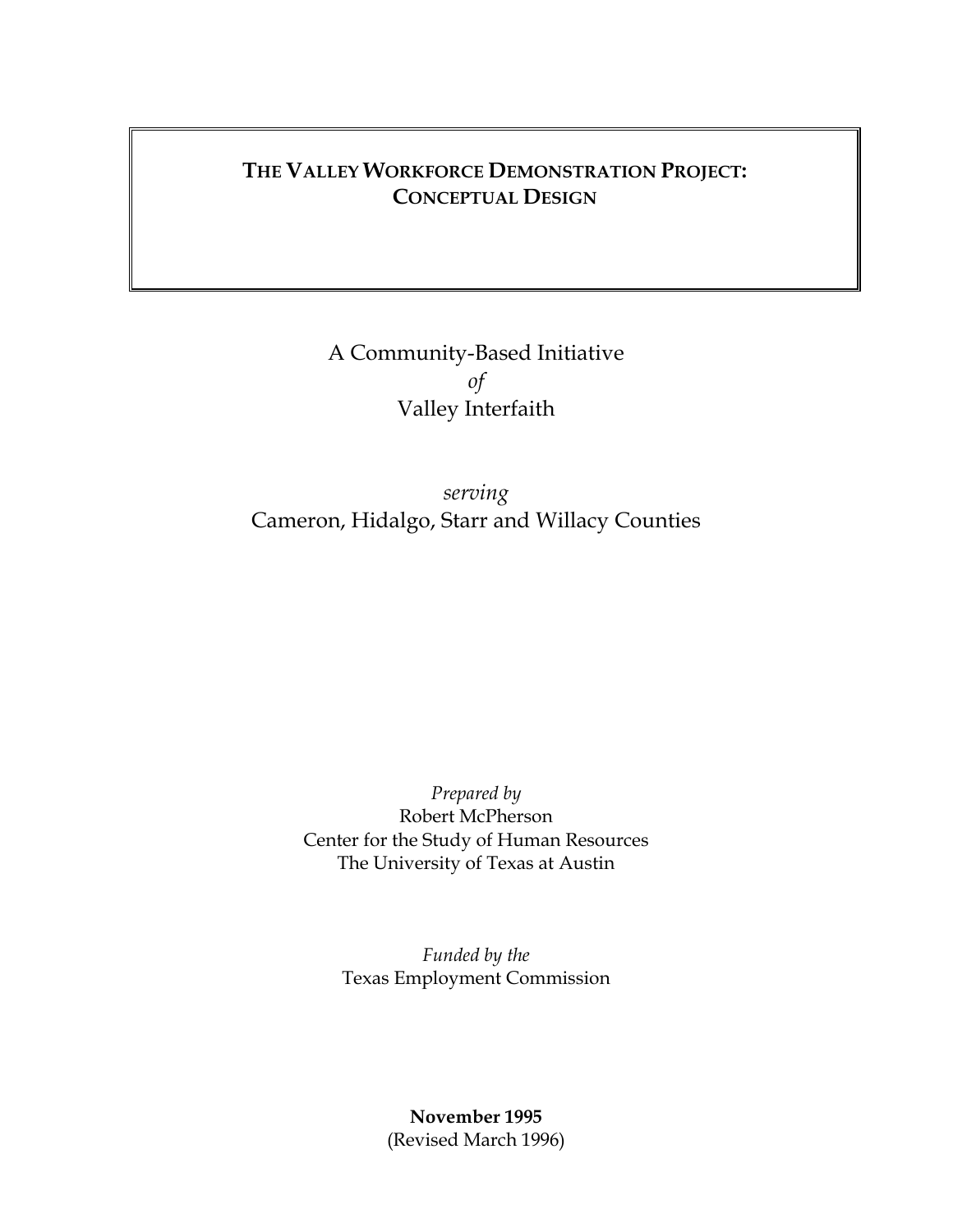# THE VALLEY WORKFORCE DEMONSTRATION PROJECT: CONCEPTUAL DESIGN

A Community-Based Initiative

*of*

Valley Interfaith

*serving*

Cameron, Hidalgo, Starr and Willacy Counties

*Prepared by*

Robert McPherson

Center for the Study of Human Resources

The University of Texas at Austin

*Funded by the*

Texas Employment Commission

**November 1995**

(Revised March 1996)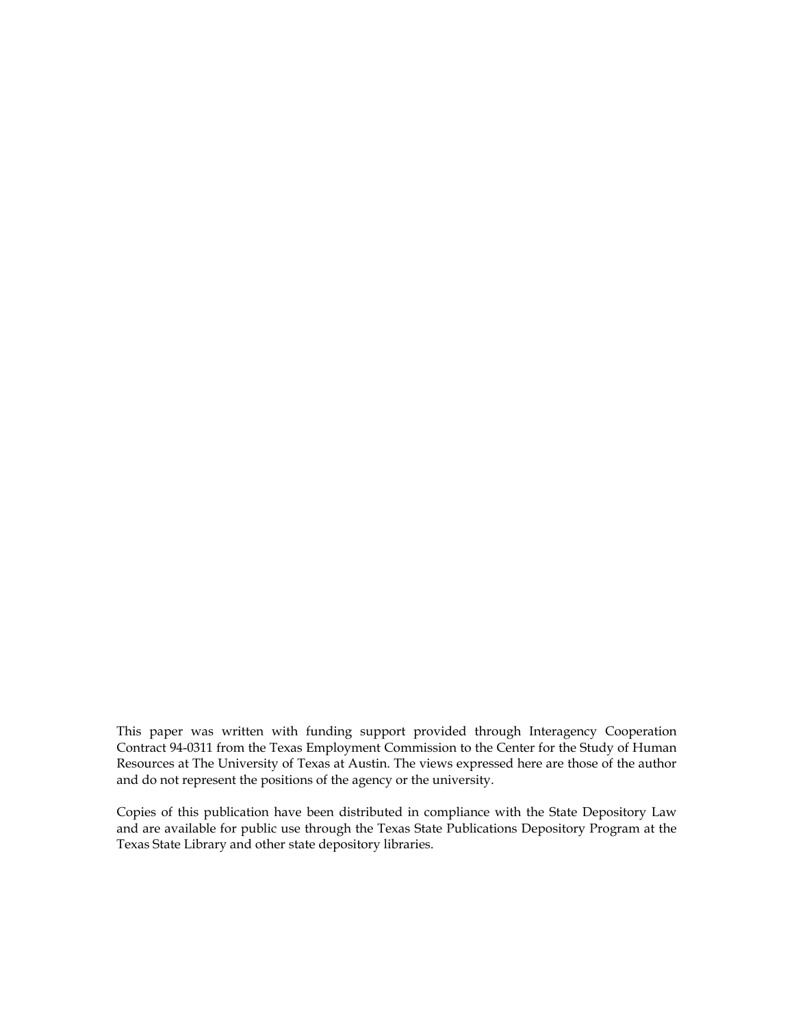This paper was written with funding support provided through Interagency Cooperation Contract 94-0311 from the Texas Employment Commission to the Center for the Study of Human Resources at The University of Texas at Austin. The views expressed here are those of the author and do not represent the positions of the agency or the university.

Copies of this publication have been distributed in compliance with the State Depository Law and are available for public use through the Texas State Publications Depository Program at the Texas State Library and other state depository libraries.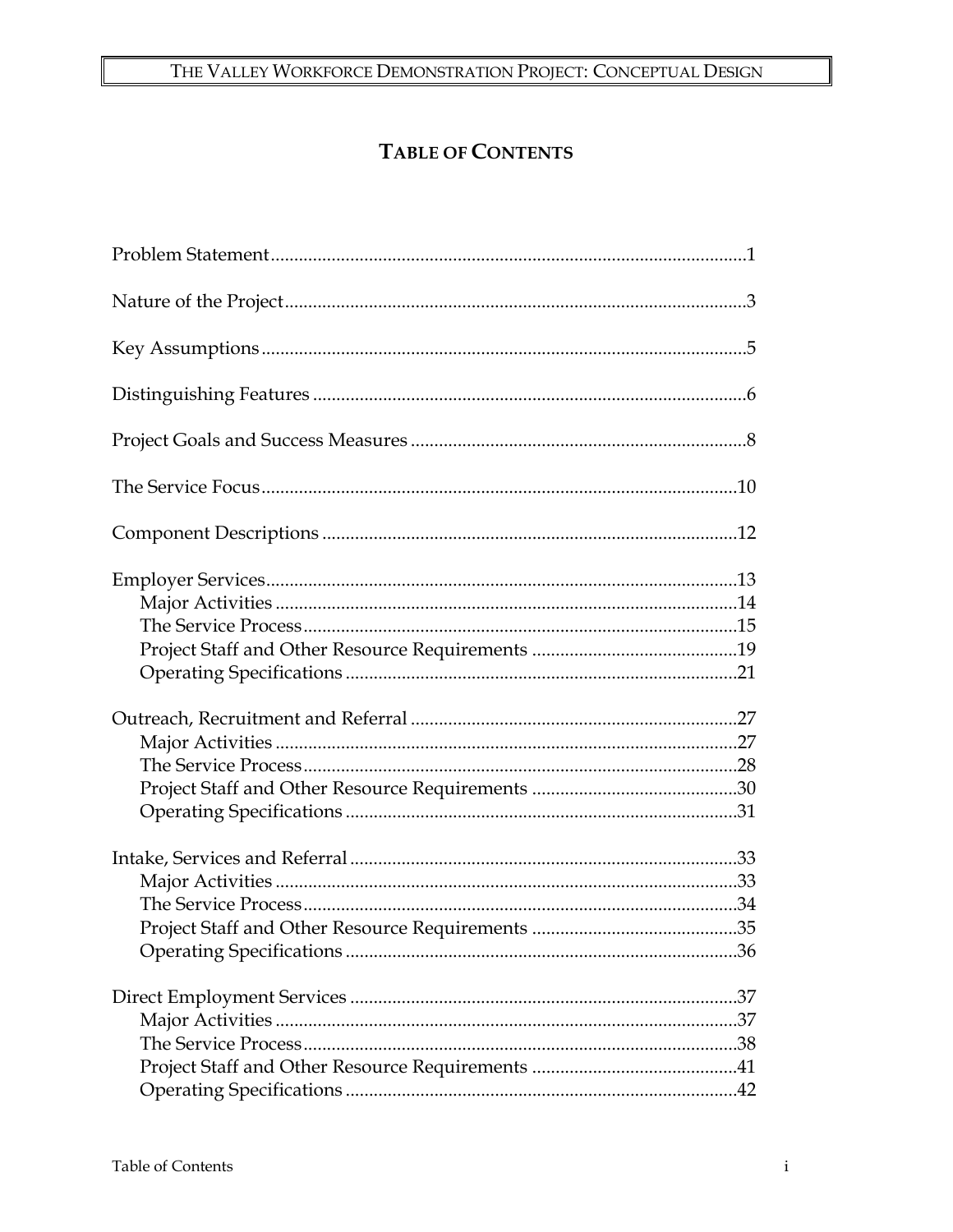# TABLE OF CONTENTS

Problem Statement .....1

Nature of the Project .....3

Key Assumptions .....5

Distinguishing Features .....6

Project Goals and Success Measures .....8

The Service Focus .....10

Component Descriptions .....12

Employer Services .....13
- Major Activities .....14
- The Service Process .....15
- Project Staff and Other Resource Requirements .....19
- Operating Specifications .....21

Outreach, Recruitment and Referral .....27
- Major Activities .....27
- The Service Process .....28
- Project Staff and Other Resource Requirements .....30
- Operating Specifications .....31

Intake, Services and Referral .....33
- Major Activities .....33
- The Service Process .....34
- Project Staff and Other Resource Requirements .....35
- Operating Specifications .....36

Direct Employment Services .....37
- Major Activities .....37
- The Service Process .....38
- Project Staff and Other Resource Requirements .....41
- Operating Specifications .....42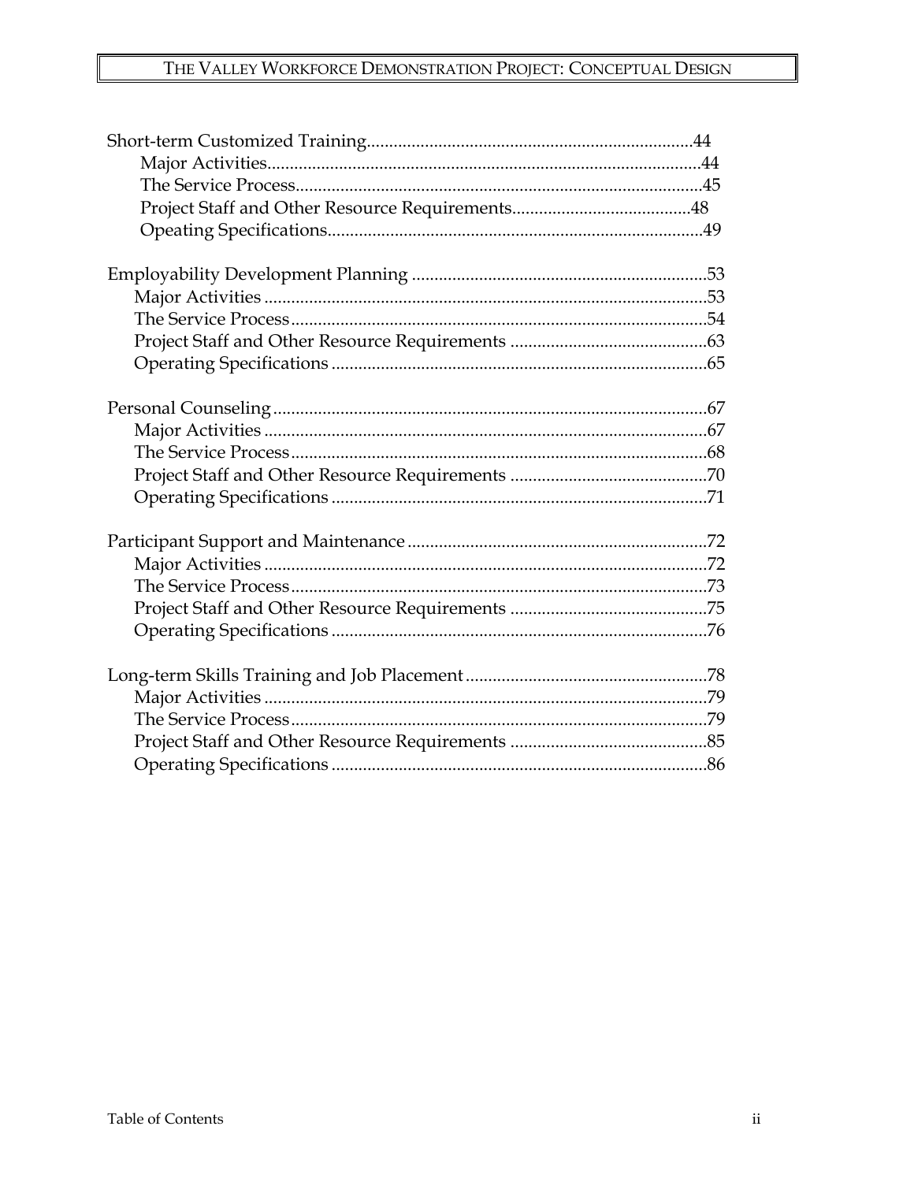Short-term Customized Training........................................................................44
- Major Activities................................................................................................44
- The Service Process..........................................................................................45
- Project Staff and Other Resource Requirements........................................48
- Opeating Specifications...................................................................................49

Employability Development Planning ..................................................................53
- Major Activities ..................................................................................................53
- The Service Process............................................................................................54
- Project Staff and Other Resource Requirements ............................................63
- Operating Specifications ...................................................................................65

Personal Counseling.................................................................................................67
- Major Activities ..................................................................................................67
- The Service Process............................................................................................68
- Project Staff and Other Resource Requirements ............................................70
- Operating Specifications ...................................................................................71

Participant Support and Maintenance ..................................................................72
- Major Activities ..................................................................................................72
- The Service Process............................................................................................73
- Project Staff and Other Resource Requirements ............................................75
- Operating Specifications ...................................................................................76

Long-term Skills Training and Job Placement......................................................78
- Major Activities ..................................................................................................79
- The Service Process............................................................................................79
- Project Staff and Other Resource Requirements ............................................85
- Operating Specifications ...................................................................................86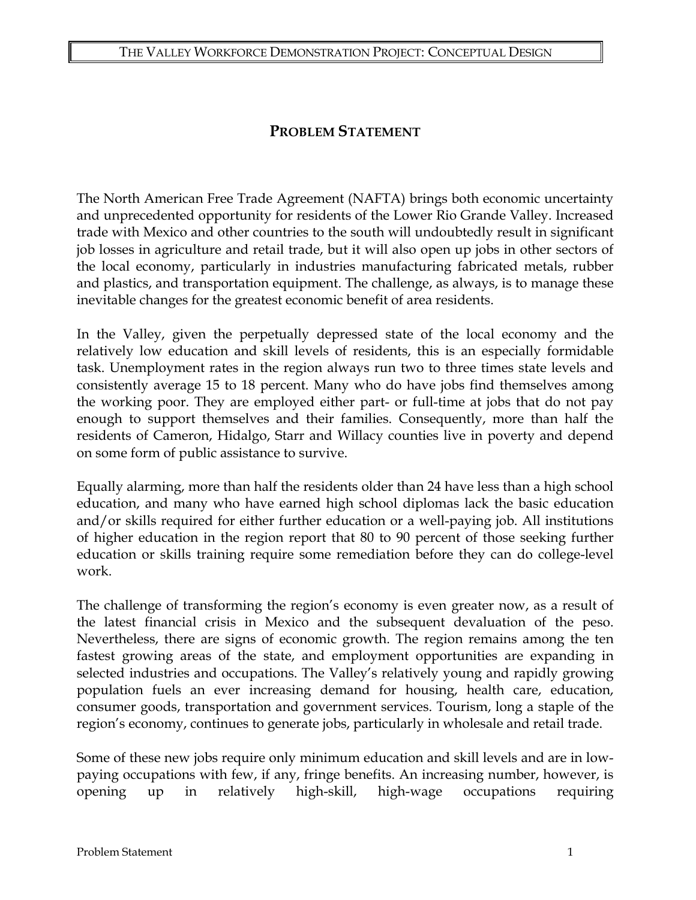## PROBLEM STATEMENT

The North American Free Trade Agreement (NAFTA) brings both economic uncertainty and unprecedented opportunity for residents of the Lower Rio Grande Valley. Increased trade with Mexico and other countries to the south will undoubtedly result in significant job losses in agriculture and retail trade, but it will also open up jobs in other sectors of the local economy, particularly in industries manufacturing fabricated metals, rubber and plastics, and transportation equipment. The challenge, as always, is to manage these inevitable changes for the greatest economic benefit of area residents.

In the Valley, given the perpetually depressed state of the local economy and the relatively low education and skill levels of residents, this is an especially formidable task. Unemployment rates in the region always run two to three times state levels and consistently average 15 to 18 percent. Many who do have jobs find themselves among the working poor. They are employed either part- or full-time at jobs that do not pay enough to support themselves and their families. Consequently, more than half the residents of Cameron, Hidalgo, Starr and Willacy counties live in poverty and depend on some form of public assistance to survive.

Equally alarming, more than half the residents older than 24 have less than a high school education, and many who have earned high school diplomas lack the basic education and/or skills required for either further education or a well-paying job. All institutions of higher education in the region report that 80 to 90 percent of those seeking further education or skills training require some remediation before they can do college-level work.

The challenge of transforming the region's economy is even greater now, as a result of the latest financial crisis in Mexico and the subsequent devaluation of the peso. Nevertheless, there are signs of economic growth. The region remains among the ten fastest growing areas of the state, and employment opportunities are expanding in selected industries and occupations. The Valley's relatively young and rapidly growing population fuels an ever increasing demand for housing, health care, education, consumer goods, transportation and government services. Tourism, long a staple of the region's economy, continues to generate jobs, particularly in wholesale and retail trade.

Some of these new jobs require only minimum education and skill levels and are in low-paying occupations with few, if any, fringe benefits. An increasing number, however, is opening up in relatively high-skill, high-wage occupations requiring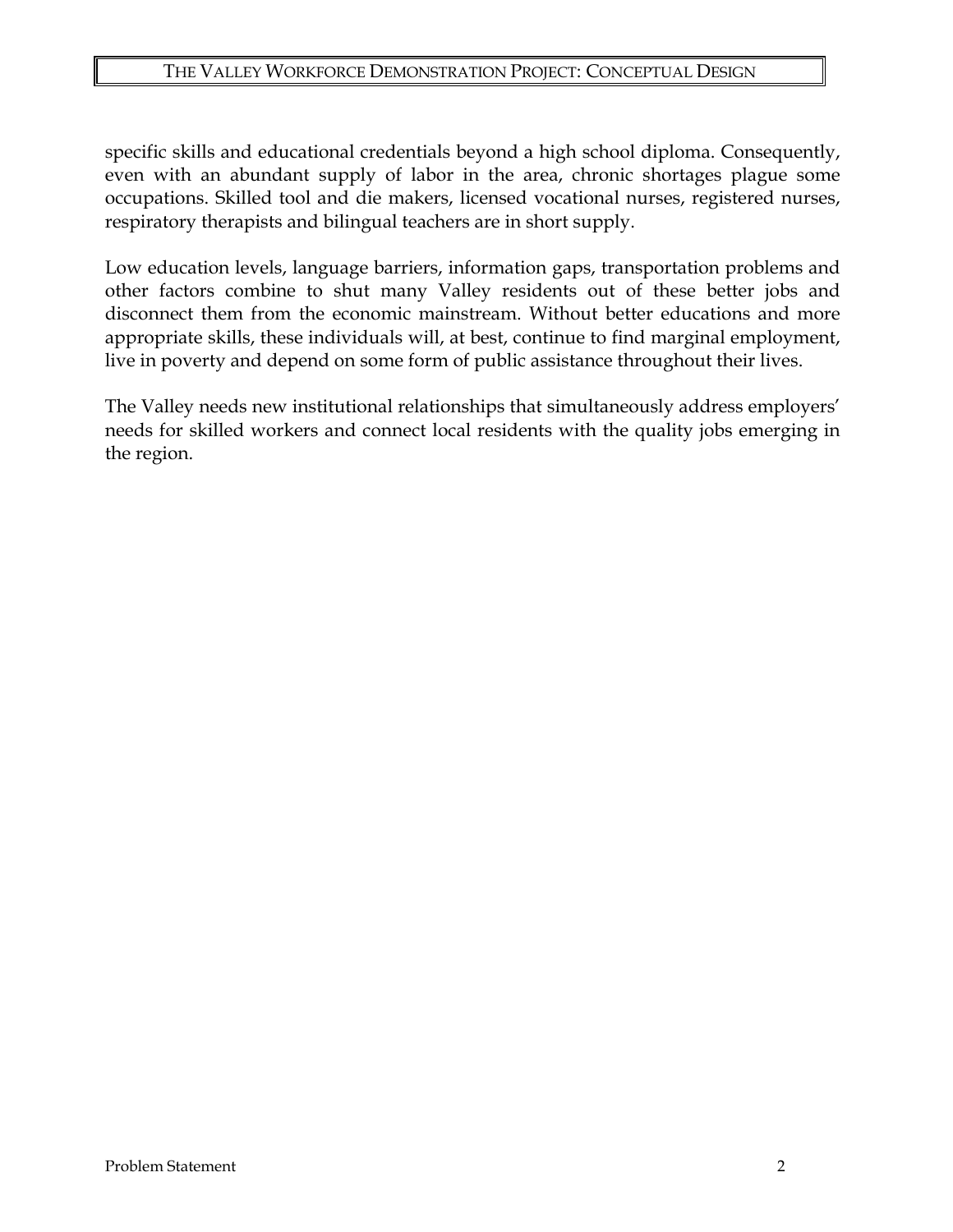specific skills and educational credentials beyond a high school diploma. Consequently, even with an abundant supply of labor in the area, chronic shortages plague some occupations. Skilled tool and die makers, licensed vocational nurses, registered nurses, respiratory therapists and bilingual teachers are in short supply.

Low education levels, language barriers, information gaps, transportation problems and other factors combine to shut many Valley residents out of these better jobs and disconnect them from the economic mainstream. Without better educations and more appropriate skills, these individuals will, at best, continue to find marginal employment, live in poverty and depend on some form of public assistance throughout their lives.

The Valley needs new institutional relationships that simultaneously address employers' needs for skilled workers and connect local residents with the quality jobs emerging in the region.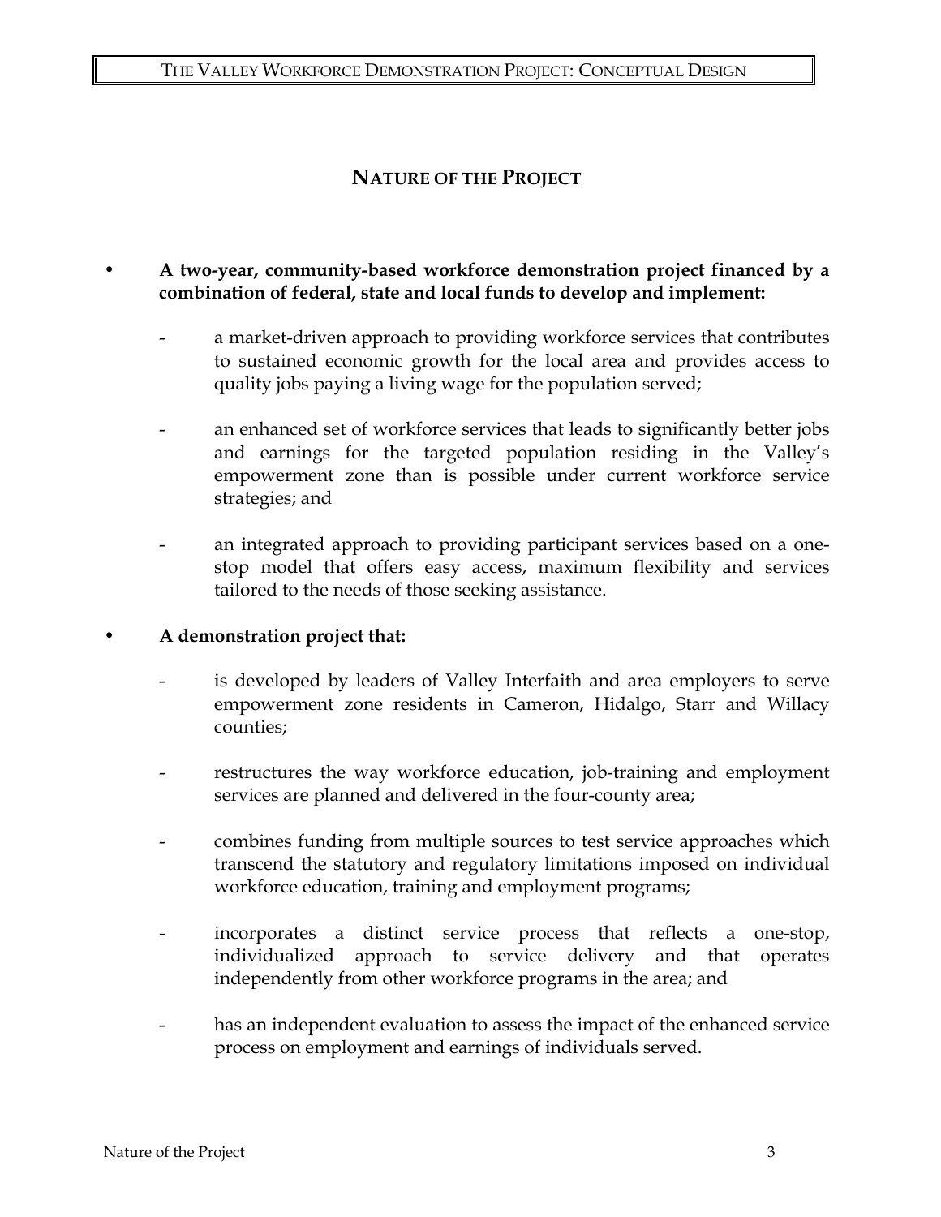# NATURE OF THE PROJECT

- **A two-year, community-based workforce demonstration project financed by a combination of federal, state and local funds to develop and implement:**
  - a market-driven approach to providing workforce services that contributes to sustained economic growth for the local area and provides access to quality jobs paying a living wage for the population served;
  - an enhanced set of workforce services that leads to significantly better jobs and earnings for the targeted population residing in the Valley's empowerment zone than is possible under current workforce service strategies; and
  - an integrated approach to providing participant services based on a one-stop model that offers easy access, maximum flexibility and services tailored to the needs of those seeking assistance.

- **A demonstration project that:**
  - is developed by leaders of Valley Interfaith and area employers to serve empowerment zone residents in Cameron, Hidalgo, Starr and Willacy counties;
  - restructures the way workforce education, job-training and employment services are planned and delivered in the four-county area;
  - combines funding from multiple sources to test service approaches which transcend the statutory and regulatory limitations imposed on individual workforce education, training and employment programs;
  - incorporates a distinct service process that reflects a one-stop, individualized approach to service delivery and that operates independently from other workforce programs in the area; and
  - has an independent evaluation to assess the impact of the enhanced service process on employment and earnings of individuals served.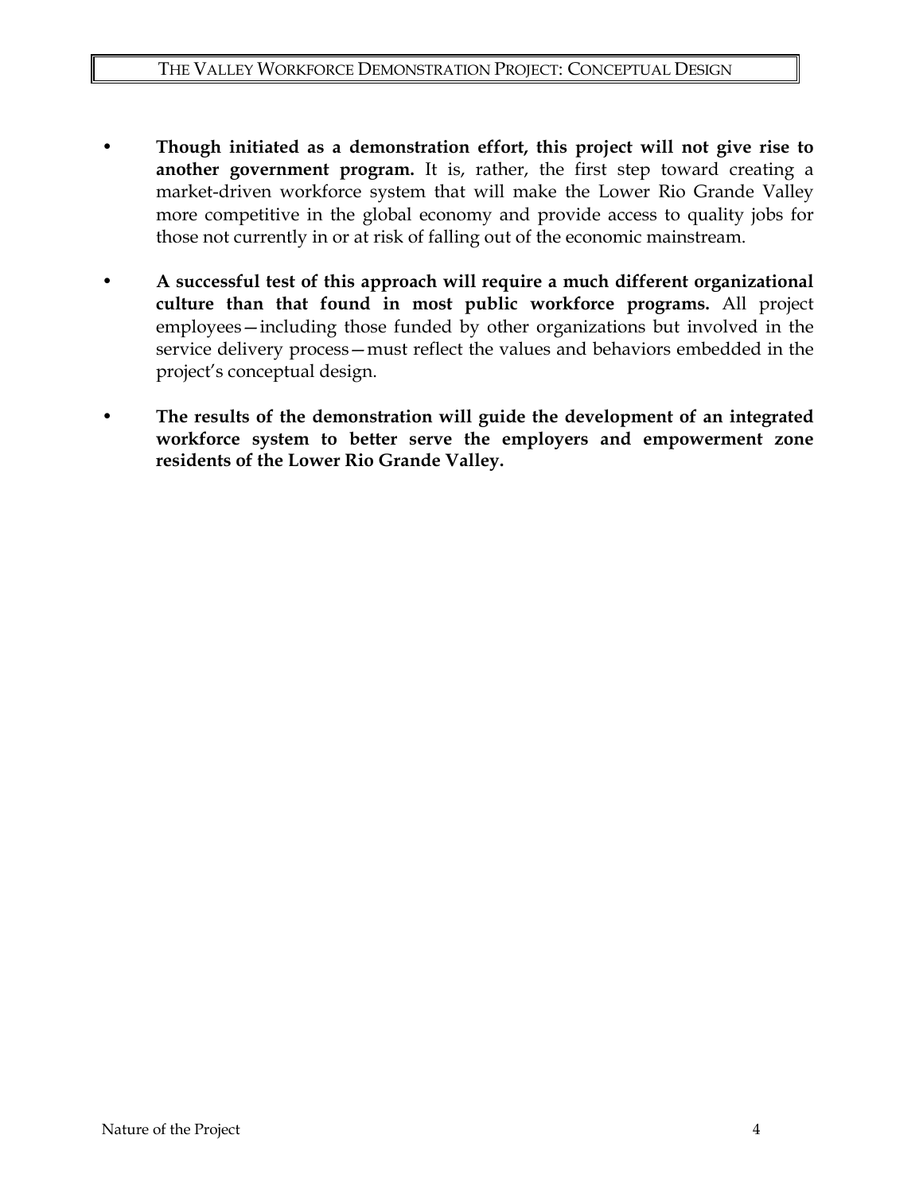- **Though initiated as a demonstration effort, this project will not give rise to another government program.** It is, rather, the first step toward creating a market-driven workforce system that will make the Lower Rio Grande Valley more competitive in the global economy and provide access to quality jobs for those not currently in or at risk of falling out of the economic mainstream.

- **A successful test of this approach will require a much different organizational culture than that found in most public workforce programs.** All project employees—including those funded by other organizations but involved in the service delivery process—must reflect the values and behaviors embedded in the project's conceptual design.

- **The results of the demonstration will guide the development of an integrated workforce system to better serve the employers and empowerment zone residents of the Lower Rio Grande Valley.**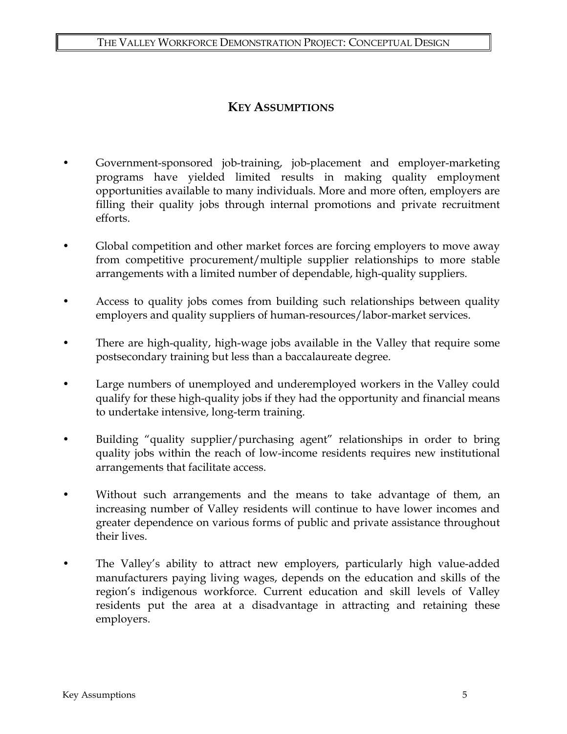## KEY ASSUMPTIONS

- Government-sponsored job-training, job-placement and employer-marketing programs have yielded limited results in making quality employment opportunities available to many individuals. More and more often, employers are filling their quality jobs through internal promotions and private recruitment efforts.
- Global competition and other market forces are forcing employers to move away from competitive procurement/multiple supplier relationships to more stable arrangements with a limited number of dependable, high-quality suppliers.
- Access to quality jobs comes from building such relationships between quality employers and quality suppliers of human-resources/labor-market services.
- There are high-quality, high-wage jobs available in the Valley that require some postsecondary training but less than a baccalaureate degree.
- Large numbers of unemployed and underemployed workers in the Valley could qualify for these high-quality jobs if they had the opportunity and financial means to undertake intensive, long-term training.
- Building "quality supplier/purchasing agent" relationships in order to bring quality jobs within the reach of low-income residents requires new institutional arrangements that facilitate access.
- Without such arrangements and the means to take advantage of them, an increasing number of Valley residents will continue to have lower incomes and greater dependence on various forms of public and private assistance throughout their lives.
- The Valley's ability to attract new employers, particularly high value-added manufacturers paying living wages, depends on the education and skills of the region's indigenous workforce. Current education and skill levels of Valley residents put the area at a disadvantage in attracting and retaining these employers.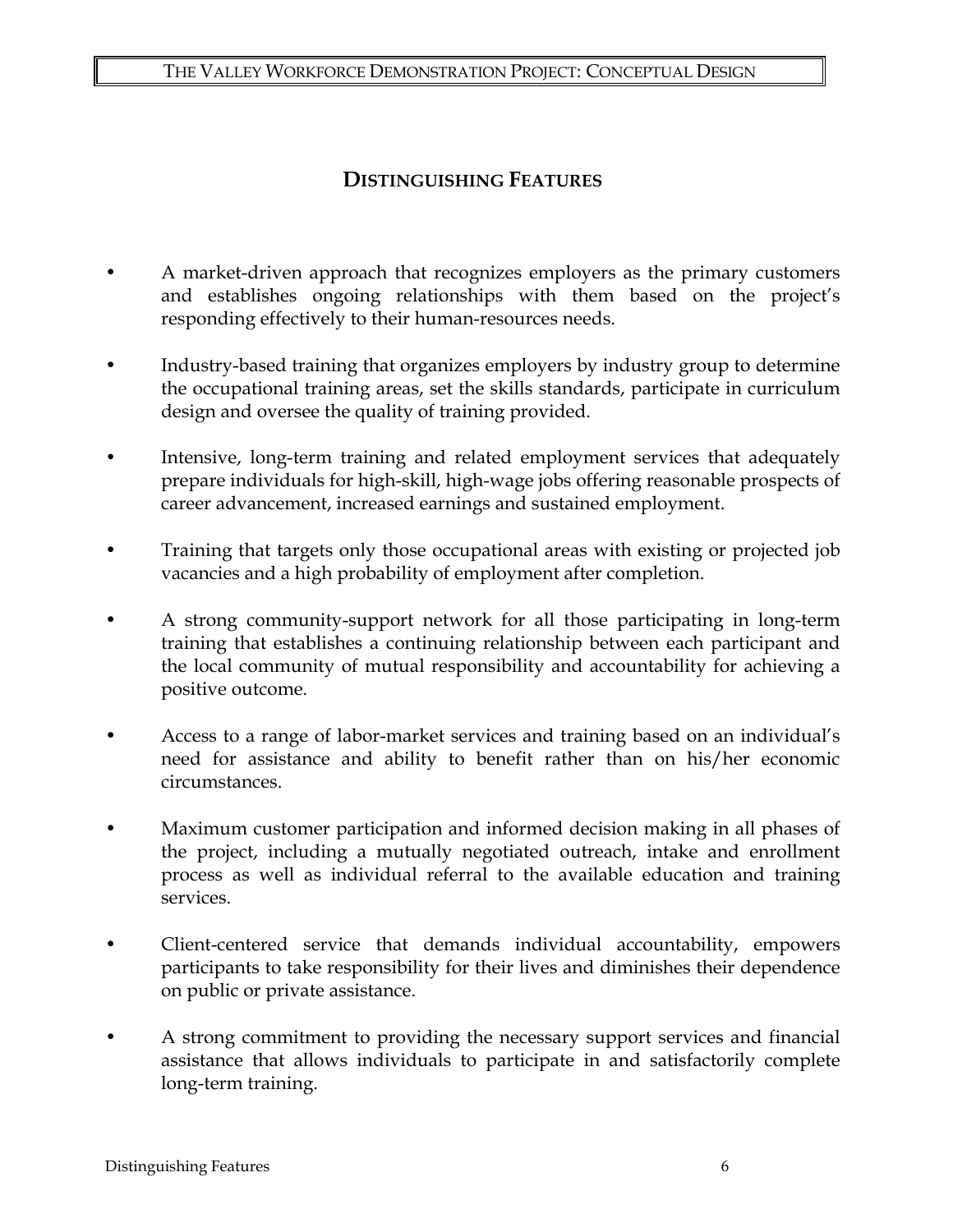## DISTINGUISHING FEATURES

- A market-driven approach that recognizes employers as the primary customers and establishes ongoing relationships with them based on the project's responding effectively to their human-resources needs.
- Industry-based training that organizes employers by industry group to determine the occupational training areas, set the skills standards, participate in curriculum design and oversee the quality of training provided.
- Intensive, long-term training and related employment services that adequately prepare individuals for high-skill, high-wage jobs offering reasonable prospects of career advancement, increased earnings and sustained employment.
- Training that targets only those occupational areas with existing or projected job vacancies and a high probability of employment after completion.
- A strong community-support network for all those participating in long-term training that establishes a continuing relationship between each participant and the local community of mutual responsibility and accountability for achieving a positive outcome.
- Access to a range of labor-market services and training based on an individual's need for assistance and ability to benefit rather than on his/her economic circumstances.
- Maximum customer participation and informed decision making in all phases of the project, including a mutually negotiated outreach, intake and enrollment process as well as individual referral to the available education and training services.
- Client-centered service that demands individual accountability, empowers participants to take responsibility for their lives and diminishes their dependence on public or private assistance.
- A strong commitment to providing the necessary support services and financial assistance that allows individuals to participate in and satisfactorily complete long-term training.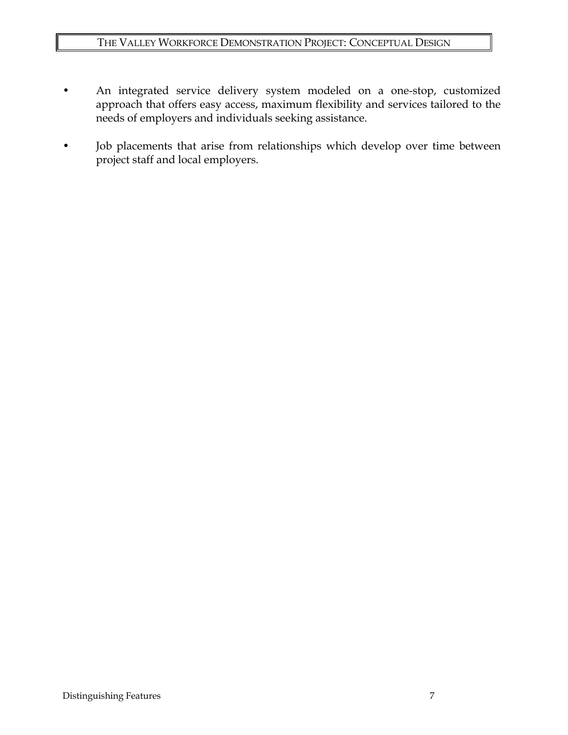- An integrated service delivery system modeled on a one-stop, customized approach that offers easy access, maximum flexibility and services tailored to the needs of employers and individuals seeking assistance.

- Job placements that arise from relationships which develop over time between project staff and local employers.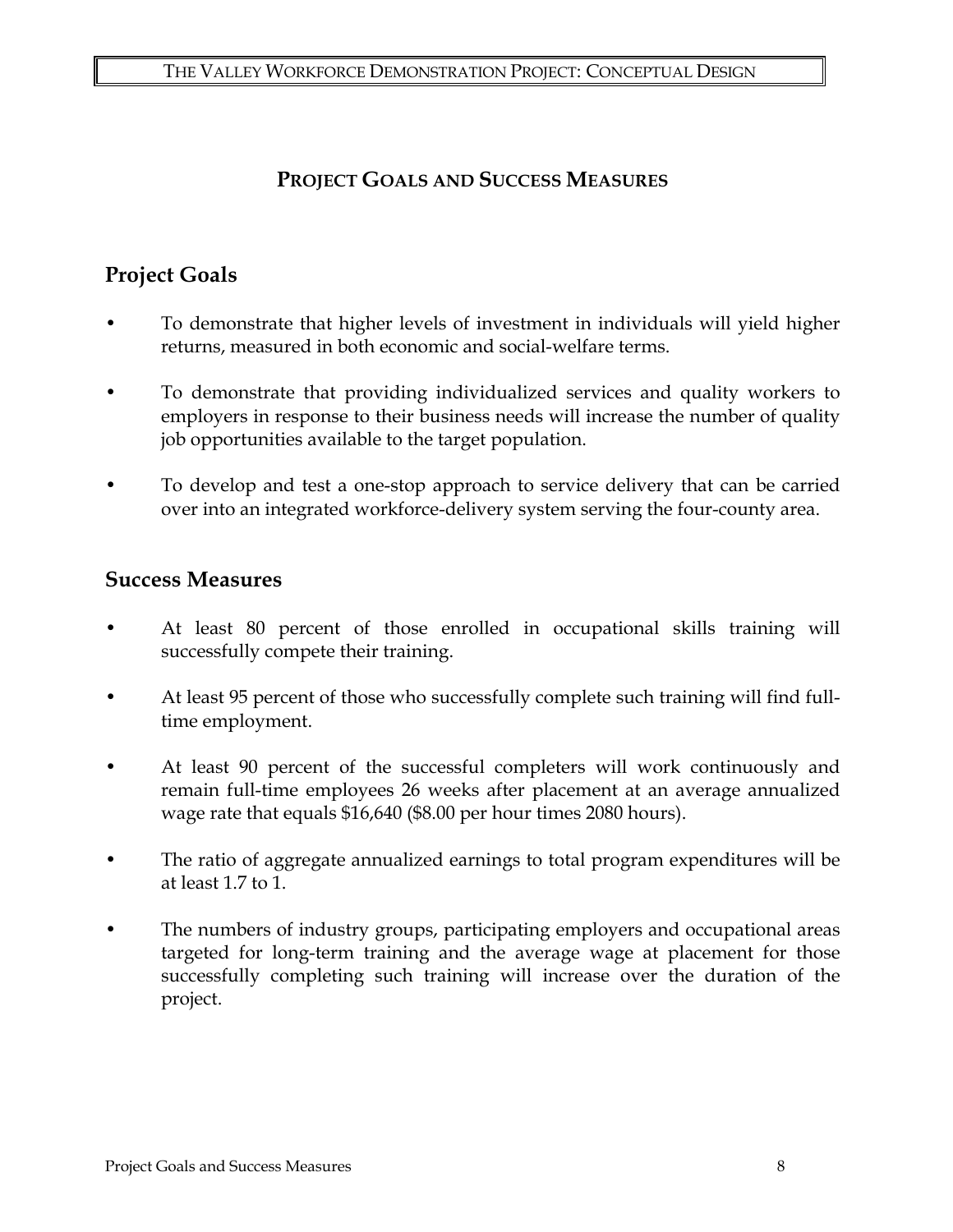# PROJECT GOALS AND SUCCESS MEASURES

## Project Goals

- To demonstrate that higher levels of investment in individuals will yield higher returns, measured in both economic and social-welfare terms.
- To demonstrate that providing individualized services and quality workers to employers in response to their business needs will increase the number of quality job opportunities available to the target population.
- To develop and test a one-stop approach to service delivery that can be carried over into an integrated workforce-delivery system serving the four-county area.

## Success Measures

- At least 80 percent of those enrolled in occupational skills training will successfully compete their training.
- At least 95 percent of those who successfully complete such training will find full-time employment.
- At least 90 percent of the successful completers will work continuously and remain full-time employees 26 weeks after placement at an average annualized wage rate that equals $16,640 ($8.00 per hour times 2080 hours).
- The ratio of aggregate annualized earnings to total program expenditures will be at least 1.7 to 1.
- The numbers of industry groups, participating employers and occupational areas targeted for long-term training and the average wage at placement for those successfully completing such training will increase over the duration of the project.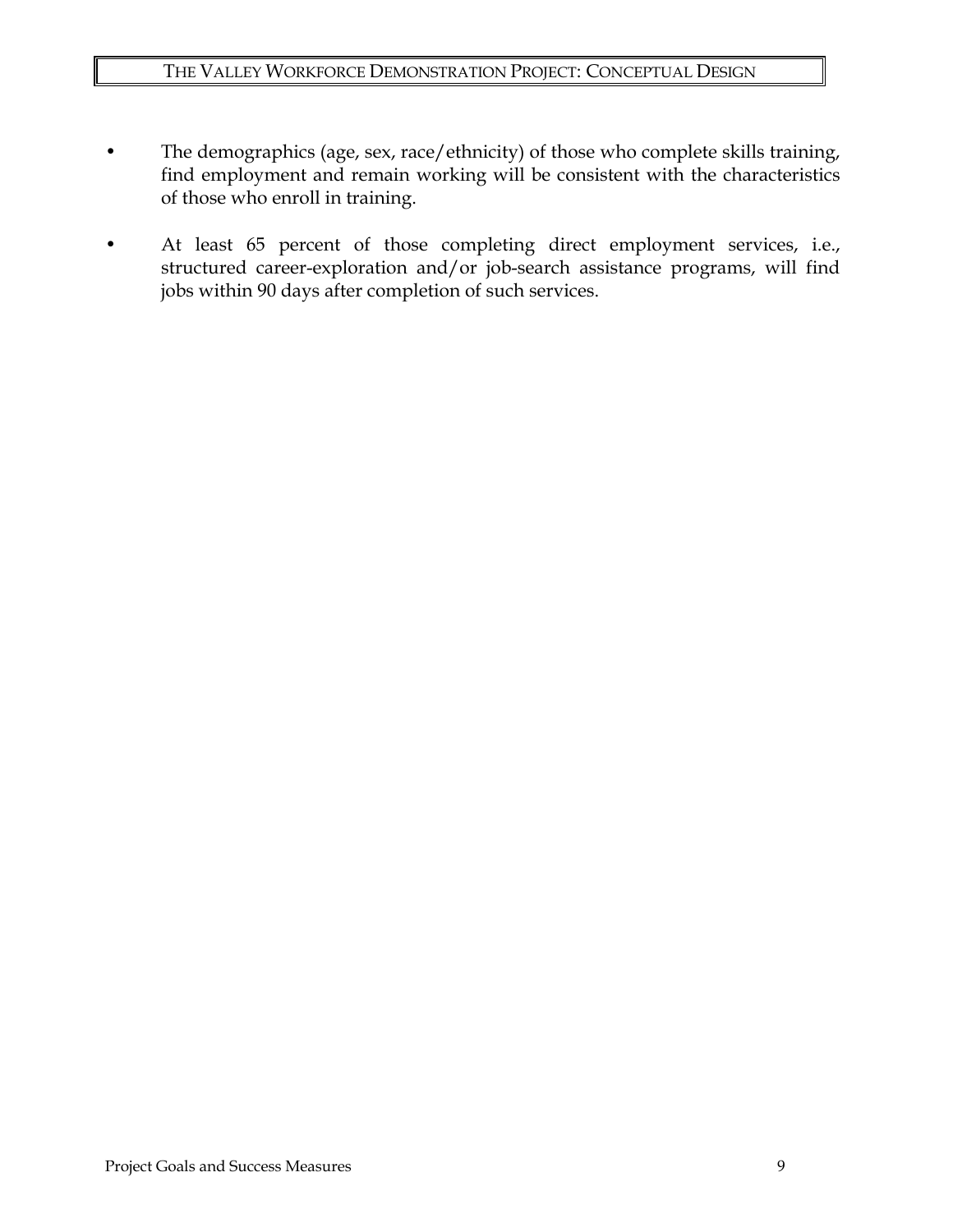- The demographics (age, sex, race/ethnicity) of those who complete skills training, find employment and remain working will be consistent with the characteristics of those who enroll in training.

- At least 65 percent of those completing direct employment services, i.e., structured career-exploration and/or job-search assistance programs, will find jobs within 90 days after completion of such services.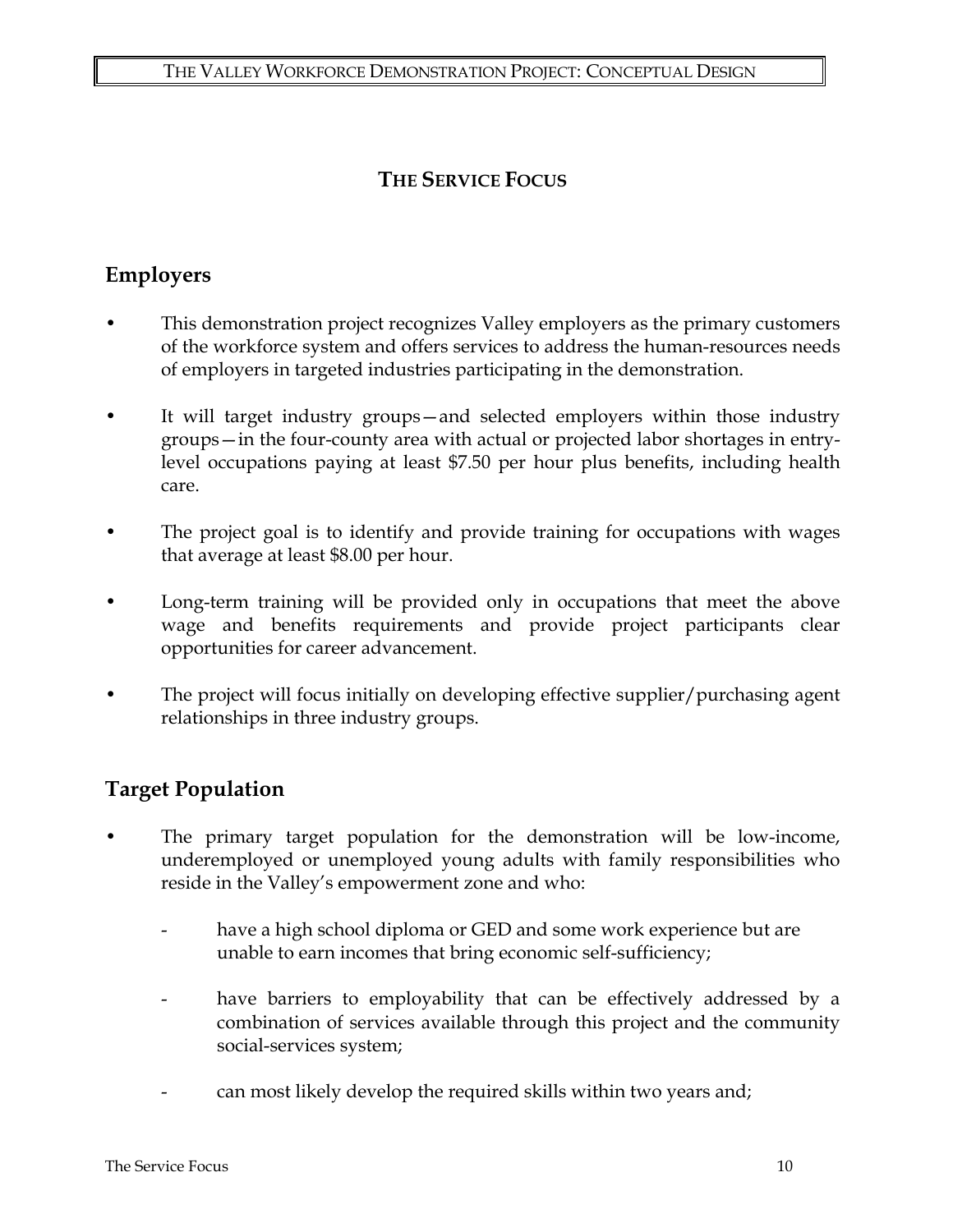# THE SERVICE FOCUS

## Employers

- This demonstration project recognizes Valley employers as the primary customers of the workforce system and offers services to address the human-resources needs of employers in targeted industries participating in the demonstration.

- It will target industry groups—and selected employers within those industry groups—in the four-county area with actual or projected labor shortages in entry-level occupations paying at least $7.50 per hour plus benefits, including health care.

- The project goal is to identify and provide training for occupations with wages that average at least $8.00 per hour.

- Long-term training will be provided only in occupations that meet the above wage and benefits requirements and provide project participants clear opportunities for career advancement.

- The project will focus initially on developing effective supplier/purchasing agent relationships in three industry groups.

## Target Population

- The primary target population for the demonstration will be low-income, underemployed or unemployed young adults with family responsibilities who reside in the Valley's empowerment zone and who:

  - have a high school diploma or GED and some work experience but are unable to earn incomes that bring economic self-sufficiency;

  - have barriers to employability that can be effectively addressed by a combination of services available through this project and the community social-services system;

  - can most likely develop the required skills within two years and;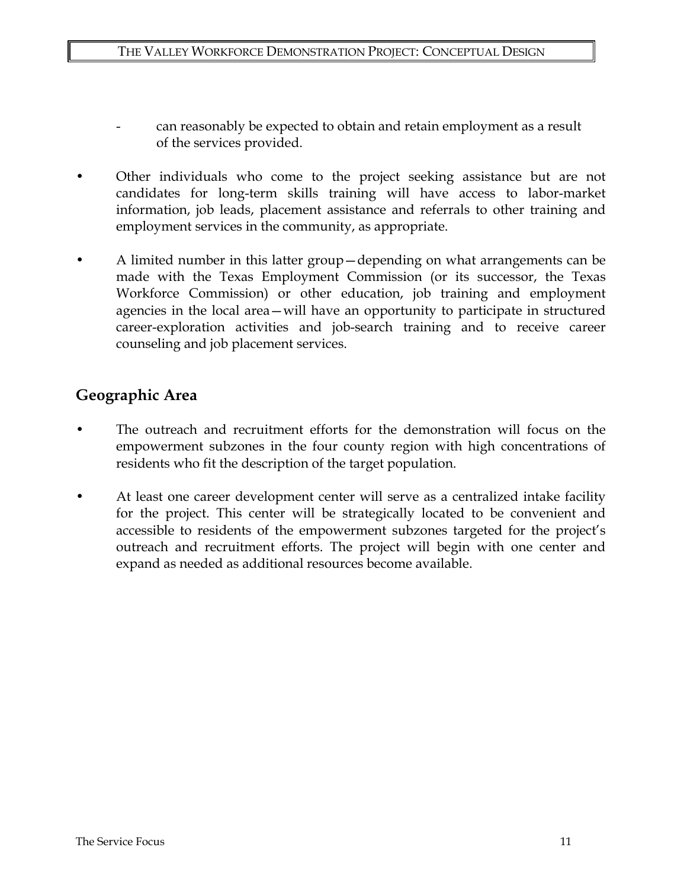- can reasonably be expected to obtain and retain employment as a result of the services provided.

- Other individuals who come to the project seeking assistance but are not candidates for long-term skills training will have access to labor-market information, job leads, placement assistance and referrals to other training and employment services in the community, as appropriate.

- A limited number in this latter group—depending on what arrangements can be made with the Texas Employment Commission (or its successor, the Texas Workforce Commission) or other education, job training and employment agencies in the local area—will have an opportunity to participate in structured career-exploration activities and job-search training and to receive career counseling and job placement services.

## Geographic Area

- The outreach and recruitment efforts for the demonstration will focus on the empowerment subzones in the four county region with high concentrations of residents who fit the description of the target population.

- At least one career development center will serve as a centralized intake facility for the project. This center will be strategically located to be convenient and accessible to residents of the empowerment subzones targeted for the project's outreach and recruitment efforts. The project will begin with one center and expand as needed as additional resources become available.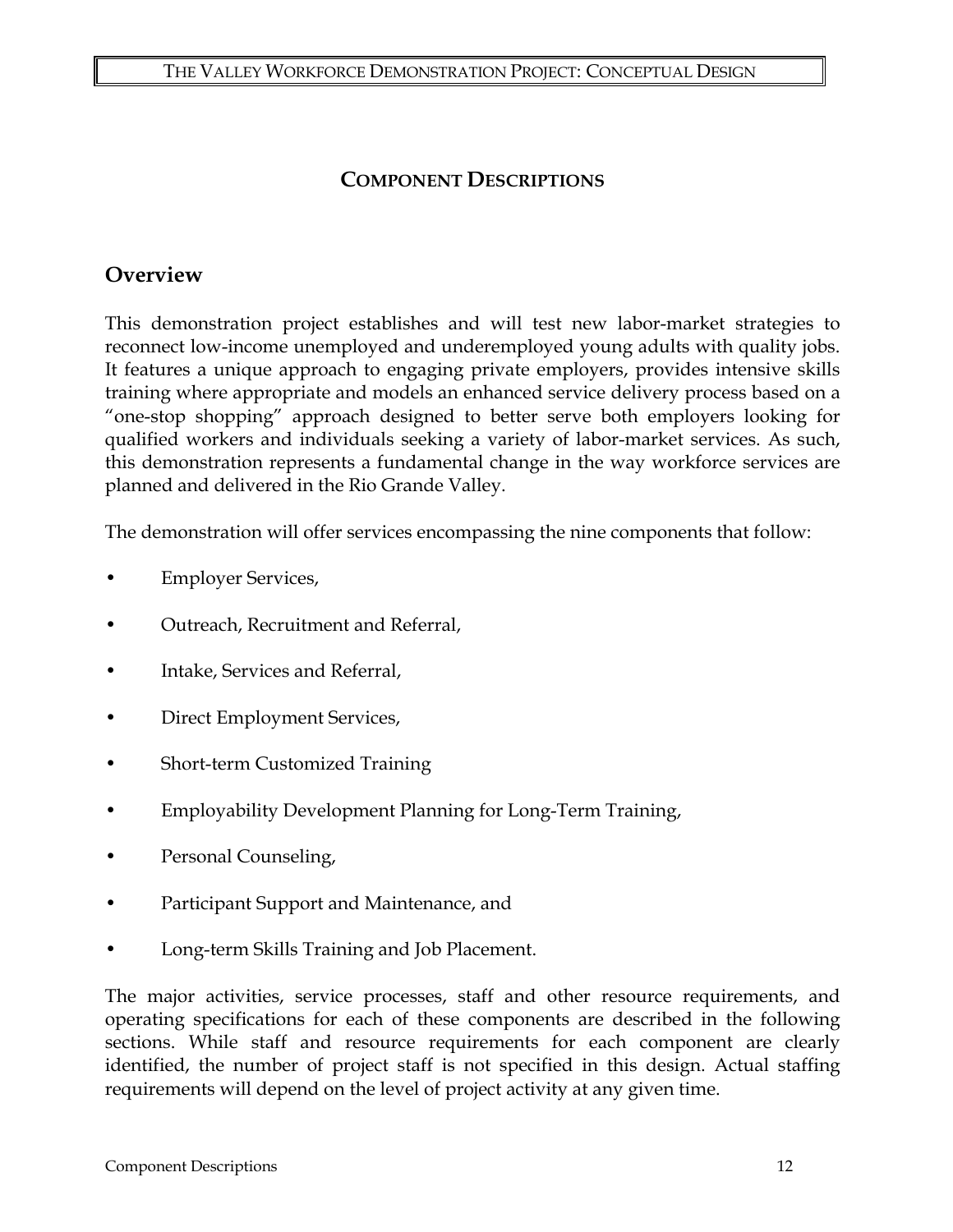# COMPONENT DESCRIPTIONS

## Overview

This demonstration project establishes and will test new labor-market strategies to reconnect low-income unemployed and underemployed young adults with quality jobs. It features a unique approach to engaging private employers, provides intensive skills training where appropriate and models an enhanced service delivery process based on a "one-stop shopping" approach designed to better serve both employers looking for qualified workers and individuals seeking a variety of labor-market services. As such, this demonstration represents a fundamental change in the way workforce services are planned and delivered in the Rio Grande Valley.

The demonstration will offer services encompassing the nine components that follow:

- Employer Services,
- Outreach, Recruitment and Referral,
- Intake, Services and Referral,
- Direct Employment Services,
- Short-term Customized Training
- Employability Development Planning for Long-Term Training,
- Personal Counseling,
- Participant Support and Maintenance, and
- Long-term Skills Training and Job Placement.

The major activities, service processes, staff and other resource requirements, and operating specifications for each of these components are described in the following sections. While staff and resource requirements for each component are clearly identified, the number of project staff is not specified in this design. Actual staffing requirements will depend on the level of project activity at any given time.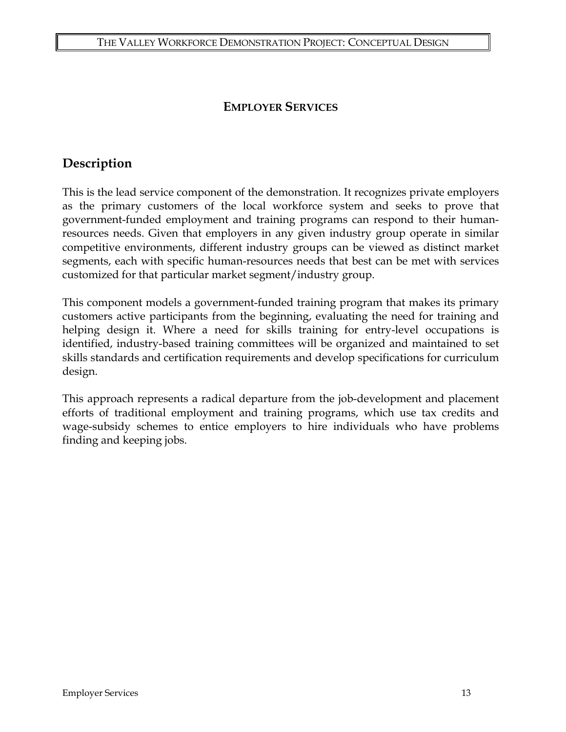# EMPLOYER SERVICES

## Description

This is the lead service component of the demonstration. It recognizes private employers as the primary customers of the local workforce system and seeks to prove that government-funded employment and training programs can respond to their human-resources needs. Given that employers in any given industry group operate in similar competitive environments, different industry groups can be viewed as distinct market segments, each with specific human-resources needs that best can be met with services customized for that particular market segment/industry group.

This component models a government-funded training program that makes its primary customers active participants from the beginning, evaluating the need for training and helping design it. Where a need for skills training for entry-level occupations is identified, industry-based training committees will be organized and maintained to set skills standards and certification requirements and develop specifications for curriculum design.

This approach represents a radical departure from the job-development and placement efforts of traditional employment and training programs, which use tax credits and wage-subsidy schemes to entice employers to hire individuals who have problems finding and keeping jobs.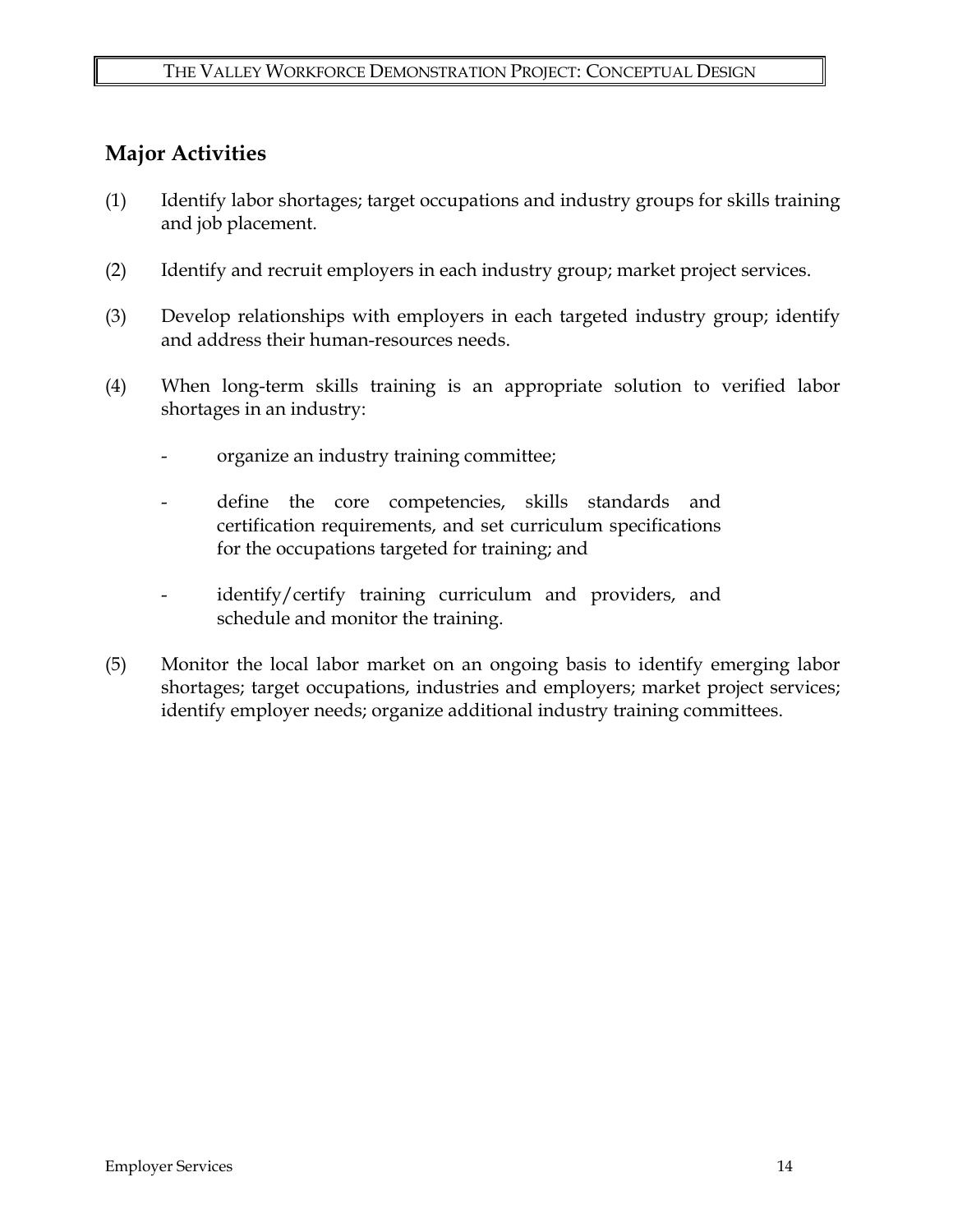## Major Activities

(1) Identify labor shortages; target occupations and industry groups for skills training and job placement.

(2) Identify and recruit employers in each industry group; market project services.

(3) Develop relationships with employers in each targeted industry group; identify and address their human-resources needs.

(4) When long-term skills training is an appropriate solution to verified labor shortages in an industry:

- organize an industry training committee;
- define the core competencies, skills standards and certification requirements, and set curriculum specifications for the occupations targeted for training; and
- identify/certify training curriculum and providers, and schedule and monitor the training.

(5) Monitor the local labor market on an ongoing basis to identify emerging labor shortages; target occupations, industries and employers; market project services; identify employer needs; organize additional industry training committees.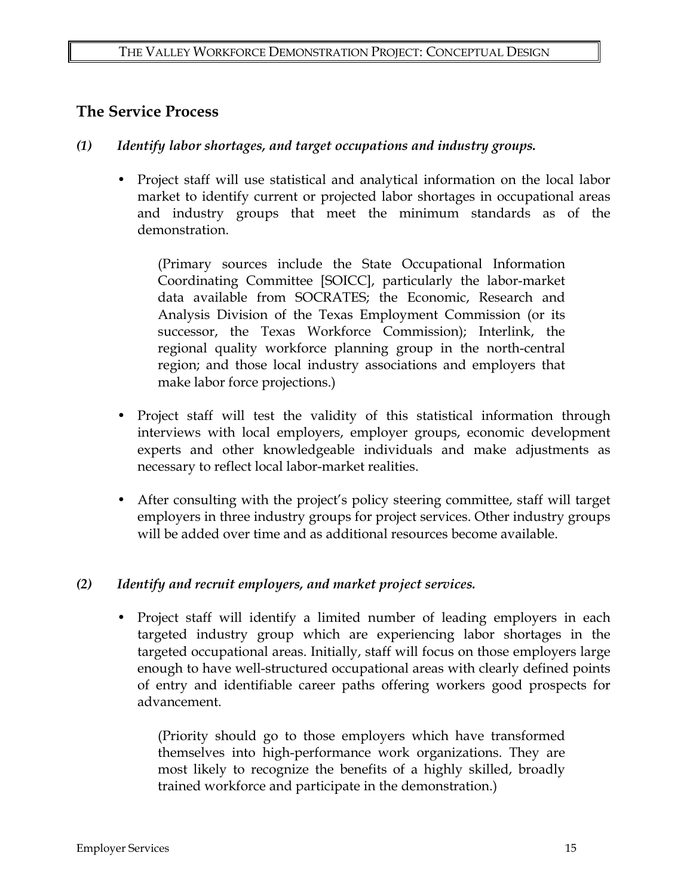## The Service Process

### *(1) Identify labor shortages, and target occupations and industry groups.*

- Project staff will use statistical and analytical information on the local labor market to identify current or projected labor shortages in occupational areas and industry groups that meet the minimum standards as of the demonstration.

  (Primary sources include the State Occupational Information Coordinating Committee [SOICC], particularly the labor-market data available from SOCRATES; the Economic, Research and Analysis Division of the Texas Employment Commission (or its successor, the Texas Workforce Commission); Interlink, the regional quality workforce planning group in the north-central region; and those local industry associations and employers that make labor force projections.)

- Project staff will test the validity of this statistical information through interviews with local employers, employer groups, economic development experts and other knowledgeable individuals and make adjustments as necessary to reflect local labor-market realities.

- After consulting with the project's policy steering committee, staff will target employers in three industry groups for project services. Other industry groups will be added over time and as additional resources become available.

### *(2) Identify and recruit employers, and market project services.*

- Project staff will identify a limited number of leading employers in each targeted industry group which are experiencing labor shortages in the targeted occupational areas. Initially, staff will focus on those employers large enough to have well-structured occupational areas with clearly defined points of entry and identifiable career paths offering workers good prospects for advancement.

  (Priority should go to those employers which have transformed themselves into high-performance work organizations. They are most likely to recognize the benefits of a highly skilled, broadly trained workforce and participate in the demonstration.)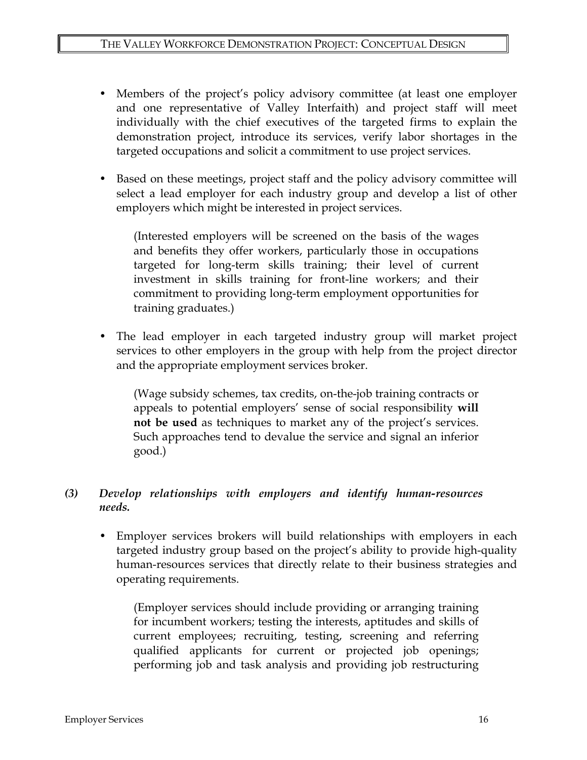- Members of the project's policy advisory committee (at least one employer and one representative of Valley Interfaith) and project staff will meet individually with the chief executives of the targeted firms to explain the demonstration project, introduce its services, verify labor shortages in the targeted occupations and solicit a commitment to use project services.

- Based on these meetings, project staff and the policy advisory committee will select a lead employer for each industry group and develop a list of other employers which might be interested in project services.

  (Interested employers will be screened on the basis of the wages and benefits they offer workers, particularly those in occupations targeted for long-term skills training; their level of current investment in skills training for front-line workers; and their commitment to providing long-term employment opportunities for training graduates.)

- The lead employer in each targeted industry group will market project services to other employers in the group with help from the project director and the appropriate employment services broker.

  (Wage subsidy schemes, tax credits, on-the-job training contracts or appeals to potential employers' sense of social responsibility **will not be used** as techniques to market any of the project's services. Such approaches tend to devalue the service and signal an inferior good.)

***(3) Develop relationships with employers and identify human-resources needs.***

- Employer services brokers will build relationships with employers in each targeted industry group based on the project's ability to provide high-quality human-resources services that directly relate to their business strategies and operating requirements.

  (Employer services should include providing or arranging training for incumbent workers; testing the interests, aptitudes and skills of current employees; recruiting, testing, screening and referring qualified applicants for current or projected job openings; performing job and task analysis and providing job restructuring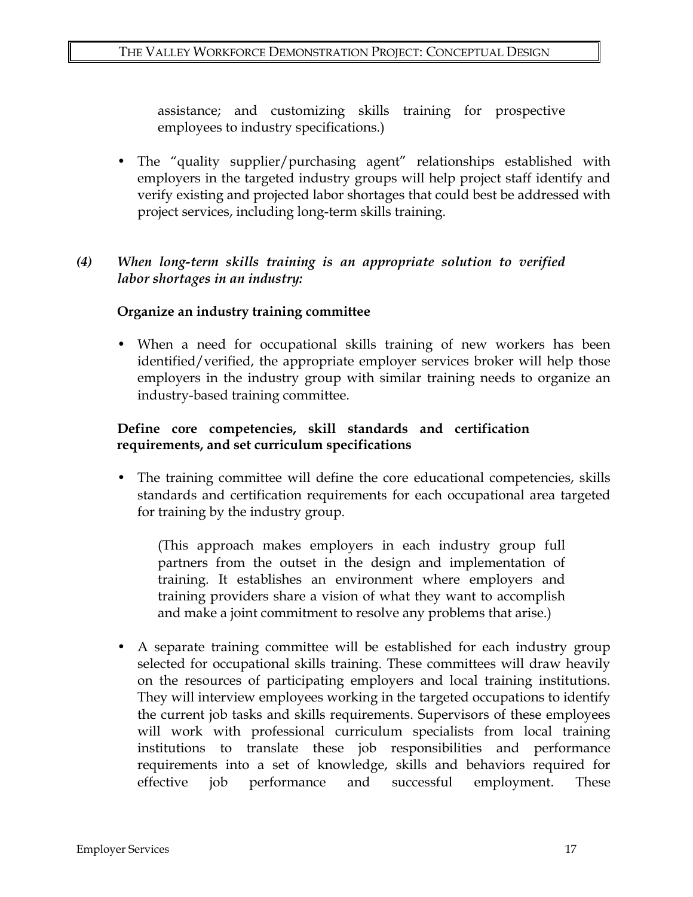assistance; and customizing skills training for prospective employees to industry specifications.)

- The "quality supplier/purchasing agent" relationships established with employers in the targeted industry groups will help project staff identify and verify existing and projected labor shortages that could best be addressed with project services, including long-term skills training.

***(4) When long-term skills training is an appropriate solution to verified labor shortages in an industry:***

**Organize an industry training committee**

- When a need for occupational skills training of new workers has been identified/verified, the appropriate employer services broker will help those employers in the industry group with similar training needs to organize an industry-based training committee.

**Define core competencies, skill standards and certification requirements, and set curriculum specifications**

- The training committee will define the core educational competencies, skills standards and certification requirements for each occupational area targeted for training by the industry group.

  (This approach makes employers in each industry group full partners from the outset in the design and implementation of training. It establishes an environment where employers and training providers share a vision of what they want to accomplish and make a joint commitment to resolve any problems that arise.)

- A separate training committee will be established for each industry group selected for occupational skills training. These committees will draw heavily on the resources of participating employers and local training institutions. They will interview employees working in the targeted occupations to identify the current job tasks and skills requirements. Supervisors of these employees will work with professional curriculum specialists from local training institutions to translate these job responsibilities and performance requirements into a set of knowledge, skills and behaviors required for effective job performance and successful employment. These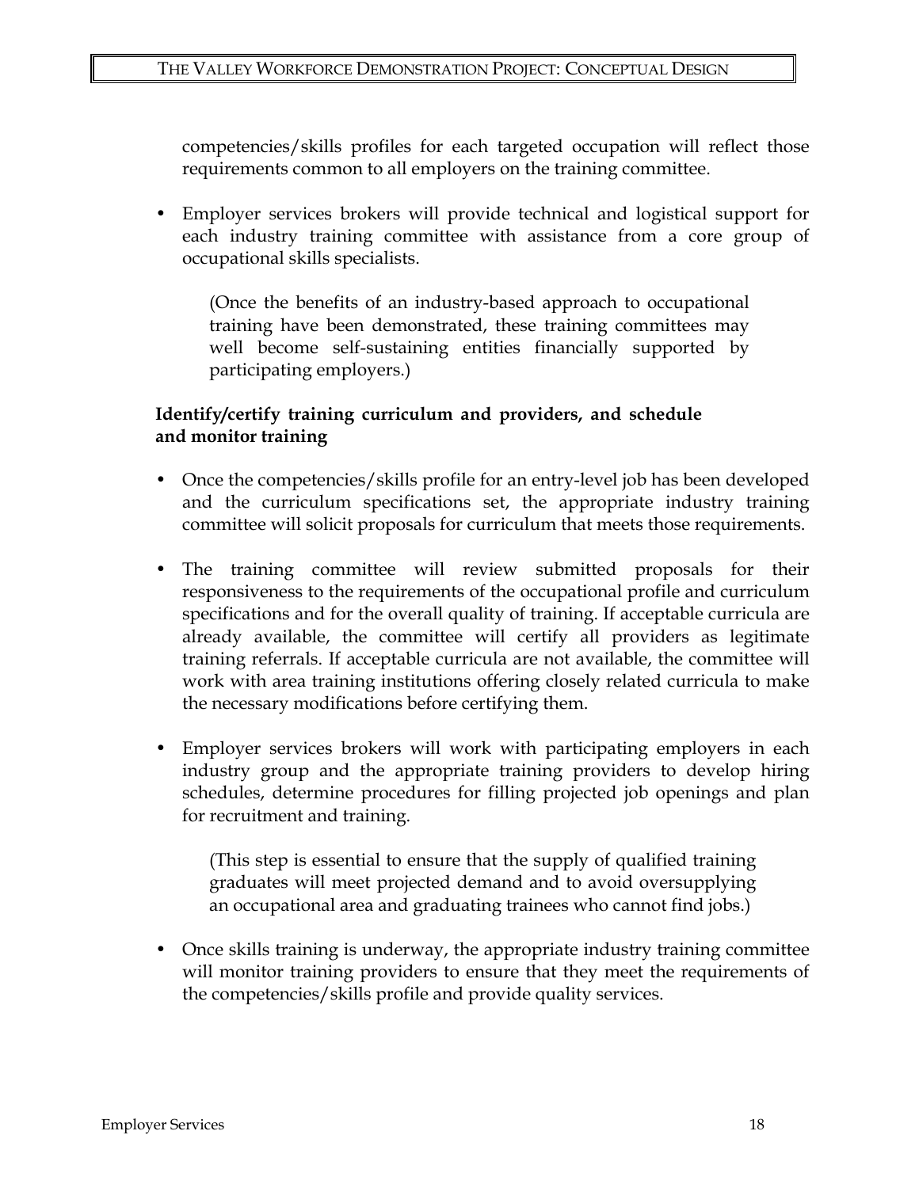competencies/skills profiles for each targeted occupation will reflect those requirements common to all employers on the training committee.

- Employer services brokers will provide technical and logistical support for each industry training committee with assistance from a core group of occupational skills specialists.

  (Once the benefits of an industry-based approach to occupational training have been demonstrated, these training committees may well become self-sustaining entities financially supported by participating employers.)

**Identify/certify training curriculum and providers, and schedule and monitor training**

- Once the competencies/skills profile for an entry-level job has been developed and the curriculum specifications set, the appropriate industry training committee will solicit proposals for curriculum that meets those requirements.

- The training committee will review submitted proposals for their responsiveness to the requirements of the occupational profile and curriculum specifications and for the overall quality of training. If acceptable curricula are already available, the committee will certify all providers as legitimate training referrals. If acceptable curricula are not available, the committee will work with area training institutions offering closely related curricula to make the necessary modifications before certifying them.

- Employer services brokers will work with participating employers in each industry group and the appropriate training providers to develop hiring schedules, determine procedures for filling projected job openings and plan for recruitment and training.

  (This step is essential to ensure that the supply of qualified training graduates will meet projected demand and to avoid oversupplying an occupational area and graduating trainees who cannot find jobs.)

- Once skills training is underway, the appropriate industry training committee will monitor training providers to ensure that they meet the requirements of the competencies/skills profile and provide quality services.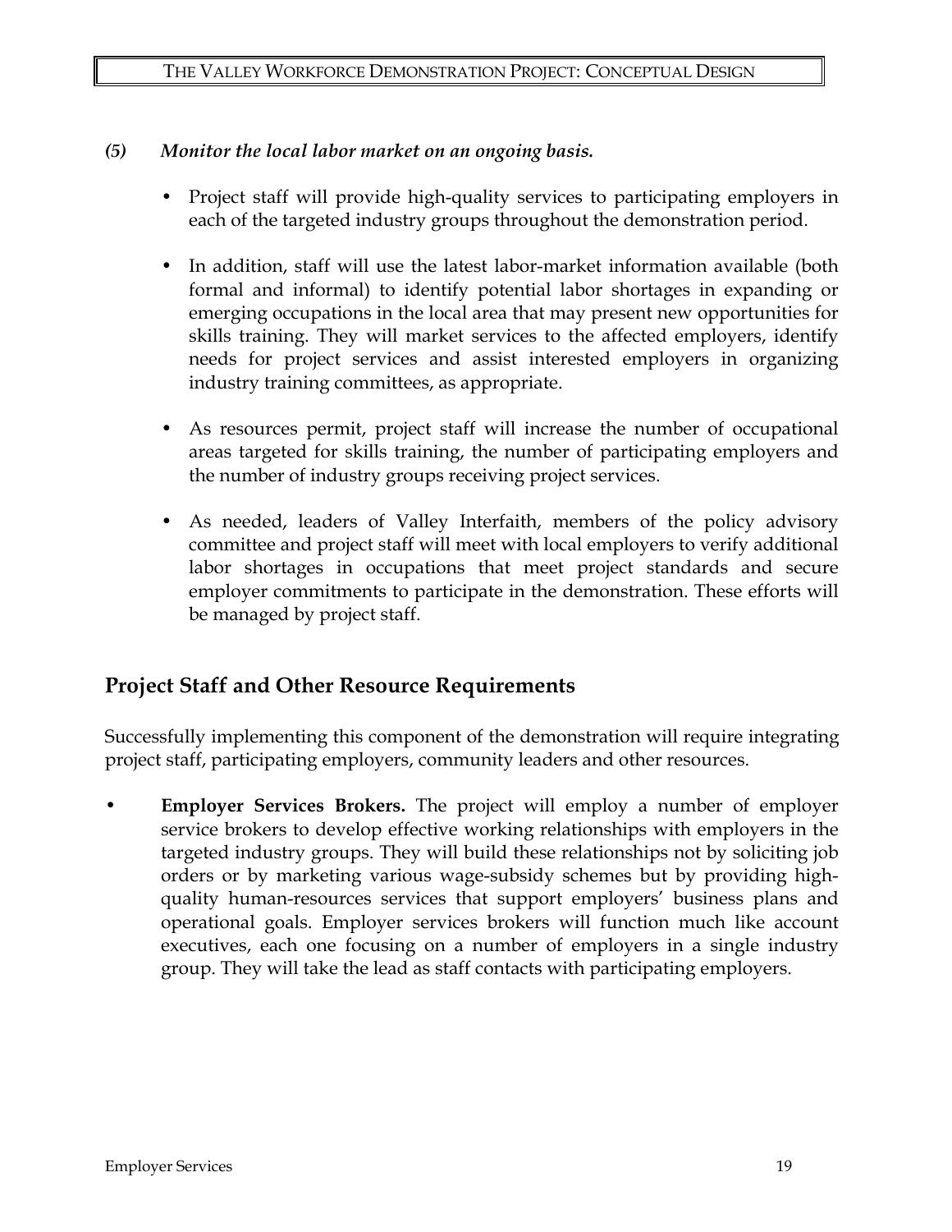*(5) Monitor the local labor market on an ongoing basis.*

- Project staff will provide high-quality services to participating employers in each of the targeted industry groups throughout the demonstration period.

- In addition, staff will use the latest labor-market information available (both formal and informal) to identify potential labor shortages in expanding or emerging occupations in the local area that may present new opportunities for skills training. They will market services to the affected employers, identify needs for project services and assist interested employers in organizing industry training committees, as appropriate.

- As resources permit, project staff will increase the number of occupational areas targeted for skills training, the number of participating employers and the number of industry groups receiving project services.

- As needed, leaders of Valley Interfaith, members of the policy advisory committee and project staff will meet with local employers to verify additional labor shortages in occupations that meet project standards and secure employer commitments to participate in the demonstration. These efforts will be managed by project staff.

## Project Staff and Other Resource Requirements

Successfully implementing this component of the demonstration will require integrating project staff, participating employers, community leaders and other resources.

- **Employer Services Brokers.** The project will employ a number of employer service brokers to develop effective working relationships with employers in the targeted industry groups. They will build these relationships not by soliciting job orders or by marketing various wage-subsidy schemes but by providing high-quality human-resources services that support employers' business plans and operational goals. Employer services brokers will function much like account executives, each one focusing on a number of employers in a single industry group. They will take the lead as staff contacts with participating employers.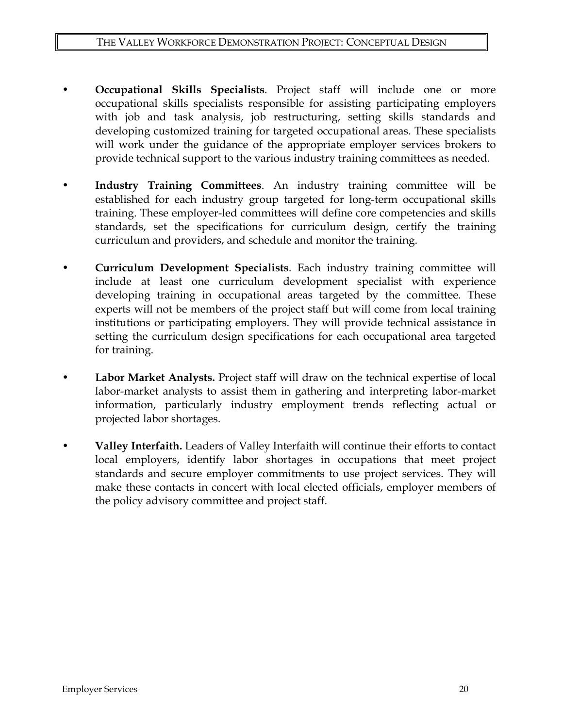- **Occupational Skills Specialists**. Project staff will include one or more occupational skills specialists responsible for assisting participating employers with job and task analysis, job restructuring, setting skills standards and developing customized training for targeted occupational areas. These specialists will work under the guidance of the appropriate employer services brokers to provide technical support to the various industry training committees as needed.

- **Industry Training Committees**. An industry training committee will be established for each industry group targeted for long-term occupational skills training. These employer-led committees will define core competencies and skills standards, set the specifications for curriculum design, certify the training curriculum and providers, and schedule and monitor the training.

- **Curriculum Development Specialists**. Each industry training committee will include at least one curriculum development specialist with experience developing training in occupational areas targeted by the committee. These experts will not be members of the project staff but will come from local training institutions or participating employers. They will provide technical assistance in setting the curriculum design specifications for each occupational area targeted for training.

- **Labor Market Analysts.** Project staff will draw on the technical expertise of local labor-market analysts to assist them in gathering and interpreting labor-market information, particularly industry employment trends reflecting actual or projected labor shortages.

- **Valley Interfaith.** Leaders of Valley Interfaith will continue their efforts to contact local employers, identify labor shortages in occupations that meet project standards and secure employer commitments to use project services. They will make these contacts in concert with local elected officials, employer members of the policy advisory committee and project staff.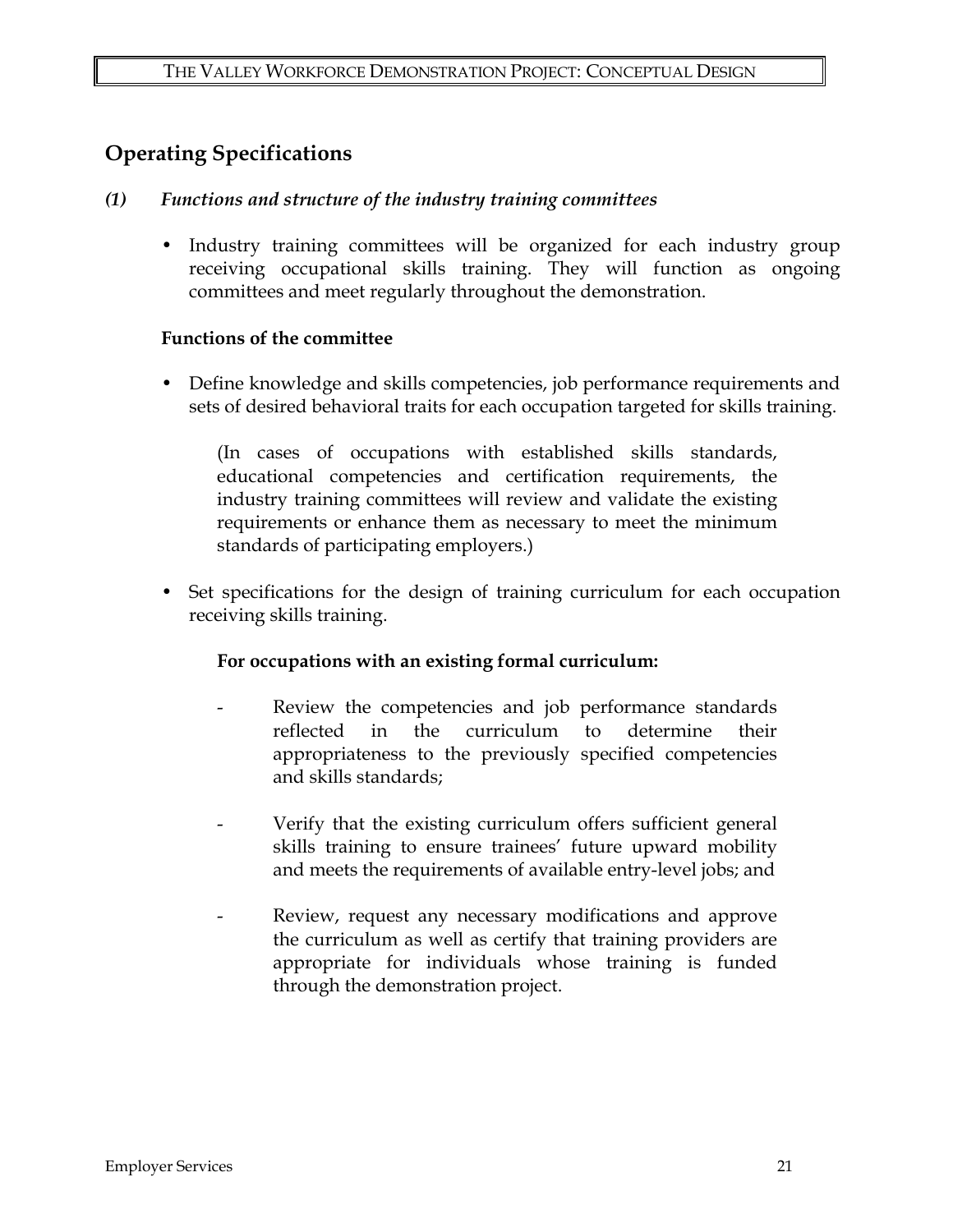## Operating Specifications

### *(1) Functions and structure of the industry training committees*

- Industry training committees will be organized for each industry group receiving occupational skills training. They will function as ongoing committees and meet regularly throughout the demonstration.

**Functions of the committee**

- Define knowledge and skills competencies, job performance requirements and sets of desired behavioral traits for each occupation targeted for skills training.

  (In cases of occupations with established skills standards, educational competencies and certification requirements, the industry training committees will review and validate the existing requirements or enhance them as necessary to meet the minimum standards of participating employers.)

- Set specifications for the design of training curriculum for each occupation receiving skills training.

  **For occupations with an existing formal curriculum:**

  - Review the competencies and job performance standards reflected in the curriculum to determine their appropriateness to the previously specified competencies and skills standards;

  - Verify that the existing curriculum offers sufficient general skills training to ensure trainees' future upward mobility and meets the requirements of available entry-level jobs; and

  - Review, request any necessary modifications and approve the curriculum as well as certify that training providers are appropriate for individuals whose training is funded through the demonstration project.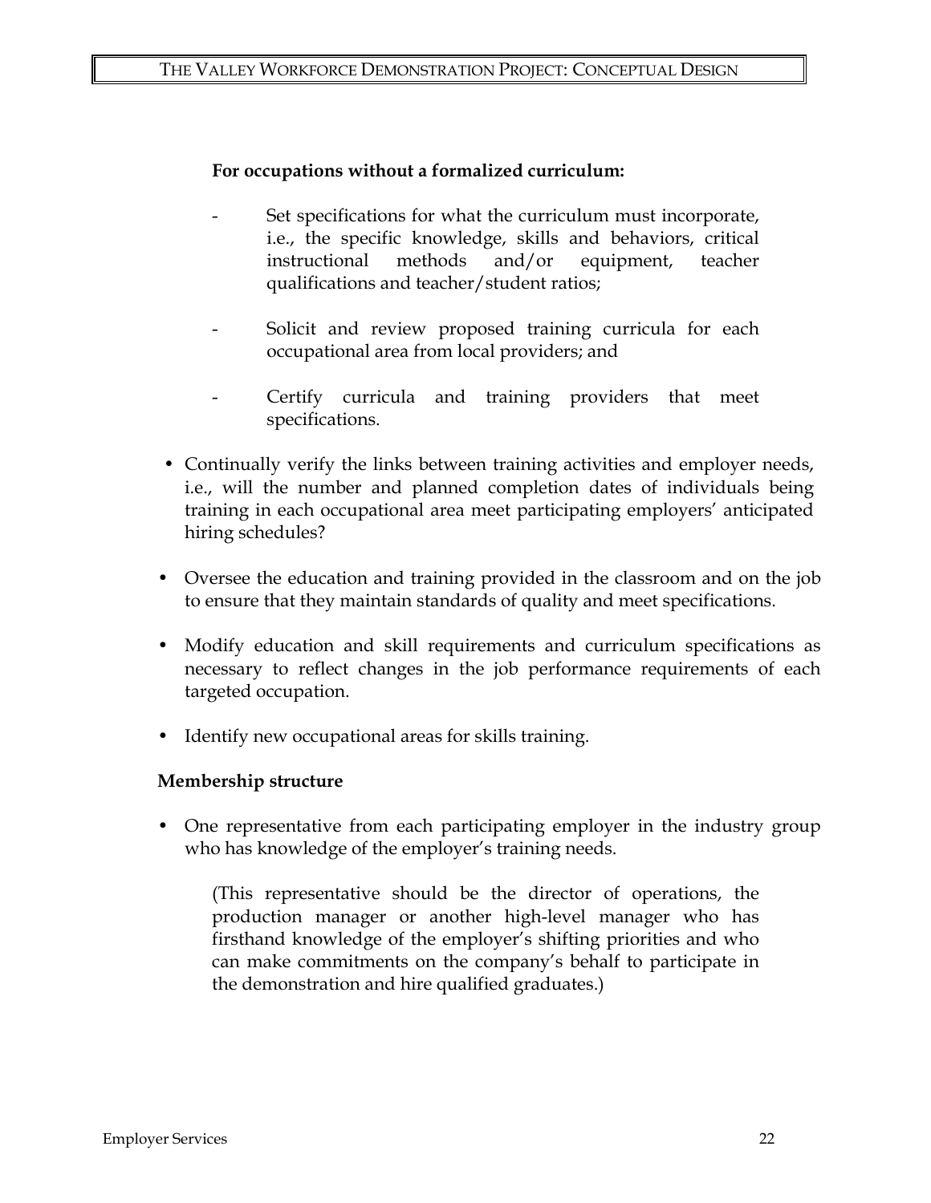**For occupations without a formalized curriculum:**

- Set specifications for what the curriculum must incorporate, i.e., the specific knowledge, skills and behaviors, critical instructional methods and/or equipment, teacher qualifications and teacher/student ratios;

- Solicit and review proposed training curricula for each occupational area from local providers; and

- Certify curricula and training providers that meet specifications.

- Continually verify the links between training activities and employer needs, i.e., will the number and planned completion dates of individuals being training in each occupational area meet participating employers' anticipated hiring schedules?

- Oversee the education and training provided in the classroom and on the job to ensure that they maintain standards of quality and meet specifications.

- Modify education and skill requirements and curriculum specifications as necessary to reflect changes in the job performance requirements of each targeted occupation.

- Identify new occupational areas for skills training.

**Membership structure**

- One representative from each participating employer in the industry group who has knowledge of the employer's training needs.

  (This representative should be the director of operations, the production manager or another high-level manager who has firsthand knowledge of the employer's shifting priorities and who can make commitments on the company's behalf to participate in the demonstration and hire qualified graduates.)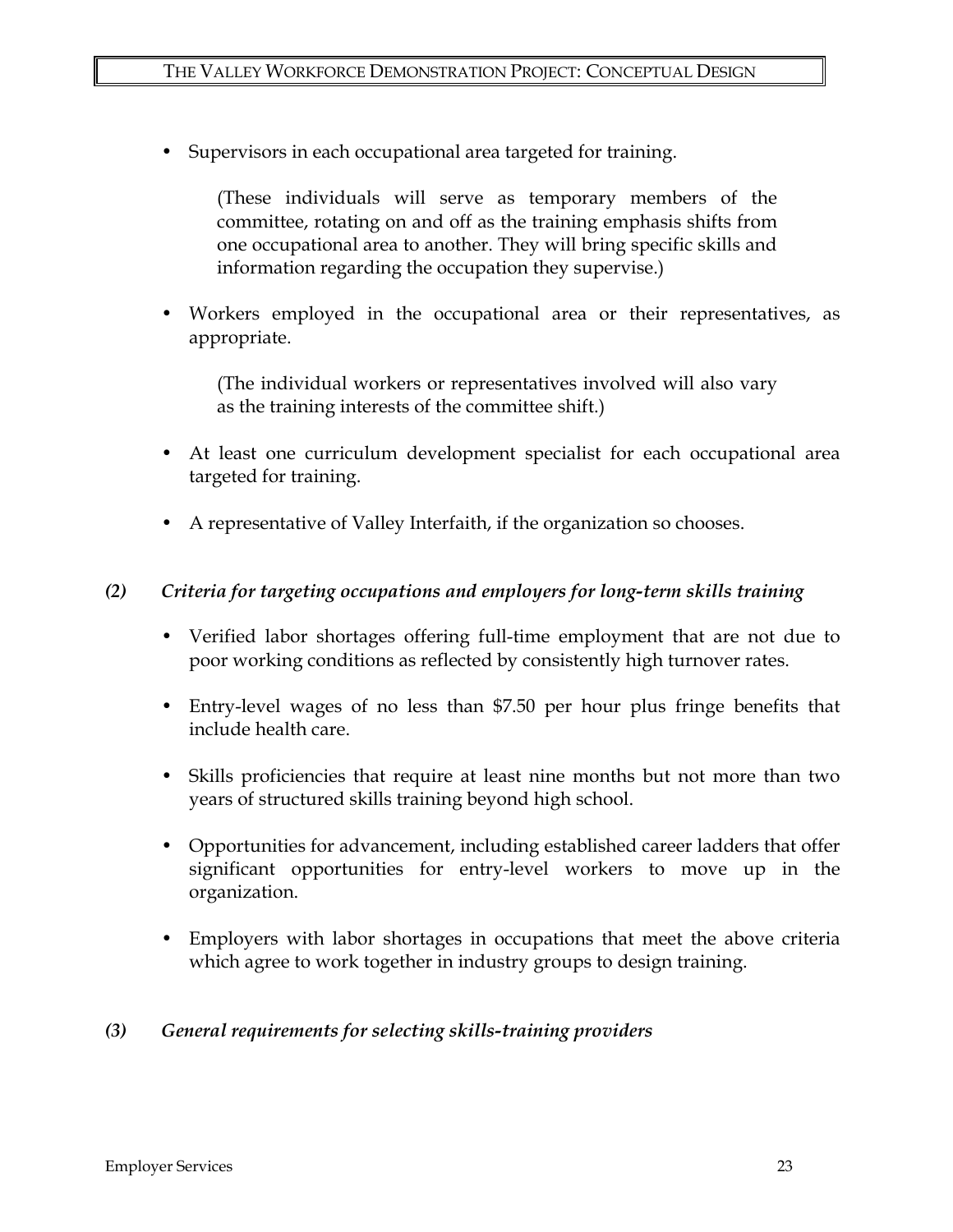- Supervisors in each occupational area targeted for training.

  (These individuals will serve as temporary members of the committee, rotating on and off as the training emphasis shifts from one occupational area to another. They will bring specific skills and information regarding the occupation they supervise.)

- Workers employed in the occupational area or their representatives, as appropriate.

  (The individual workers or representatives involved will also vary as the training interests of the committee shift.)

- At least one curriculum development specialist for each occupational area targeted for training.

- A representative of Valley Interfaith, if the organization so chooses.

### *(2) Criteria for targeting occupations and employers for long-term skills training*

- Verified labor shortages offering full-time employment that are not due to poor working conditions as reflected by consistently high turnover rates.

- Entry-level wages of no less than $7.50 per hour plus fringe benefits that include health care.

- Skills proficiencies that require at least nine months but not more than two years of structured skills training beyond high school.

- Opportunities for advancement, including established career ladders that offer significant opportunities for entry-level workers to move up in the organization.

- Employers with labor shortages in occupations that meet the above criteria which agree to work together in industry groups to design training.

### *(3) General requirements for selecting skills-training providers*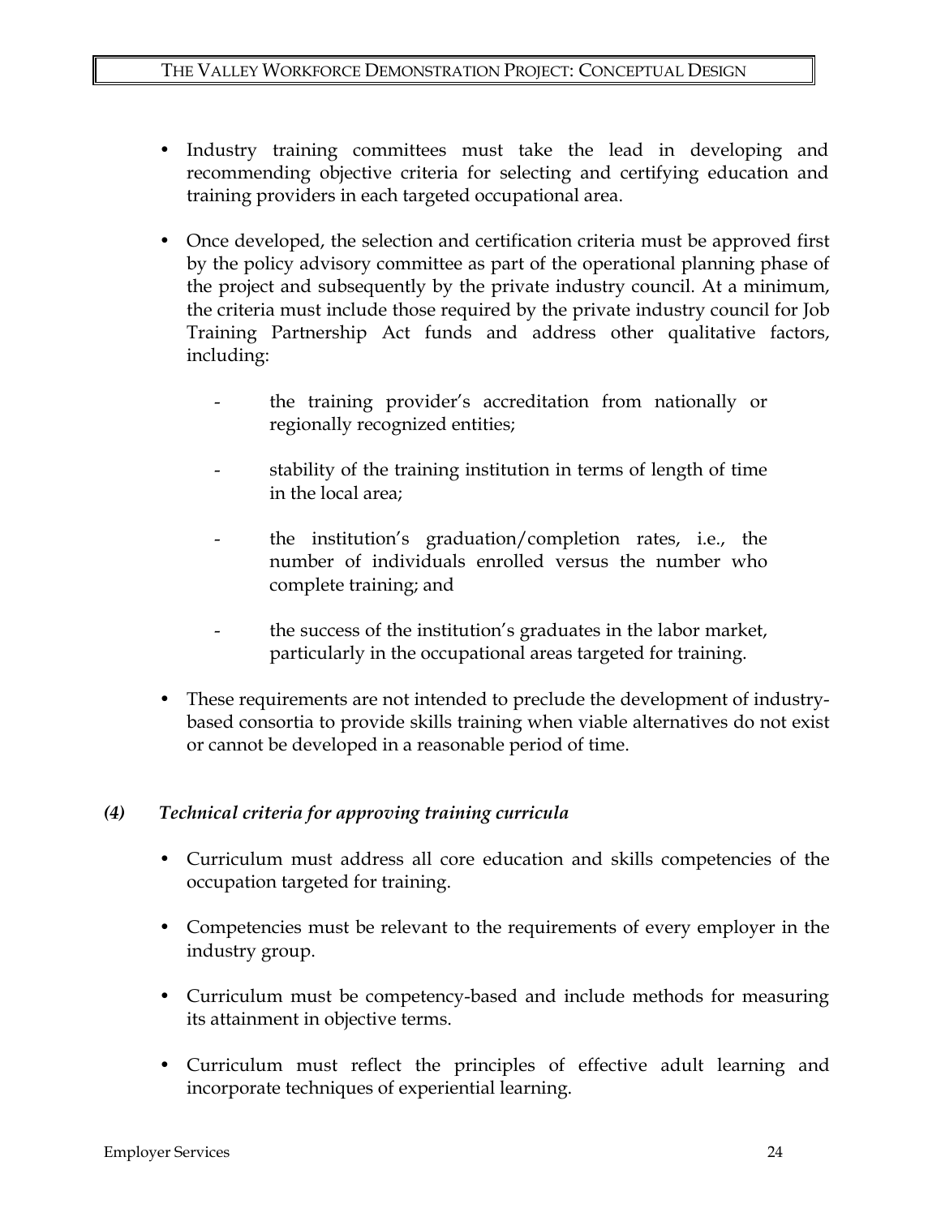- Industry training committees must take the lead in developing and recommending objective criteria for selecting and certifying education and training providers in each targeted occupational area.

- Once developed, the selection and certification criteria must be approved first by the policy advisory committee as part of the operational planning phase of the project and subsequently by the private industry council. At a minimum, the criteria must include those required by the private industry council for Job Training Partnership Act funds and address other qualitative factors, including:

  - the training provider's accreditation from nationally or regionally recognized entities;

  - stability of the training institution in terms of length of time in the local area;

  - the institution's graduation/completion rates, i.e., the number of individuals enrolled versus the number who complete training; and

  - the success of the institution's graduates in the labor market, particularly in the occupational areas targeted for training.

- These requirements are not intended to preclude the development of industry-based consortia to provide skills training when viable alternatives do not exist or cannot be developed in a reasonable period of time.

### *(4) Technical criteria for approving training curricula*

- Curriculum must address all core education and skills competencies of the occupation targeted for training.

- Competencies must be relevant to the requirements of every employer in the industry group.

- Curriculum must be competency-based and include methods for measuring its attainment in objective terms.

- Curriculum must reflect the principles of effective adult learning and incorporate techniques of experiential learning.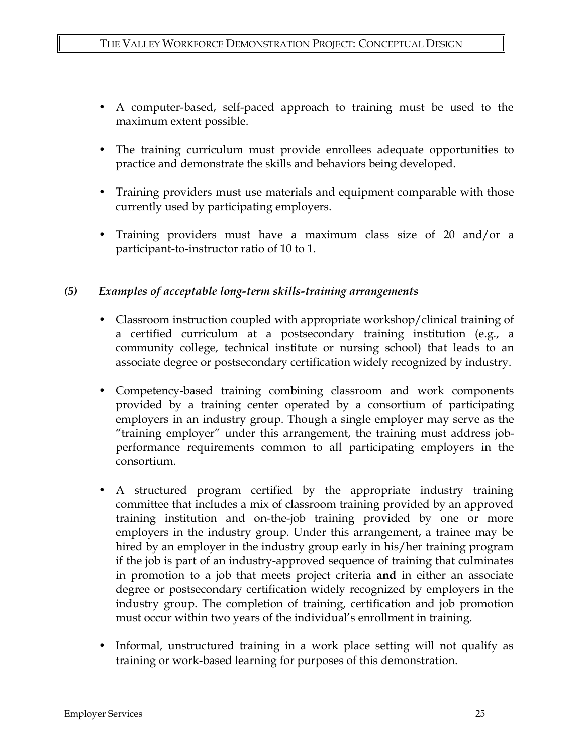- A computer-based, self-paced approach to training must be used to the maximum extent possible.

- The training curriculum must provide enrollees adequate opportunities to practice and demonstrate the skills and behaviors being developed.

- Training providers must use materials and equipment comparable with those currently used by participating employers.

- Training providers must have a maximum class size of 20 and/or a participant-to-instructor ratio of 10 to 1.

### *(5) Examples of acceptable long-term skills-training arrangements*

- Classroom instruction coupled with appropriate workshop/clinical training of a certified curriculum at a postsecondary training institution (e.g., a community college, technical institute or nursing school) that leads to an associate degree or postsecondary certification widely recognized by industry.

- Competency-based training combining classroom and work components provided by a training center operated by a consortium of participating employers in an industry group. Though a single employer may serve as the "training employer" under this arrangement, the training must address job-performance requirements common to all participating employers in the consortium.

- A structured program certified by the appropriate industry training committee that includes a mix of classroom training provided by an approved training institution and on-the-job training provided by one or more employers in the industry group. Under this arrangement, a trainee may be hired by an employer in the industry group early in his/her training program if the job is part of an industry-approved sequence of training that culminates in promotion to a job that meets project criteria **and** in either an associate degree or postsecondary certification widely recognized by employers in the industry group. The completion of training, certification and job promotion must occur within two years of the individual's enrollment in training.

- Informal, unstructured training in a work place setting will not qualify as training or work-based learning for purposes of this demonstration.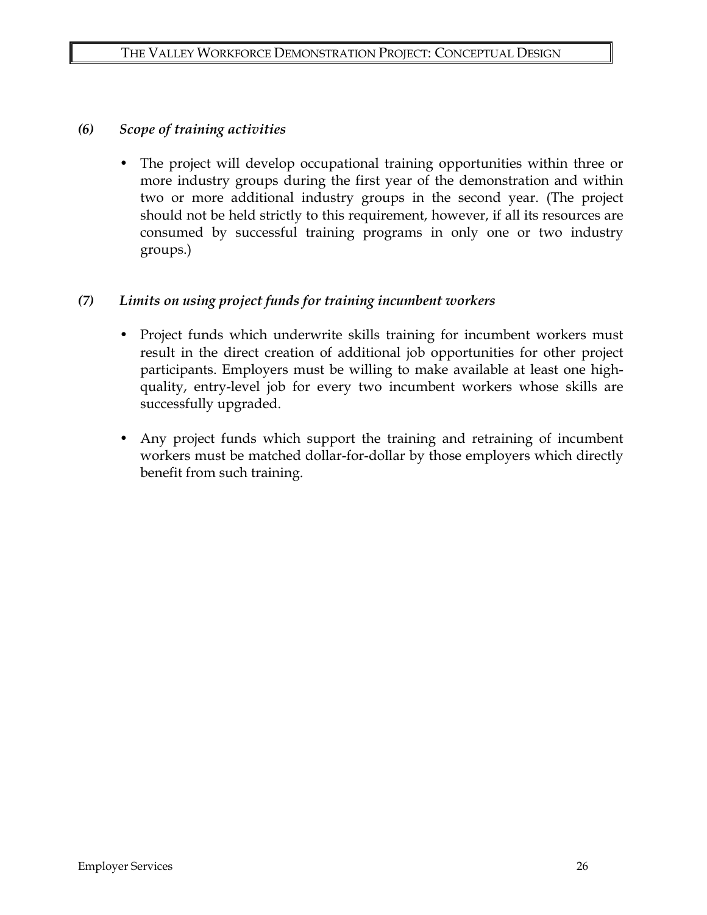*(6) Scope of training activities*

- The project will develop occupational training opportunities within three or more industry groups during the first year of the demonstration and within two or more additional industry groups in the second year. (The project should not be held strictly to this requirement, however, if all its resources are consumed by successful training programs in only one or two industry groups.)

*(7) Limits on using project funds for training incumbent workers*

- Project funds which underwrite skills training for incumbent workers must result in the direct creation of additional job opportunities for other project participants. Employers must be willing to make available at least one high-quality, entry-level job for every two incumbent workers whose skills are successfully upgraded.
- Any project funds which support the training and retraining of incumbent workers must be matched dollar-for-dollar by those employers which directly benefit from such training.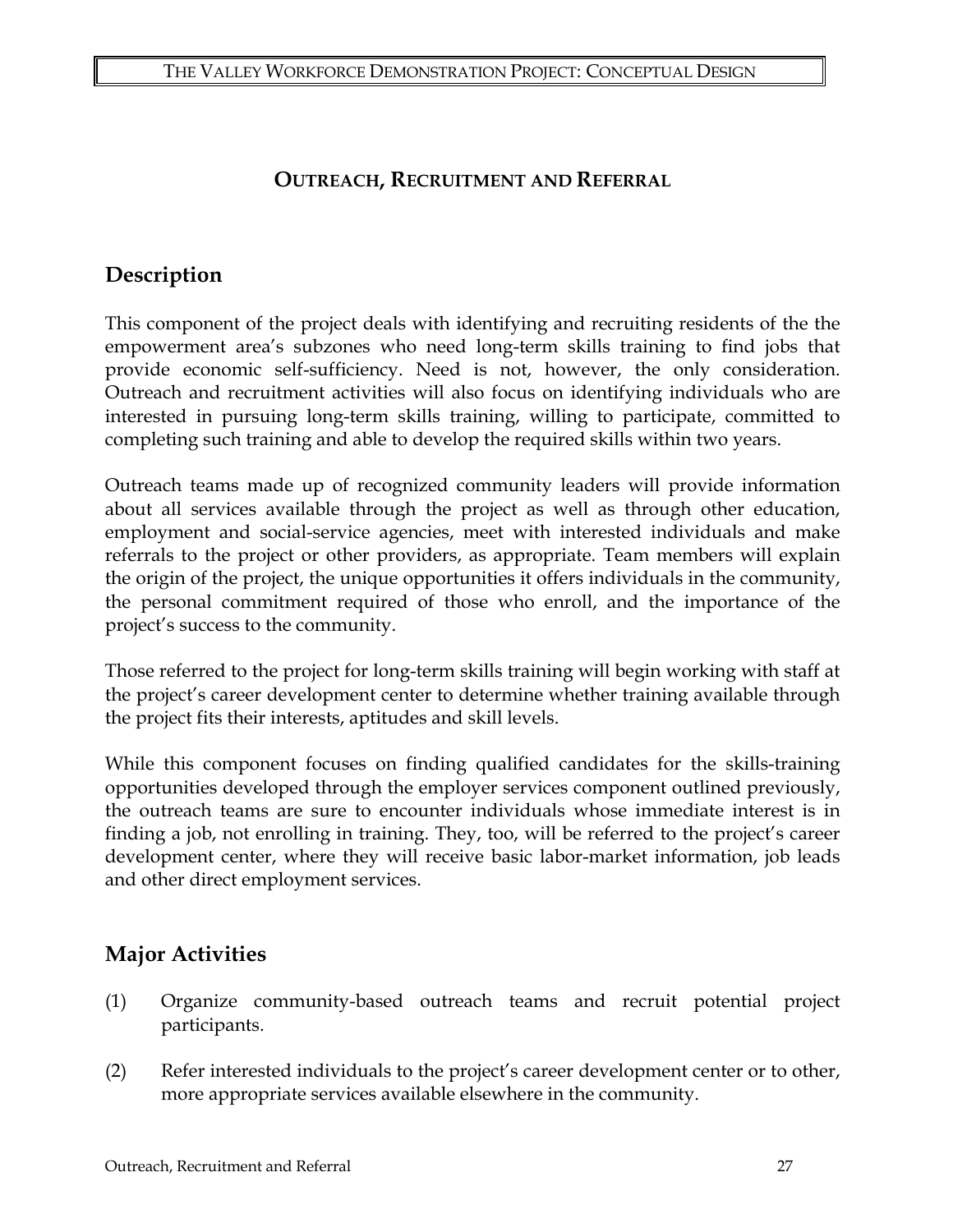## OUTREACH, RECRUITMENT AND REFERRAL

### Description

This component of the project deals with identifying and recruiting residents of the the empowerment area's subzones who need long-term skills training to find jobs that provide economic self-sufficiency. Need is not, however, the only consideration. Outreach and recruitment activities will also focus on identifying individuals who are interested in pursuing long-term skills training, willing to participate, committed to completing such training and able to develop the required skills within two years.

Outreach teams made up of recognized community leaders will provide information about all services available through the project as well as through other education, employment and social-service agencies, meet with interested individuals and make referrals to the project or other providers, as appropriate. Team members will explain the origin of the project, the unique opportunities it offers individuals in the community, the personal commitment required of those who enroll, and the importance of the project's success to the community.

Those referred to the project for long-term skills training will begin working with staff at the project's career development center to determine whether training available through the project fits their interests, aptitudes and skill levels.

While this component focuses on finding qualified candidates for the skills-training opportunities developed through the employer services component outlined previously, the outreach teams are sure to encounter individuals whose immediate interest is in finding a job, not enrolling in training. They, too, will be referred to the project's career development center, where they will receive basic labor-market information, job leads and other direct employment services.

### Major Activities

(1) Organize community-based outreach teams and recruit potential project participants.

(2) Refer interested individuals to the project's career development center or to other, more appropriate services available elsewhere in the community.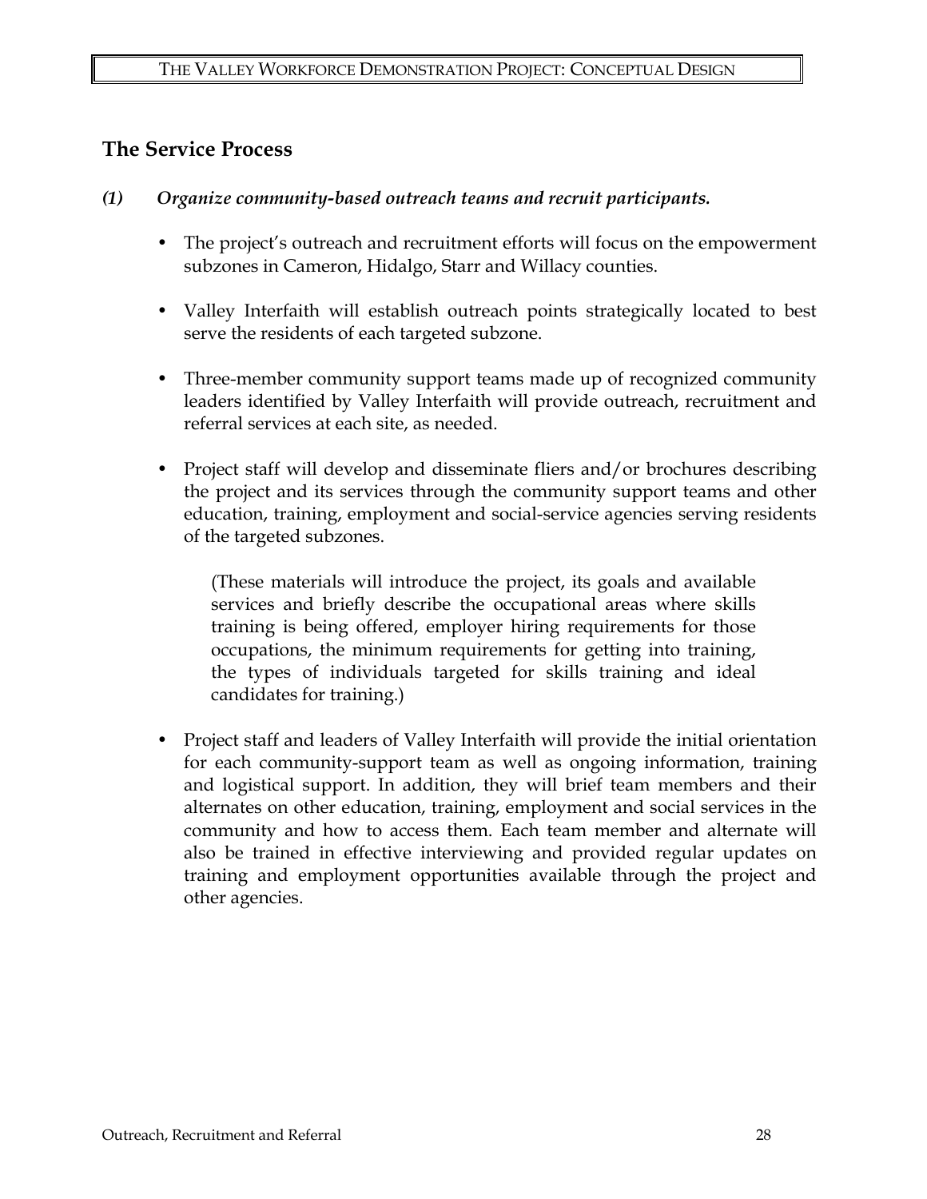## The Service Process

***(1) Organize community-based outreach teams and recruit participants.***

- The project's outreach and recruitment efforts will focus on the empowerment subzones in Cameron, Hidalgo, Starr and Willacy counties.
- Valley Interfaith will establish outreach points strategically located to best serve the residents of each targeted subzone.
- Three-member community support teams made up of recognized community leaders identified by Valley Interfaith will provide outreach, recruitment and referral services at each site, as needed.
- Project staff will develop and disseminate fliers and/or brochures describing the project and its services through the community support teams and other education, training, employment and social-service agencies serving residents of the targeted subzones.

  (These materials will introduce the project, its goals and available services and briefly describe the occupational areas where skills training is being offered, employer hiring requirements for those occupations, the minimum requirements for getting into training, the types of individuals targeted for skills training and ideal candidates for training.)

- Project staff and leaders of Valley Interfaith will provide the initial orientation for each community-support team as well as ongoing information, training and logistical support. In addition, they will brief team members and their alternates on other education, training, employment and social services in the community and how to access them. Each team member and alternate will also be trained in effective interviewing and provided regular updates on training and employment opportunities available through the project and other agencies.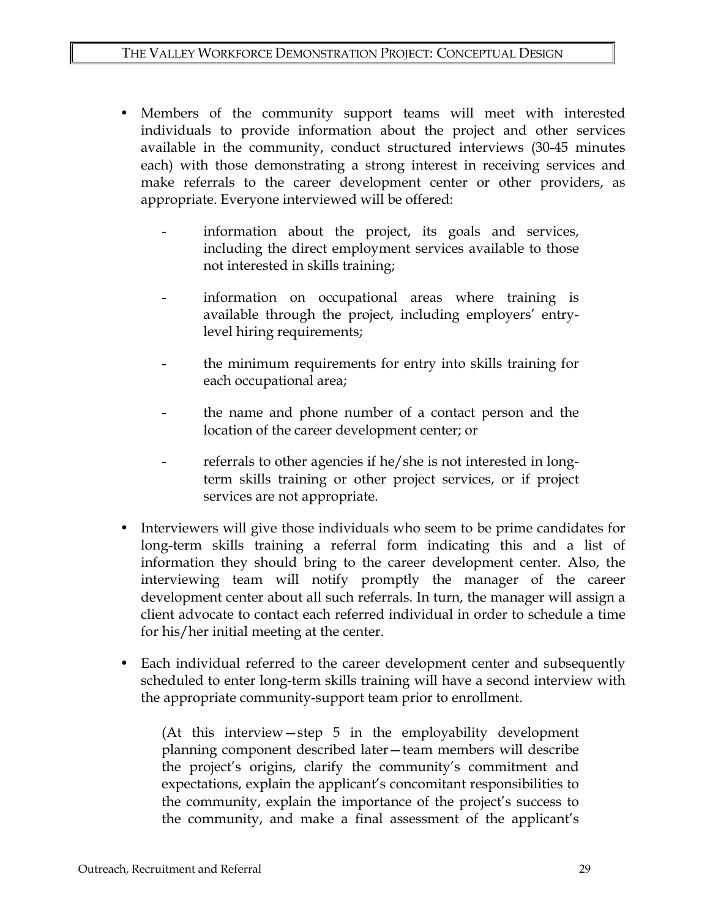- Members of the community support teams will meet with interested individuals to provide information about the project and other services available in the community, conduct structured interviews (30-45 minutes each) with those demonstrating a strong interest in receiving services and make referrals to the career development center or other providers, as appropriate. Everyone interviewed will be offered:

  - information about the project, its goals and services, including the direct employment services available to those not interested in skills training;

  - information on occupational areas where training is available through the project, including employers' entry-level hiring requirements;

  - the minimum requirements for entry into skills training for each occupational area;

  - the name and phone number of a contact person and the location of the career development center; or

  - referrals to other agencies if he/she is not interested in long-term skills training or other project services, or if project services are not appropriate.

- Interviewers will give those individuals who seem to be prime candidates for long-term skills training a referral form indicating this and a list of information they should bring to the career development center. Also, the interviewing team will notify promptly the manager of the career development center about all such referrals. In turn, the manager will assign a client advocate to contact each referred individual in order to schedule a time for his/her initial meeting at the center.

- Each individual referred to the career development center and subsequently scheduled to enter long-term skills training will have a second interview with the appropriate community-support team prior to enrollment.

  (At this interview—step 5 in the employability development planning component described later—team members will describe the project's origins, clarify the community's commitment and expectations, explain the applicant's concomitant responsibilities to the community, explain the importance of the project's success to the community, and make a final assessment of the applicant's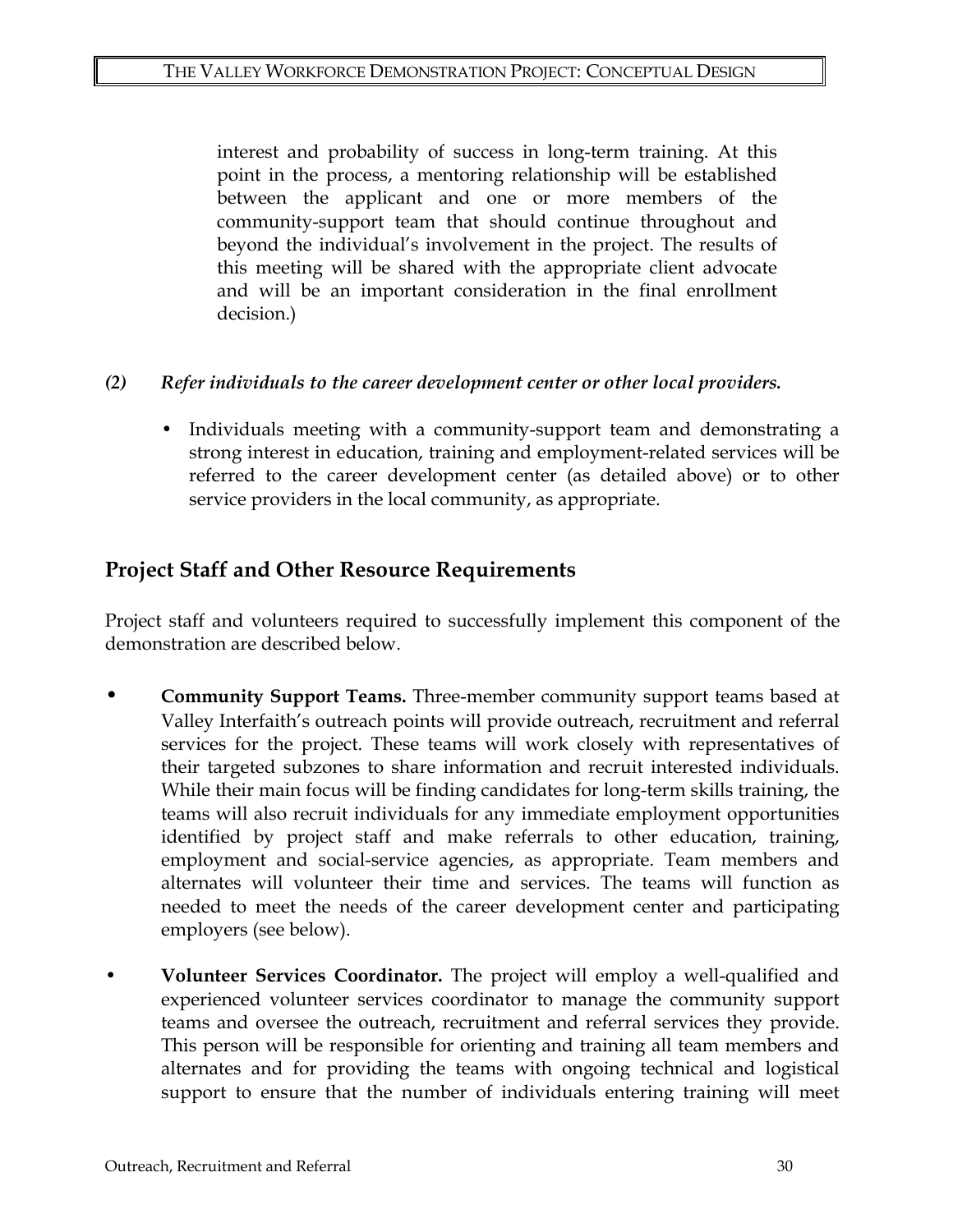interest and probability of success in long-term training. At this point in the process, a mentoring relationship will be established between the applicant and one or more members of the community-support team that should continue throughout and beyond the individual's involvement in the project. The results of this meeting will be shared with the appropriate client advocate and will be an important consideration in the final enrollment decision.)

*(2) Refer individuals to the career development center or other local providers.*

- Individuals meeting with a community-support team and demonstrating a strong interest in education, training and employment-related services will be referred to the career development center (as detailed above) or to other service providers in the local community, as appropriate.

## Project Staff and Other Resource Requirements

Project staff and volunteers required to successfully implement this component of the demonstration are described below.

- **Community Support Teams.** Three-member community support teams based at Valley Interfaith's outreach points will provide outreach, recruitment and referral services for the project. These teams will work closely with representatives of their targeted subzones to share information and recruit interested individuals. While their main focus will be finding candidates for long-term skills training, the teams will also recruit individuals for any immediate employment opportunities identified by project staff and make referrals to other education, training, employment and social-service agencies, as appropriate. Team members and alternates will volunteer their time and services. The teams will function as needed to meet the needs of the career development center and participating employers (see below).

- **Volunteer Services Coordinator.** The project will employ a well-qualified and experienced volunteer services coordinator to manage the community support teams and oversee the outreach, recruitment and referral services they provide. This person will be responsible for orienting and training all team members and alternates and for providing the teams with ongoing technical and logistical support to ensure that the number of individuals entering training will meet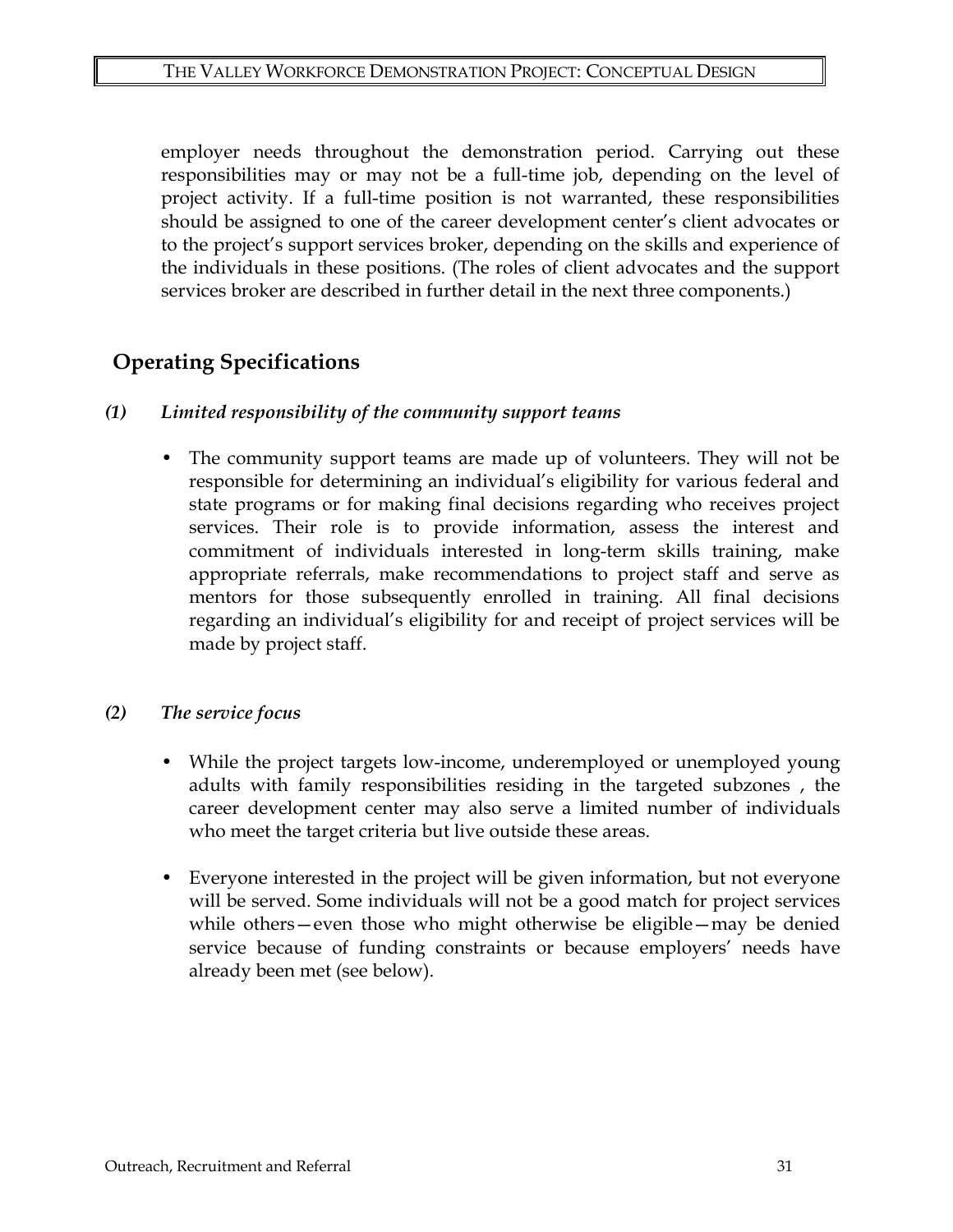employer needs throughout the demonstration period. Carrying out these responsibilities may or may not be a full-time job, depending on the level of project activity. If a full-time position is not warranted, these responsibilities should be assigned to one of the career development center's client advocates or to the project's support services broker, depending on the skills and experience of the individuals in these positions. (The roles of client advocates and the support services broker are described in further detail in the next three components.)

## Operating Specifications

### *(1) Limited responsibility of the community support teams*

- The community support teams are made up of volunteers. They will not be responsible for determining an individual's eligibility for various federal and state programs or for making final decisions regarding who receives project services. Their role is to provide information, assess the interest and commitment of individuals interested in long-term skills training, make appropriate referrals, make recommendations to project staff and serve as mentors for those subsequently enrolled in training. All final decisions regarding an individual's eligibility for and receipt of project services will be made by project staff.

### *(2) The service focus*

- While the project targets low-income, underemployed or unemployed young adults with family responsibilities residing in the targeted subzones , the career development center may also serve a limited number of individuals who meet the target criteria but live outside these areas.

- Everyone interested in the project will be given information, but not everyone will be served. Some individuals will not be a good match for project services while others—even those who might otherwise be eligible—may be denied service because of funding constraints or because employers' needs have already been met (see below).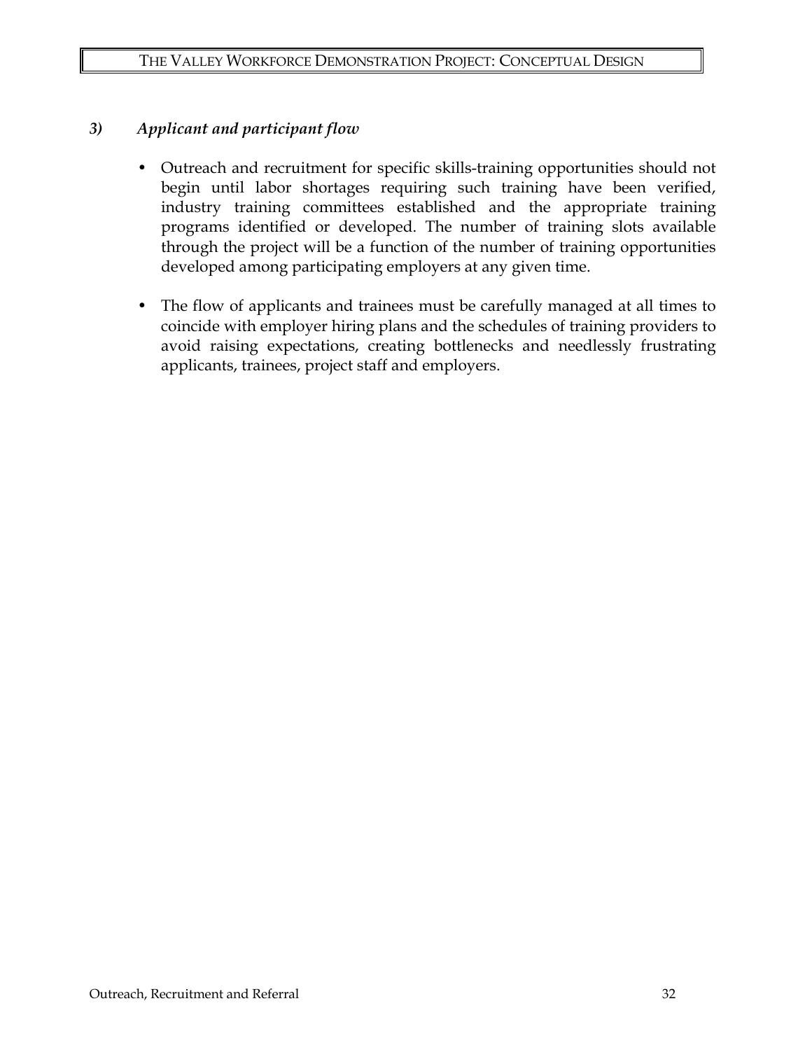### *3) Applicant and participant flow*

- Outreach and recruitment for specific skills-training opportunities should not begin until labor shortages requiring such training have been verified, industry training committees established and the appropriate training programs identified or developed. The number of training slots available through the project will be a function of the number of training opportunities developed among participating employers at any given time.

- The flow of applicants and trainees must be carefully managed at all times to coincide with employer hiring plans and the schedules of training providers to avoid raising expectations, creating bottlenecks and needlessly frustrating applicants, trainees, project staff and employers.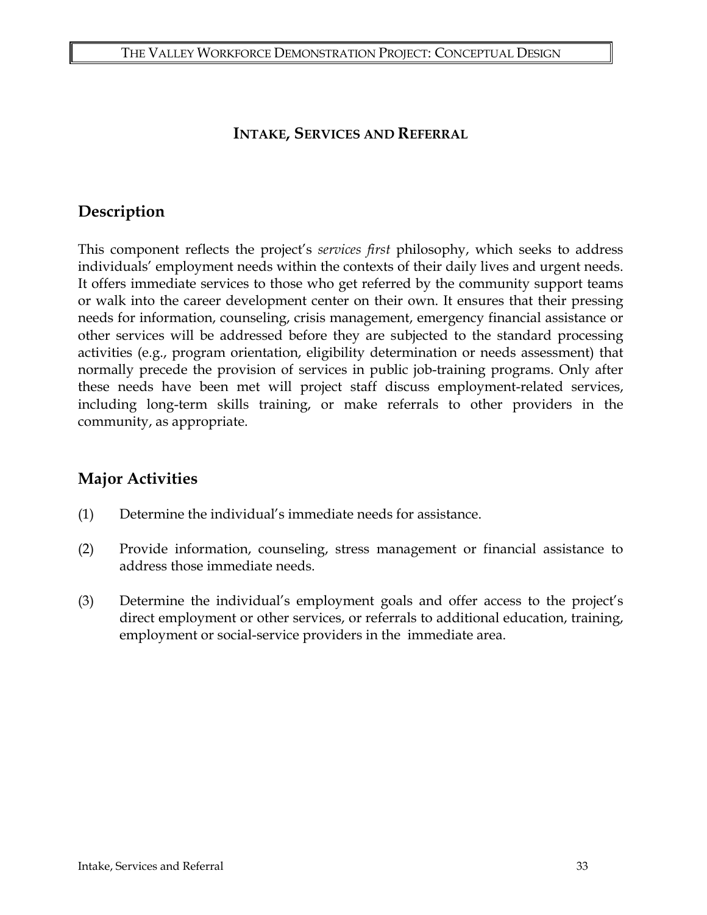# INTAKE, SERVICES AND REFERRAL

## Description

This component reflects the project's *services first* philosophy, which seeks to address individuals' employment needs within the contexts of their daily lives and urgent needs. It offers immediate services to those who get referred by the community support teams or walk into the career development center on their own. It ensures that their pressing needs for information, counseling, crisis management, emergency financial assistance or other services will be addressed before they are subjected to the standard processing activities (e.g., program orientation, eligibility determination or needs assessment) that normally precede the provision of services in public job-training programs. Only after these needs have been met will project staff discuss employment-related services, including long-term skills training, or make referrals to other providers in the community, as appropriate.

## Major Activities

(1) Determine the individual's immediate needs for assistance.

(2) Provide information, counseling, stress management or financial assistance to address those immediate needs.

(3) Determine the individual's employment goals and offer access to the project's direct employment or other services, or referrals to additional education, training, employment or social-service providers in the immediate area.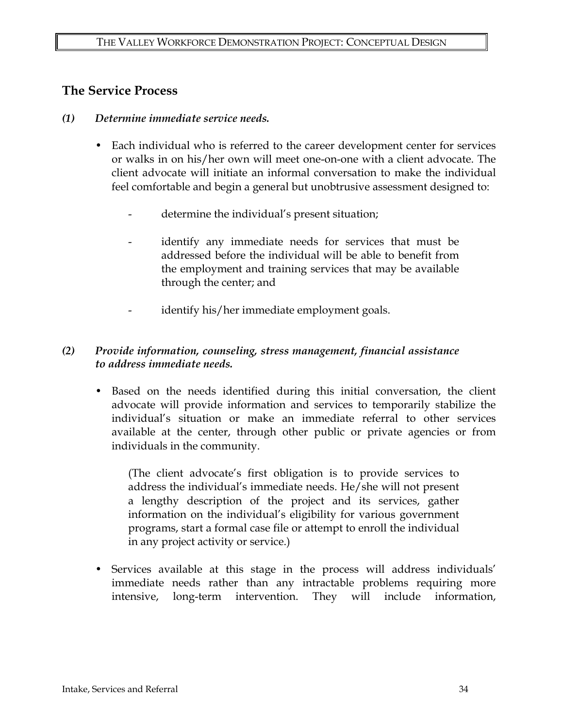## The Service Process

*(1)* ***Determine immediate service needs.***

- Each individual who is referred to the career development center for services or walks in on his/her own will meet one-on-one with a client advocate. The client advocate will initiate an informal conversation to make the individual feel comfortable and begin a general but unobtrusive assessment designed to:

  - determine the individual's present situation;

  - identify any immediate needs for services that must be addressed before the individual will be able to benefit from the employment and training services that may be available through the center; and

  - identify his/her immediate employment goals.

*(2)* ***Provide information, counseling, stress management, financial assistance to address immediate needs.***

- Based on the needs identified during this initial conversation, the client advocate will provide information and services to temporarily stabilize the individual's situation or make an immediate referral to other services available at the center, through other public or private agencies or from individuals in the community.

  (The client advocate's first obligation is to provide services to address the individual's immediate needs. He/she will not present a lengthy description of the project and its services, gather information on the individual's eligibility for various government programs, start a formal case file or attempt to enroll the individual in any project activity or service.)

- Services available at this stage in the process will address individuals' immediate needs rather than any intractable problems requiring more intensive, long-term intervention. They will include information,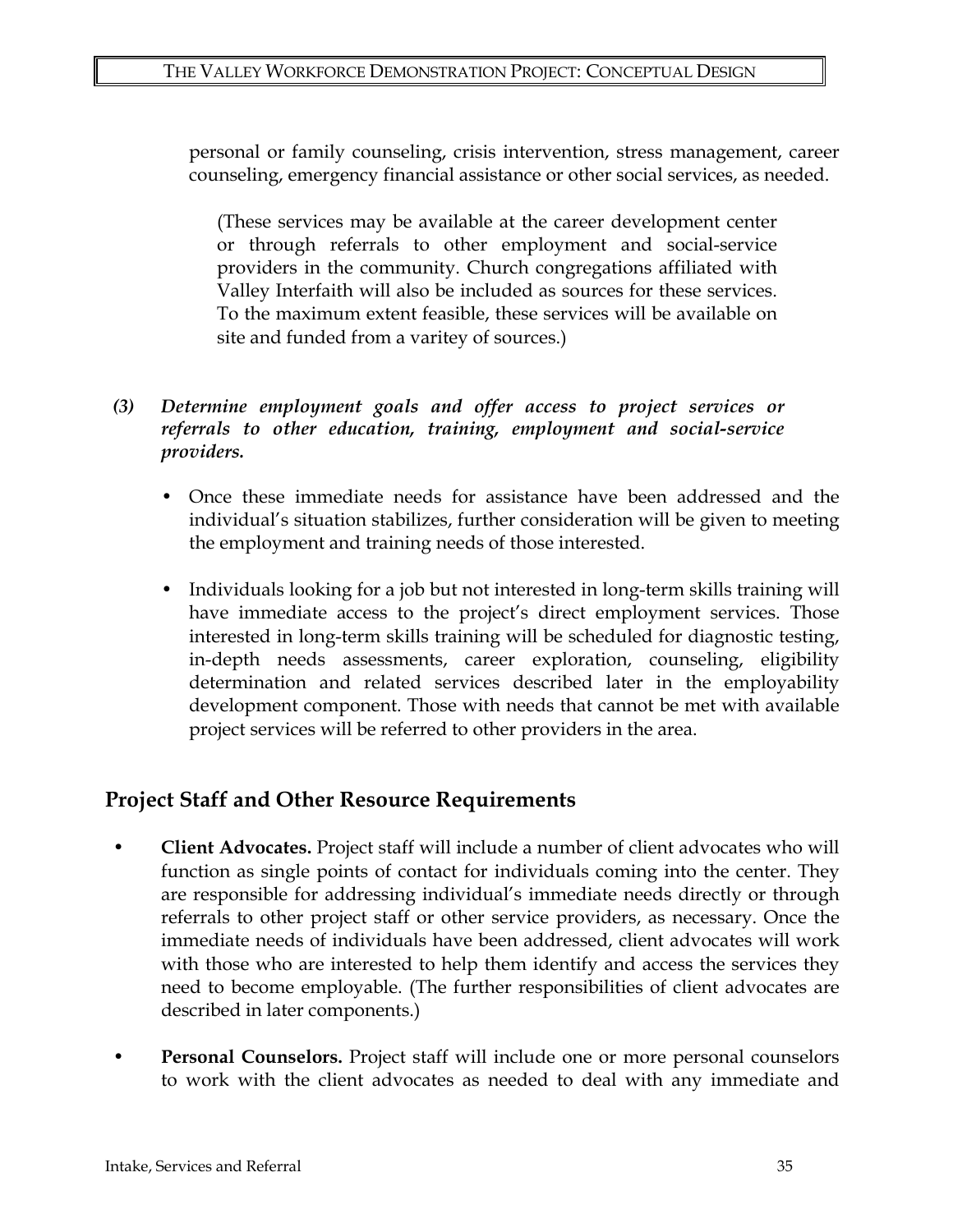personal or family counseling, crisis intervention, stress management, career counseling, emergency financial assistance or other social services, as needed.

(These services may be available at the career development center or through referrals to other employment and social-service providers in the community. Church congregations affiliated with Valley Interfaith will also be included as sources for these services. To the maximum extent feasible, these services will be available on site and funded from a varitey of sources.)

*(3) **Determine employment goals and offer access to project services or referrals to other education, training, employment and social-service providers.***

- Once these immediate needs for assistance have been addressed and the individual's situation stabilizes, further consideration will be given to meeting the employment and training needs of those interested.

- Individuals looking for a job but not interested in long-term skills training will have immediate access to the project's direct employment services. Those interested in long-term skills training will be scheduled for diagnostic testing, in-depth needs assessments, career exploration, counseling, eligibility determination and related services described later in the employability development component. Those with needs that cannot be met with available project services will be referred to other providers in the area.

## Project Staff and Other Resource Requirements

- **Client Advocates.** Project staff will include a number of client advocates who will function as single points of contact for individuals coming into the center. They are responsible for addressing individual's immediate needs directly or through referrals to other project staff or other service providers, as necessary. Once the immediate needs of individuals have been addressed, client advocates will work with those who are interested to help them identify and access the services they need to become employable. (The further responsibilities of client advocates are described in later components.)

- **Personal Counselors.** Project staff will include one or more personal counselors to work with the client advocates as needed to deal with any immediate and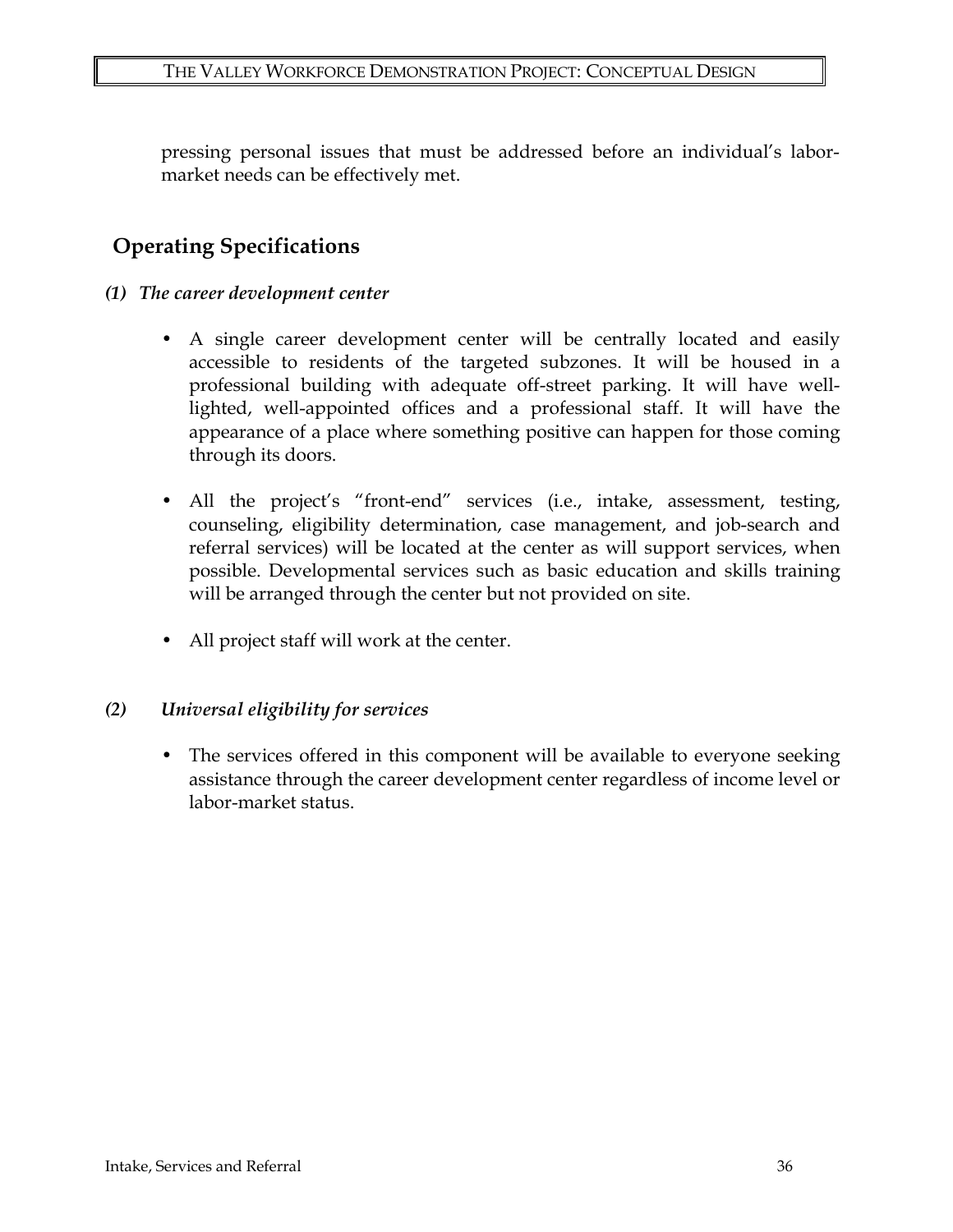pressing personal issues that must be addressed before an individual's labor-market needs can be effectively met.

## Operating Specifications

### *(1) The career development center*

- A single career development center will be centrally located and easily accessible to residents of the targeted subzones. It will be housed in a professional building with adequate off-street parking. It will have well-lighted, well-appointed offices and a professional staff. It will have the appearance of a place where something positive can happen for those coming through its doors.
- All the project's "front-end" services (i.e., intake, assessment, testing, counseling, eligibility determination, case management, and job-search and referral services) will be located at the center as will support services, when possible. Developmental services such as basic education and skills training will be arranged through the center but not provided on site.
- All project staff will work at the center.

### *(2) Universal eligibility for services*

- The services offered in this component will be available to everyone seeking assistance through the career development center regardless of income level or labor-market status.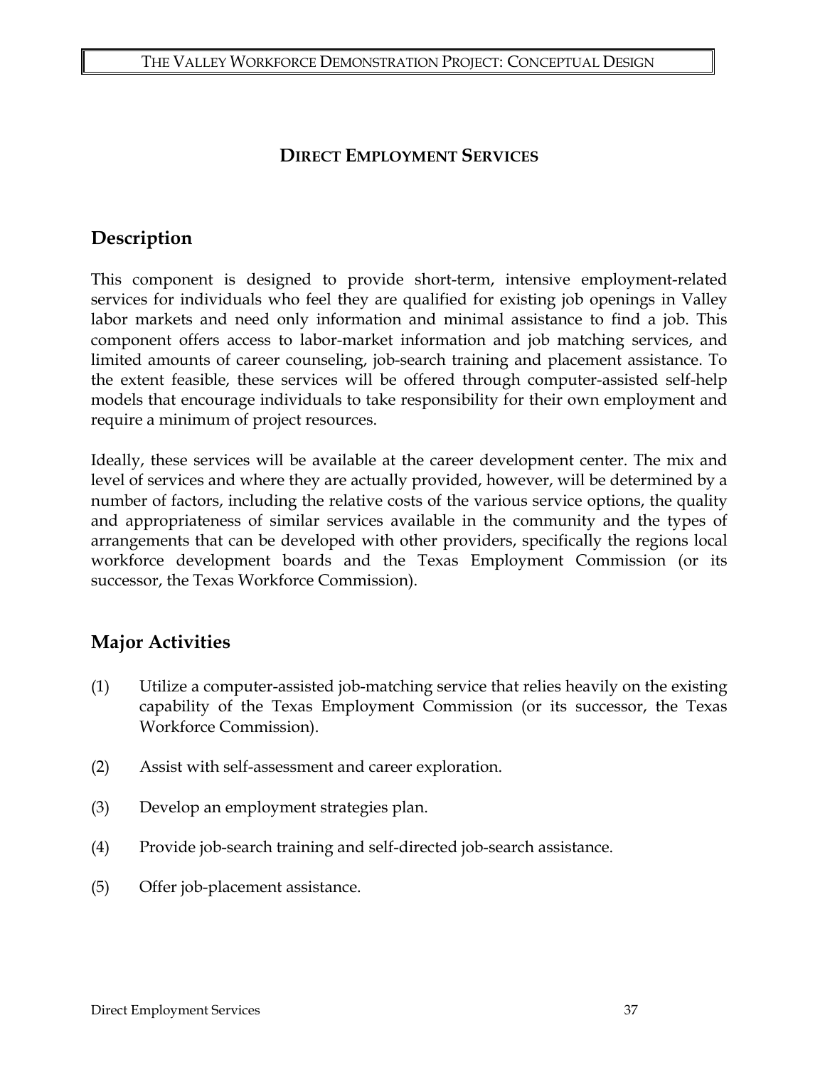# Direct Employment Services

## Description

This component is designed to provide short-term, intensive employment-related services for individuals who feel they are qualified for existing job openings in Valley labor markets and need only information and minimal assistance to find a job. This component offers access to labor-market information and job matching services, and limited amounts of career counseling, job-search training and placement assistance. To the extent feasible, these services will be offered through computer-assisted self-help models that encourage individuals to take responsibility for their own employment and require a minimum of project resources.

Ideally, these services will be available at the career development center. The mix and level of services and where they are actually provided, however, will be determined by a number of factors, including the relative costs of the various service options, the quality and appropriateness of similar services available in the community and the types of arrangements that can be developed with other providers, specifically the regions local workforce development boards and the Texas Employment Commission (or its successor, the Texas Workforce Commission).

## Major Activities

(1) Utilize a computer-assisted job-matching service that relies heavily on the existing capability of the Texas Employment Commission (or its successor, the Texas Workforce Commission).

(2) Assist with self-assessment and career exploration.

(3) Develop an employment strategies plan.

(4) Provide job-search training and self-directed job-search assistance.

(5) Offer job-placement assistance.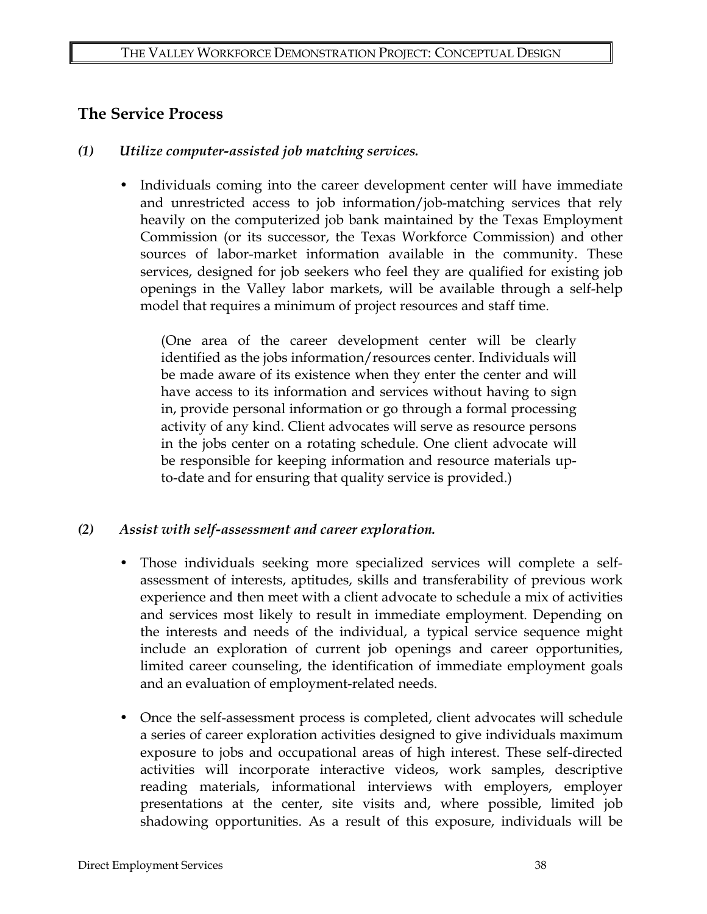## The Service Process

### *(1) Utilize computer-assisted job matching services.*

- Individuals coming into the career development center will have immediate and unrestricted access to job information/job-matching services that rely heavily on the computerized job bank maintained by the Texas Employment Commission (or its successor, the Texas Workforce Commission) and other sources of labor-market information available in the community. These services, designed for job seekers who feel they are qualified for existing job openings in the Valley labor markets, will be available through a self-help model that requires a minimum of project resources and staff time.

  (One area of the career development center will be clearly identified as the jobs information/resources center. Individuals will be made aware of its existence when they enter the center and will have access to its information and services without having to sign in, provide personal information or go through a formal processing activity of any kind. Client advocates will serve as resource persons in the jobs center on a rotating schedule. One client advocate will be responsible for keeping information and resource materials up-to-date and for ensuring that quality service is provided.)

### *(2) Assist with self-assessment and career exploration.*

- Those individuals seeking more specialized services will complete a self-assessment of interests, aptitudes, skills and transferability of previous work experience and then meet with a client advocate to schedule a mix of activities and services most likely to result in immediate employment. Depending on the interests and needs of the individual, a typical service sequence might include an exploration of current job openings and career opportunities, limited career counseling, the identification of immediate employment goals and an evaluation of employment-related needs.

- Once the self-assessment process is completed, client advocates will schedule a series of career exploration activities designed to give individuals maximum exposure to jobs and occupational areas of high interest. These self-directed activities will incorporate interactive videos, work samples, descriptive reading materials, informational interviews with employers, employer presentations at the center, site visits and, where possible, limited job shadowing opportunities. As a result of this exposure, individuals will be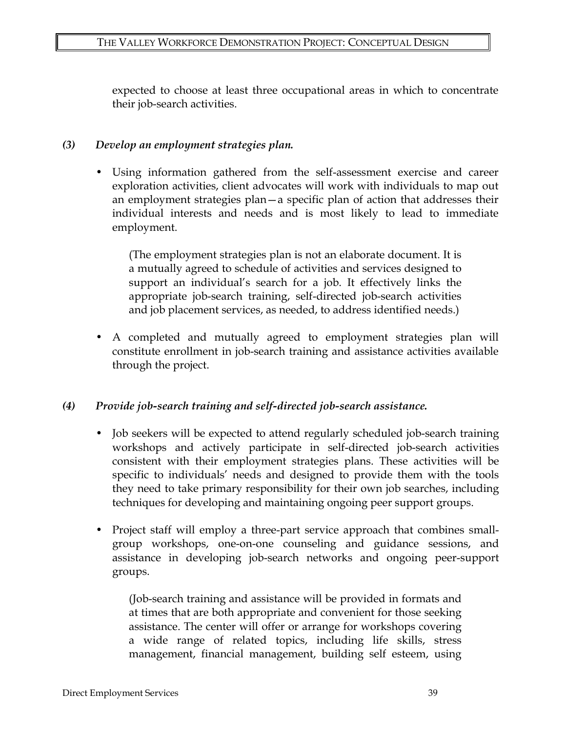expected to choose at least three occupational areas in which to concentrate their job-search activities.

***(3) Develop an employment strategies plan.***

- Using information gathered from the self-assessment exercise and career exploration activities, client advocates will work with individuals to map out an employment strategies plan—a specific plan of action that addresses their individual interests and needs and is most likely to lead to immediate employment.

  (The employment strategies plan is not an elaborate document. It is a mutually agreed to schedule of activities and services designed to support an individual's search for a job. It effectively links the appropriate job-search training, self-directed job-search activities and job placement services, as needed, to address identified needs.)

- A completed and mutually agreed to employment strategies plan will constitute enrollment in job-search training and assistance activities available through the project.

***(4) Provide job-search training and self-directed job-search assistance.***

- Job seekers will be expected to attend regularly scheduled job-search training workshops and actively participate in self-directed job-search activities consistent with their employment strategies plans. These activities will be specific to individuals' needs and designed to provide them with the tools they need to take primary responsibility for their own job searches, including techniques for developing and maintaining ongoing peer support groups.

- Project staff will employ a three-part service approach that combines small-group workshops, one-on-one counseling and guidance sessions, and assistance in developing job-search networks and ongoing peer-support groups.

  (Job-search training and assistance will be provided in formats and at times that are both appropriate and convenient for those seeking assistance. The center will offer or arrange for workshops covering a wide range of related topics, including life skills, stress management, financial management, building self esteem, using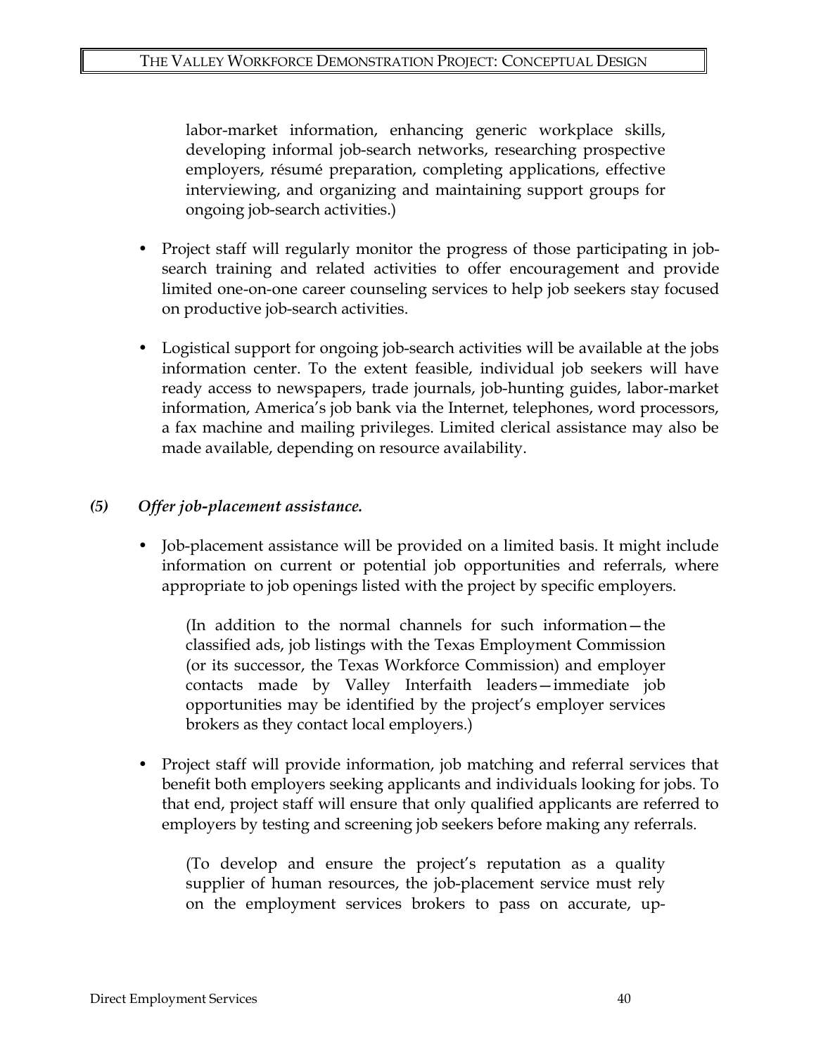labor-market information, enhancing generic workplace skills, developing informal job-search networks, researching prospective employers, résumé preparation, completing applications, effective interviewing, and organizing and maintaining support groups for ongoing job-search activities.)

- Project staff will regularly monitor the progress of those participating in job-search training and related activities to offer encouragement and provide limited one-on-one career counseling services to help job seekers stay focused on productive job-search activities.

- Logistical support for ongoing job-search activities will be available at the jobs information center. To the extent feasible, individual job seekers will have ready access to newspapers, trade journals, job-hunting guides, labor-market information, America's job bank via the Internet, telephones, word processors, a fax machine and mailing privileges. Limited clerical assistance may also be made available, depending on resource availability.

### *(5) Offer job-placement assistance.*

- Job-placement assistance will be provided on a limited basis. It might include information on current or potential job opportunities and referrals, where appropriate to job openings listed with the project by specific employers.

  (In addition to the normal channels for such information—the classified ads, job listings with the Texas Employment Commission (or its successor, the Texas Workforce Commission) and employer contacts made by Valley Interfaith leaders—immediate job opportunities may be identified by the project's employer services brokers as they contact local employers.)

- Project staff will provide information, job matching and referral services that benefit both employers seeking applicants and individuals looking for jobs. To that end, project staff will ensure that only qualified applicants are referred to employers by testing and screening job seekers before making any referrals.

  (To develop and ensure the project's reputation as a quality supplier of human resources, the job-placement service must rely on the employment services brokers to pass on accurate, up-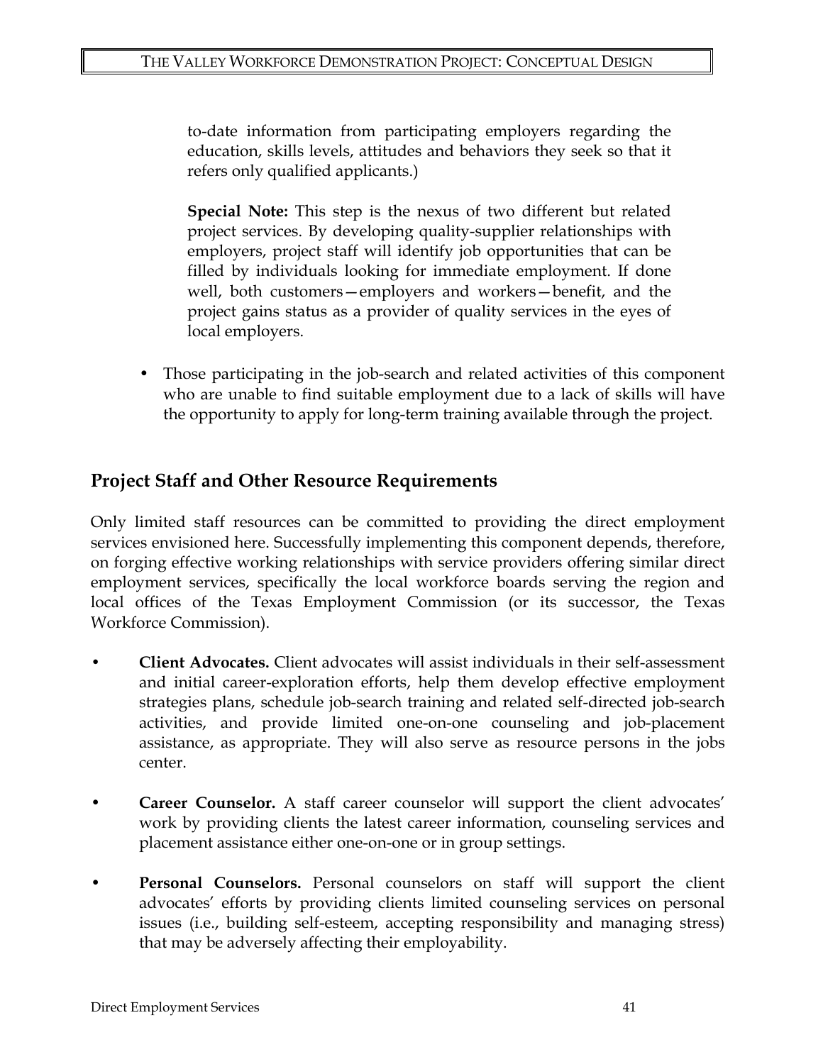to-date information from participating employers regarding the education, skills levels, attitudes and behaviors they seek so that it refers only qualified applicants.)

**Special Note:** This step is the nexus of two different but related project services. By developing quality-supplier relationships with employers, project staff will identify job opportunities that can be filled by individuals looking for immediate employment. If done well, both customers—employers and workers—benefit, and the project gains status as a provider of quality services in the eyes of local employers.

- Those participating in the job-search and related activities of this component who are unable to find suitable employment due to a lack of skills will have the opportunity to apply for long-term training available through the project.

## Project Staff and Other Resource Requirements

Only limited staff resources can be committed to providing the direct employment services envisioned here. Successfully implementing this component depends, therefore, on forging effective working relationships with service providers offering similar direct employment services, specifically the local workforce boards serving the region and local offices of the Texas Employment Commission (or its successor, the Texas Workforce Commission).

- **Client Advocates.** Client advocates will assist individuals in their self-assessment and initial career-exploration efforts, help them develop effective employment strategies plans, schedule job-search training and related self-directed job-search activities, and provide limited one-on-one counseling and job-placement assistance, as appropriate. They will also serve as resource persons in the jobs center.

- **Career Counselor.** A staff career counselor will support the client advocates' work by providing clients the latest career information, counseling services and placement assistance either one-on-one or in group settings.

- **Personal Counselors.** Personal counselors on staff will support the client advocates' efforts by providing clients limited counseling services on personal issues (i.e., building self-esteem, accepting responsibility and managing stress) that may be adversely affecting their employability.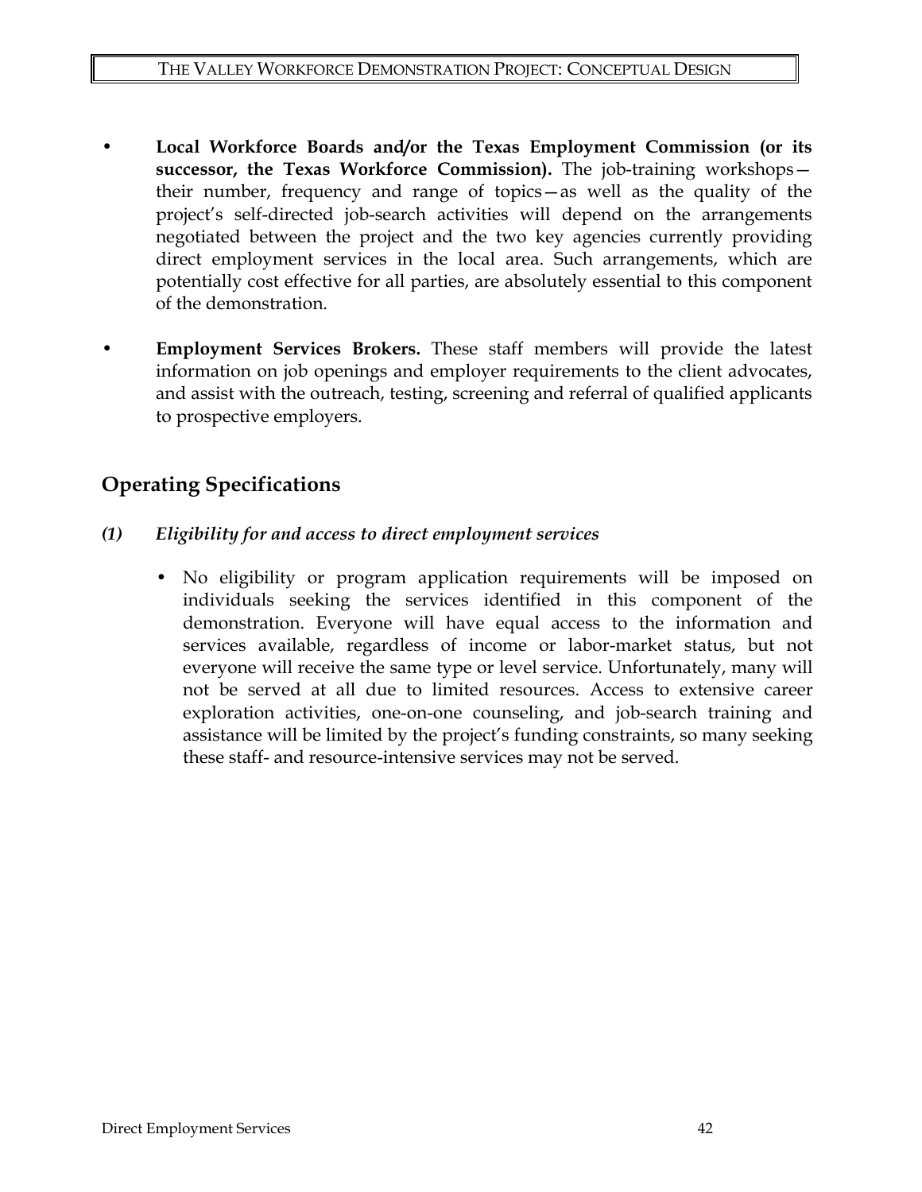- **Local Workforce Boards and/or the Texas Employment Commission (or its successor, the Texas Workforce Commission).** The job-training workshops—their number, frequency and range of topics—as well as the quality of the project's self-directed job-search activities will depend on the arrangements negotiated between the project and the two key agencies currently providing direct employment services in the local area. Such arrangements, which are potentially cost effective for all parties, are absolutely essential to this component of the demonstration.

- **Employment Services Brokers.** These staff members will provide the latest information on job openings and employer requirements to the client advocates, and assist with the outreach, testing, screening and referral of qualified applicants to prospective employers.

## Operating Specifications

### *(1) Eligibility for and access to direct employment services*

- No eligibility or program application requirements will be imposed on individuals seeking the services identified in this component of the demonstration. Everyone will have equal access to the information and services available, regardless of income or labor-market status, but not everyone will receive the same type or level service. Unfortunately, many will not be served at all due to limited resources. Access to extensive career exploration activities, one-on-one counseling, and job-search training and assistance will be limited by the project's funding constraints, so many seeking these staff- and resource-intensive services may not be served.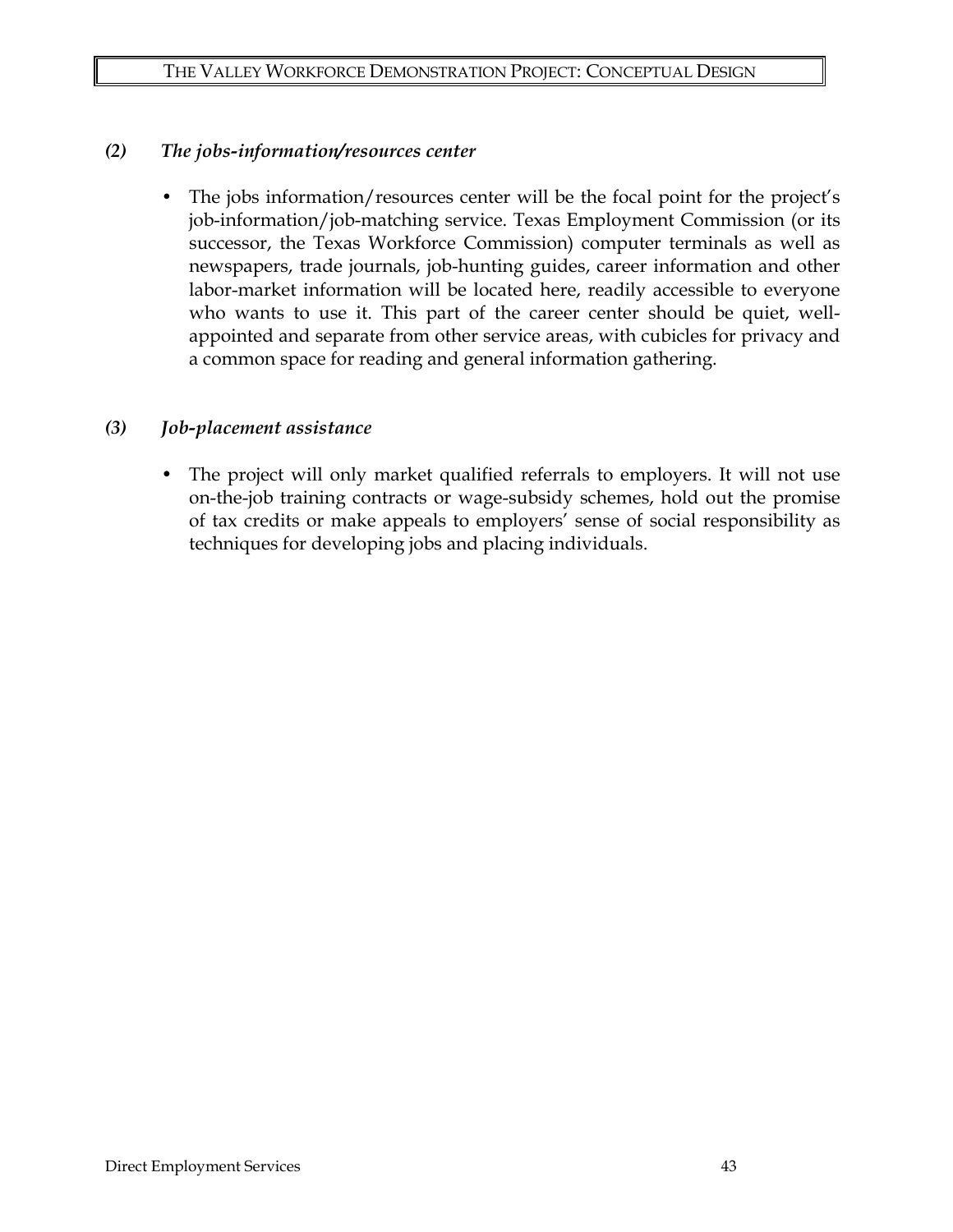### *(2) The jobs-information/resources center*

- The jobs information/resources center will be the focal point for the project's job-information/job-matching service. Texas Employment Commission (or its successor, the Texas Workforce Commission) computer terminals as well as newspapers, trade journals, job-hunting guides, career information and other labor-market information will be located here, readily accessible to everyone who wants to use it. This part of the career center should be quiet, well-appointed and separate from other service areas, with cubicles for privacy and a common space for reading and general information gathering.

### *(3) Job-placement assistance*

- The project will only market qualified referrals to employers. It will not use on-the-job training contracts or wage-subsidy schemes, hold out the promise of tax credits or make appeals to employers' sense of social responsibility as techniques for developing jobs and placing individuals.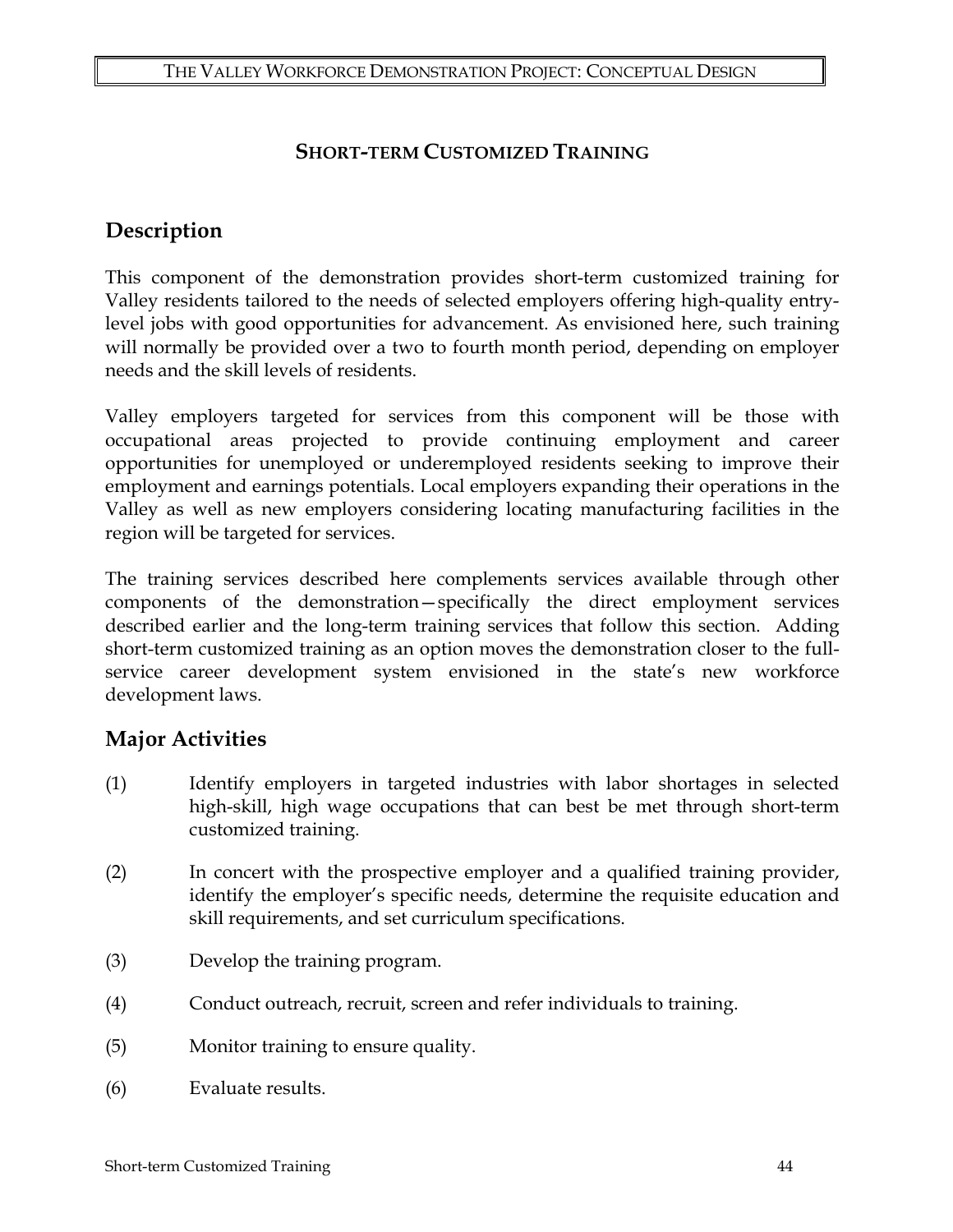## SHORT-TERM CUSTOMIZED TRAINING

### Description

This component of the demonstration provides short-term customized training for Valley residents tailored to the needs of selected employers offering high-quality entry-level jobs with good opportunities for advancement. As envisioned here, such training will normally be provided over a two to fourth month period, depending on employer needs and the skill levels of residents.

Valley employers targeted for services from this component will be those with occupational areas projected to provide continuing employment and career opportunities for unemployed or underemployed residents seeking to improve their employment and earnings potentials. Local employers expanding their operations in the Valley as well as new employers considering locating manufacturing facilities in the region will be targeted for services.

The training services described here complements services available through other components of the demonstration—specifically the direct employment services described earlier and the long-term training services that follow this section. Adding short-term customized training as an option moves the demonstration closer to the full-service career development system envisioned in the state's new workforce development laws.

### Major Activities

(1) Identify employers in targeted industries with labor shortages in selected high-skill, high wage occupations that can best be met through short-term customized training.

(2) In concert with the prospective employer and a qualified training provider, identify the employer's specific needs, determine the requisite education and skill requirements, and set curriculum specifications.

(3) Develop the training program.

(4) Conduct outreach, recruit, screen and refer individuals to training.

(5) Monitor training to ensure quality.

(6) Evaluate results.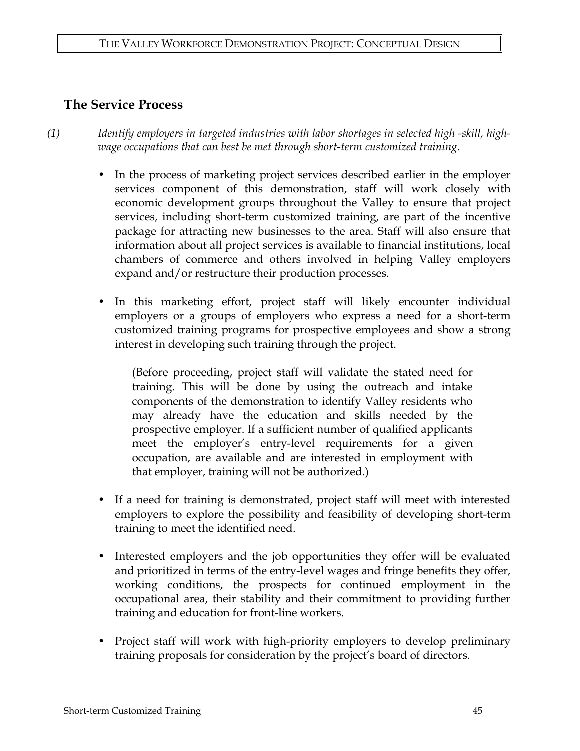## The Service Process

*(1) Identify employers in targeted industries with labor shortages in selected high -skill, high-wage occupations that can best be met through short-term customized training.*

- In the process of marketing project services described earlier in the employer services component of this demonstration, staff will work closely with economic development groups throughout the Valley to ensure that project services, including short-term customized training, are part of the incentive package for attracting new businesses to the area. Staff will also ensure that information about all project services is available to financial institutions, local chambers of commerce and others involved in helping Valley employers expand and/or restructure their production processes.

- In this marketing effort, project staff will likely encounter individual employers or a groups of employers who express a need for a short-term customized training programs for prospective employees and show a strong interest in developing such training through the project.

  (Before proceeding, project staff will validate the stated need for training. This will be done by using the outreach and intake components of the demonstration to identify Valley residents who may already have the education and skills needed by the prospective employer. If a sufficient number of qualified applicants meet the employer's entry-level requirements for a given occupation, are available and are interested in employment with that employer, training will not be authorized.)

- If a need for training is demonstrated, project staff will meet with interested employers to explore the possibility and feasibility of developing short-term training to meet the identified need.

- Interested employers and the job opportunities they offer will be evaluated and prioritized in terms of the entry-level wages and fringe benefits they offer, working conditions, the prospects for continued employment in the occupational area, their stability and their commitment to providing further training and education for front-line workers.

- Project staff will work with high-priority employers to develop preliminary training proposals for consideration by the project's board of directors.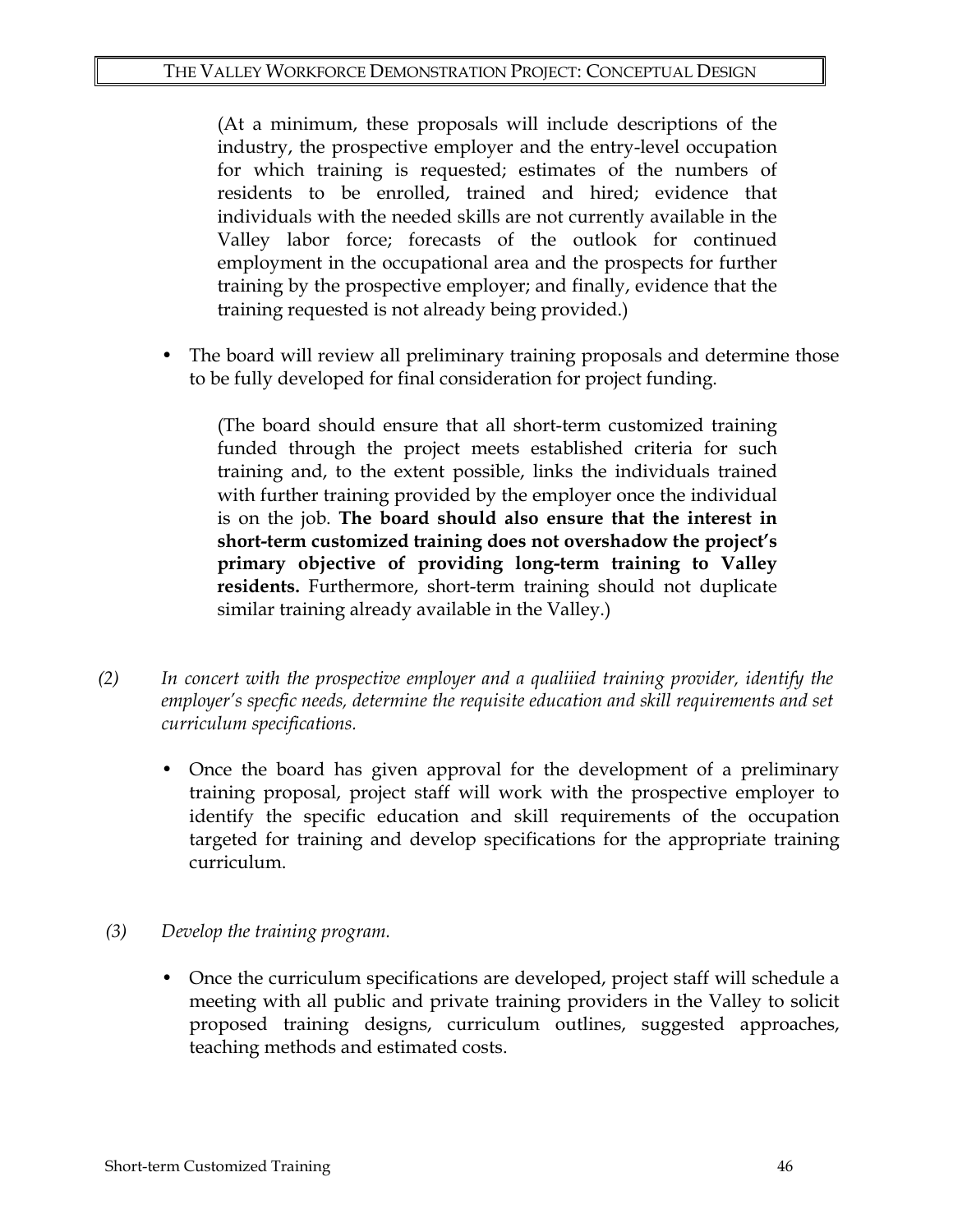(At a minimum, these proposals will include descriptions of the industry, the prospective employer and the entry-level occupation for which training is requested; estimates of the numbers of residents to be enrolled, trained and hired; evidence that individuals with the needed skills are not currently available in the Valley labor force; forecasts of the outlook for continued employment in the occupational area and the prospects for further training by the prospective employer; and finally, evidence that the training requested is not already being provided.)

- The board will review all preliminary training proposals and determine those to be fully developed for final consideration for project funding.

  (The board should ensure that all short-term customized training funded through the project meets established criteria for such training and, to the extent possible, links the individuals trained with further training provided by the employer once the individual is on the job. **The board should also ensure that the interest in short-term customized training does not overshadow the project's primary objective of providing long-term training to Valley residents.** Furthermore, short-term training should not duplicate similar training already available in the Valley.)

*(2) In concert with the prospective employer and a qualiiied training provider, identify the employer's specfic needs, determine the requisite education and skill requirements and set curriculum specifications.*

- Once the board has given approval for the development of a preliminary training proposal, project staff will work with the prospective employer to identify the specific education and skill requirements of the occupation targeted for training and develop specifications for the appropriate training curriculum.

*(3) Develop the training program.*

- Once the curriculum specifications are developed, project staff will schedule a meeting with all public and private training providers in the Valley to solicit proposed training designs, curriculum outlines, suggested approaches, teaching methods and estimated costs.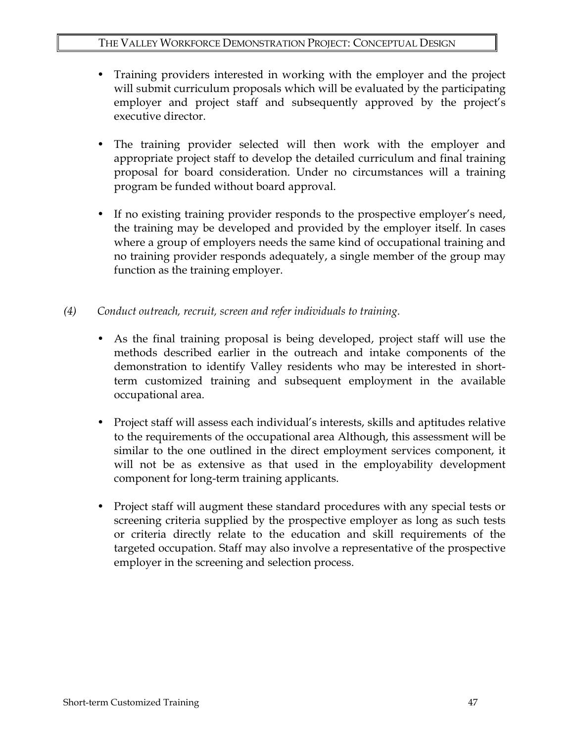- Training providers interested in working with the employer and the project will submit curriculum proposals which will be evaluated by the participating employer and project staff and subsequently approved by the project's executive director.

- The training provider selected will then work with the employer and appropriate project staff to develop the detailed curriculum and final training proposal for board consideration. Under no circumstances will a training program be funded without board approval.

- If no existing training provider responds to the prospective employer's need, the training may be developed and provided by the employer itself. In cases where a group of employers needs the same kind of occupational training and no training provider responds adequately, a single member of the group may function as the training employer.

*(4) Conduct outreach, recruit, screen and refer individuals to training.*

- As the final training proposal is being developed, project staff will use the methods described earlier in the outreach and intake components of the demonstration to identify Valley residents who may be interested in short-term customized training and subsequent employment in the available occupational area.

- Project staff will assess each individual's interests, skills and aptitudes relative to the requirements of the occupational area Although, this assessment will be similar to the one outlined in the direct employment services component, it will not be as extensive as that used in the employability development component for long-term training applicants.

- Project staff will augment these standard procedures with any special tests or screening criteria supplied by the prospective employer as long as such tests or criteria directly relate to the education and skill requirements of the targeted occupation. Staff may also involve a representative of the prospective employer in the screening and selection process.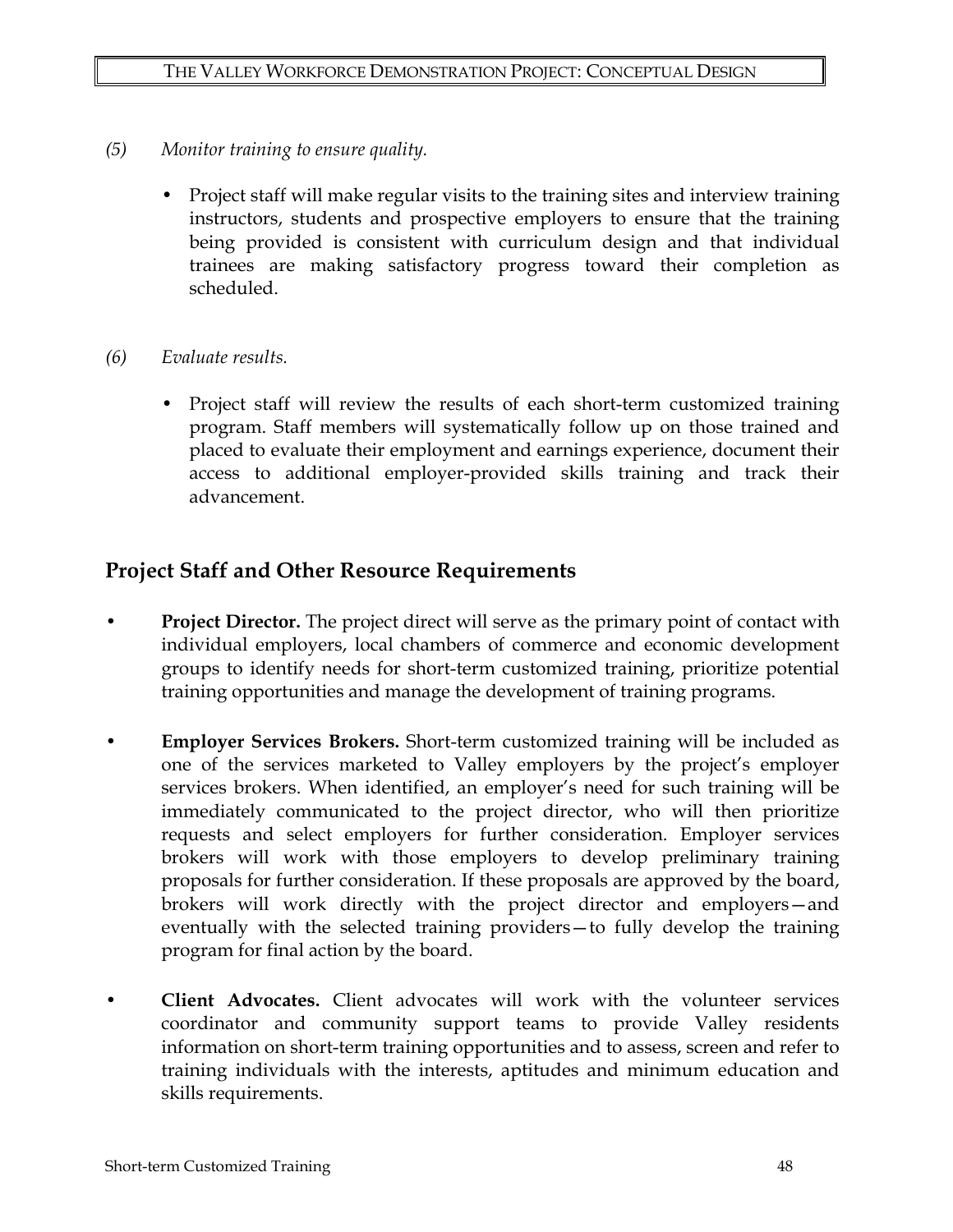*(5) Monitor training to ensure quality.*

- Project staff will make regular visits to the training sites and interview training instructors, students and prospective employers to ensure that the training being provided is consistent with curriculum design and that individual trainees are making satisfactory progress toward their completion as scheduled.

*(6) Evaluate results.*

- Project staff will review the results of each short-term customized training program. Staff members will systematically follow up on those trained and placed to evaluate their employment and earnings experience, document their access to additional employer-provided skills training and track their advancement.

## Project Staff and Other Resource Requirements

- **Project Director.** The project direct will serve as the primary point of contact with individual employers, local chambers of commerce and economic development groups to identify needs for short-term customized training, prioritize potential training opportunities and manage the development of training programs.

- **Employer Services Brokers.** Short-term customized training will be included as one of the services marketed to Valley employers by the project's employer services brokers. When identified, an employer's need for such training will be immediately communicated to the project director, who will then prioritize requests and select employers for further consideration. Employer services brokers will work with those employers to develop preliminary training proposals for further consideration. If these proposals are approved by the board, brokers will work directly with the project director and employers—and eventually with the selected training providers—to fully develop the training program for final action by the board.

- **Client Advocates.** Client advocates will work with the volunteer services coordinator and community support teams to provide Valley residents information on short-term training opportunities and to assess, screen and refer to training individuals with the interests, aptitudes and minimum education and skills requirements.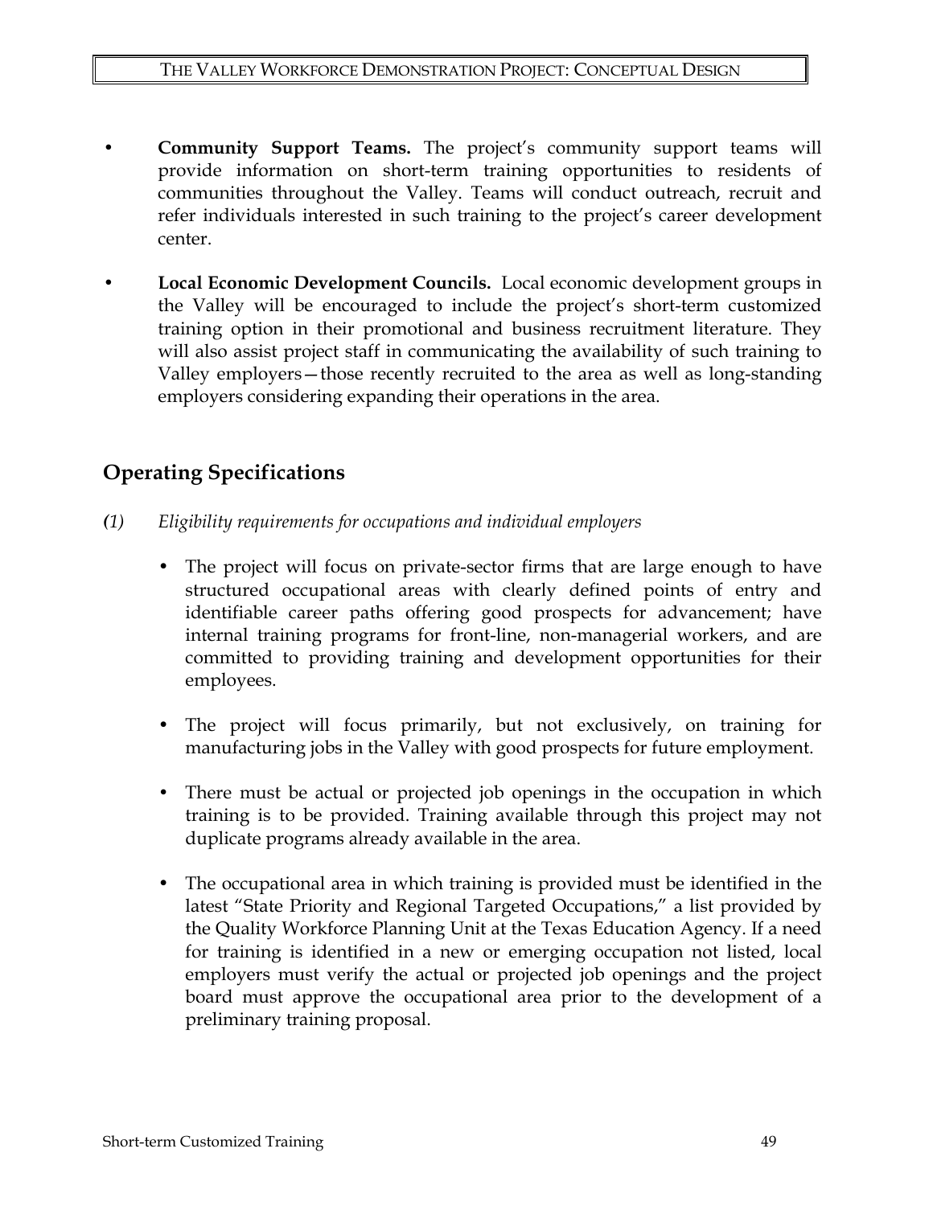- **Community Support Teams.** The project's community support teams will provide information on short-term training opportunities to residents of communities throughout the Valley. Teams will conduct outreach, recruit and refer individuals interested in such training to the project's career development center.

- **Local Economic Development Councils.** Local economic development groups in the Valley will be encouraged to include the project's short-term customized training option in their promotional and business recruitment literature. They will also assist project staff in communicating the availability of such training to Valley employers—those recently recruited to the area as well as long-standing employers considering expanding their operations in the area.

## Operating Specifications

*(1) Eligibility requirements for occupations and individual employers*

- The project will focus on private-sector firms that are large enough to have structured occupational areas with clearly defined points of entry and identifiable career paths offering good prospects for advancement; have internal training programs for front-line, non-managerial workers, and are committed to providing training and development opportunities for their employees.

- The project will focus primarily, but not exclusively, on training for manufacturing jobs in the Valley with good prospects for future employment.

- There must be actual or projected job openings in the occupation in which training is to be provided. Training available through this project may not duplicate programs already available in the area.

- The occupational area in which training is provided must be identified in the latest "State Priority and Regional Targeted Occupations," a list provided by the Quality Workforce Planning Unit at the Texas Education Agency. If a need for training is identified in a new or emerging occupation not listed, local employers must verify the actual or projected job openings and the project board must approve the occupational area prior to the development of a preliminary training proposal.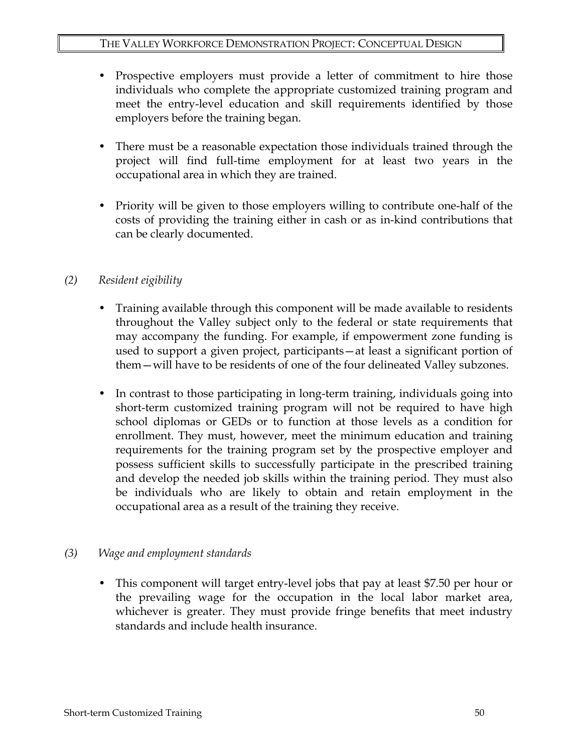- Prospective employers must provide a letter of commitment to hire those individuals who complete the appropriate customized training program and meet the entry-level education and skill requirements identified by those employers before the training began.

- There must be a reasonable expectation those individuals trained through the project will find full-time employment for at least two years in the occupational area in which they are trained.

- Priority will be given to those employers willing to contribute one-half of the costs of providing the training either in cash or as in-kind contributions that can be clearly documented.

*(2) Resident eigibility*

- Training available through this component will be made available to residents throughout the Valley subject only to the federal or state requirements that may accompany the funding. For example, if empowerment zone funding is used to support a given project, participants—at least a significant portion of them—will have to be residents of one of the four delineated Valley subzones.

- In contrast to those participating in long-term training, individuals going into short-term customized training program will not be required to have high school diplomas or GEDs or to function at those levels as a condition for enrollment. They must, however, meet the minimum education and training requirements for the training program set by the prospective employer and possess sufficient skills to successfully participate in the prescribed training and develop the needed job skills within the training period. They must also be individuals who are likely to obtain and retain employment in the occupational area as a result of the training they receive.

*(3) Wage and employment standards*

- This component will target entry-level jobs that pay at least $7.50 per hour or the prevailing wage for the occupation in the local labor market area, whichever is greater. They must provide fringe benefits that meet industry standards and include health insurance.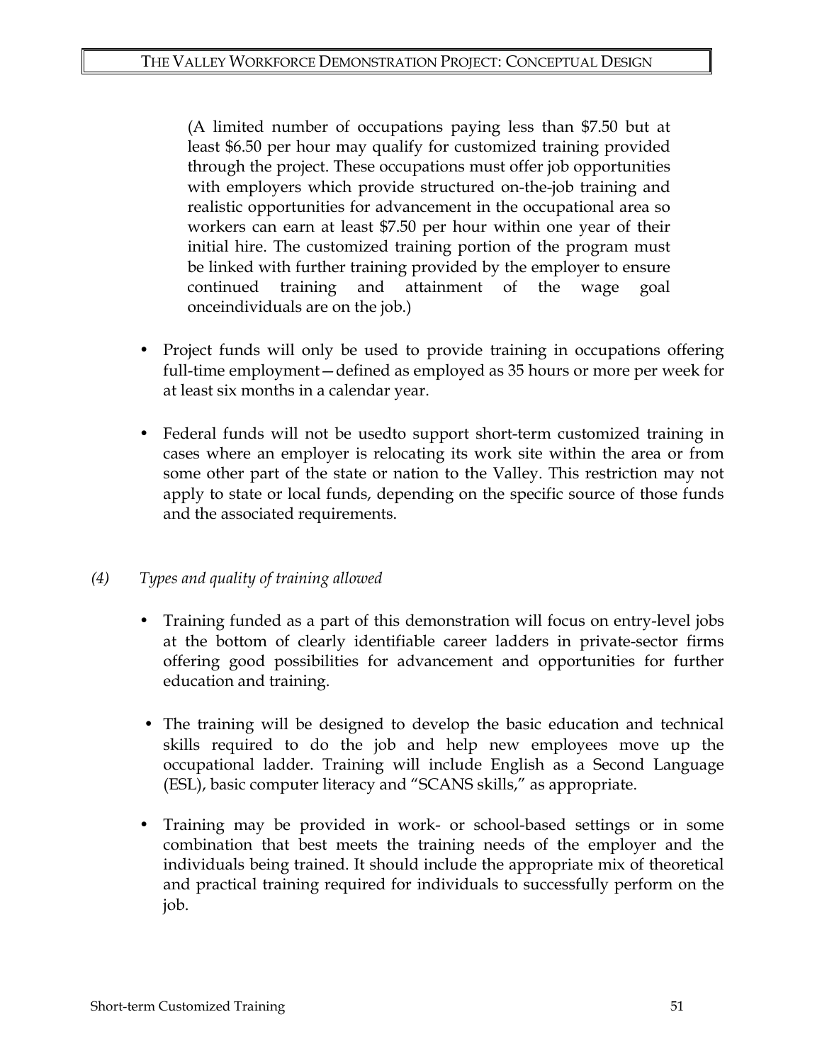(A limited number of occupations paying less than $7.50 but at least $6.50 per hour may qualify for customized training provided through the project. These occupations must offer job opportunities with employers which provide structured on-the-job training and realistic opportunities for advancement in the occupational area so workers can earn at least $7.50 per hour within one year of their initial hire. The customized training portion of the program must be linked with further training provided by the employer to ensure continued training and attainment of the wage goal onceindividuals are on the job.)

- Project funds will only be used to provide training in occupations offering full-time employment—defined as employed as 35 hours or more per week for at least six months in a calendar year.

- Federal funds will not be usedto support short-term customized training in cases where an employer is relocating its work site within the area or from some other part of the state or nation to the Valley. This restriction may not apply to state or local funds, depending on the specific source of those funds and the associated requirements.

*(4) Types and quality of training allowed*

- Training funded as a part of this demonstration will focus on entry-level jobs at the bottom of clearly identifiable career ladders in private-sector firms offering good possibilities for advancement and opportunities for further education and training.

- The training will be designed to develop the basic education and technical skills required to do the job and help new employees move up the occupational ladder. Training will include English as a Second Language (ESL), basic computer literacy and "SCANS skills," as appropriate.

- Training may be provided in work- or school-based settings or in some combination that best meets the training needs of the employer and the individuals being trained. It should include the appropriate mix of theoretical and practical training required for individuals to successfully perform on the job.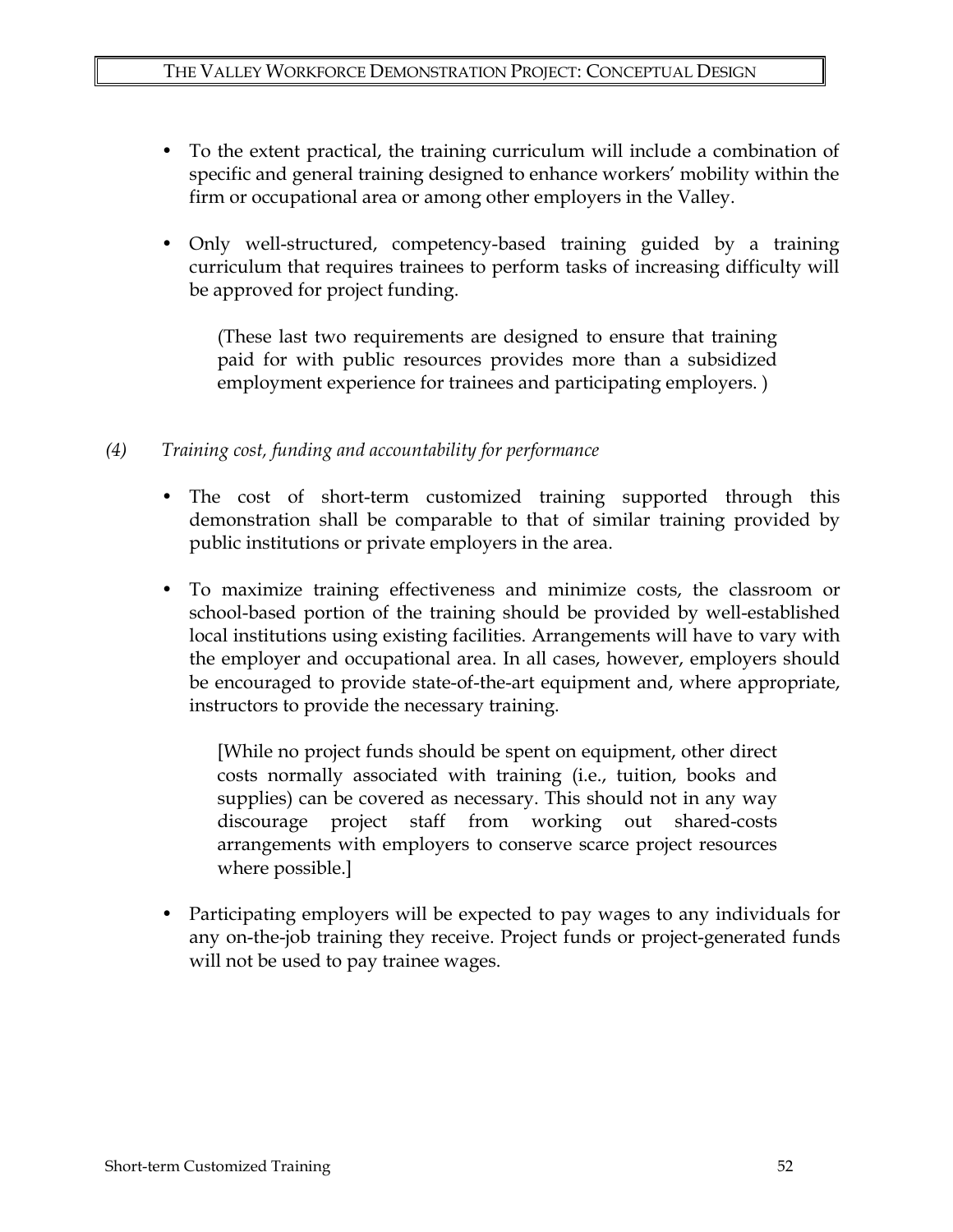- To the extent practical, the training curriculum will include a combination of specific and general training designed to enhance workers' mobility within the firm or occupational area or among other employers in the Valley.

- Only well-structured, competency-based training guided by a training curriculum that requires trainees to perform tasks of increasing difficulty will be approved for project funding.

  (These last two requirements are designed to ensure that training paid for with public resources provides more than a subsidized employment experience for trainees and participating employers. )

*(4) Training cost, funding and accountability for performance*

- The cost of short-term customized training supported through this demonstration shall be comparable to that of similar training provided by public institutions or private employers in the area.

- To maximize training effectiveness and minimize costs, the classroom or school-based portion of the training should be provided by well-established local institutions using existing facilities. Arrangements will have to vary with the employer and occupational area. In all cases, however, employers should be encouraged to provide state-of-the-art equipment and, where appropriate, instructors to provide the necessary training.

  [While no project funds should be spent on equipment, other direct costs normally associated with training (i.e., tuition, books and supplies) can be covered as necessary. This should not in any way discourage project staff from working out shared-costs arrangements with employers to conserve scarce project resources where possible.]

- Participating employers will be expected to pay wages to any individuals for any on-the-job training they receive. Project funds or project-generated funds will not be used to pay trainee wages.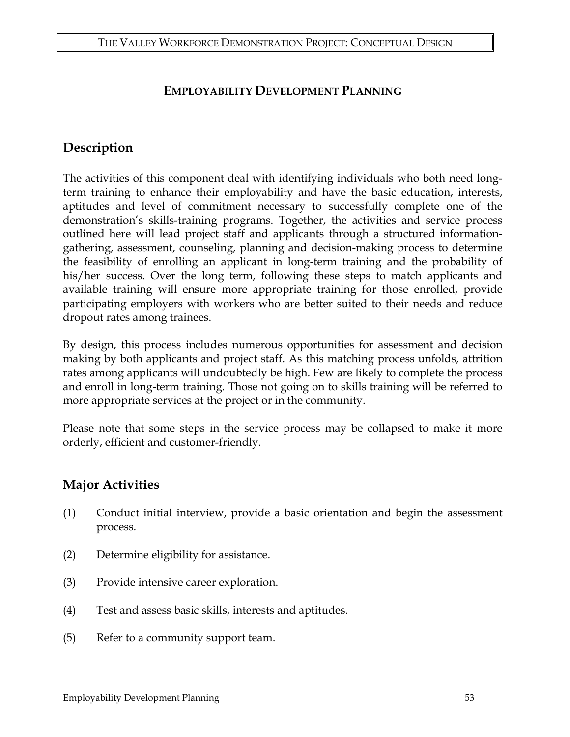# EMPLOYABILITY DEVELOPMENT PLANNING

## Description

The activities of this component deal with identifying individuals who both need long-term training to enhance their employability and have the basic education, interests, aptitudes and level of commitment necessary to successfully complete one of the demonstration's skills-training programs. Together, the activities and service process outlined here will lead project staff and applicants through a structured information-gathering, assessment, counseling, planning and decision-making process to determine the feasibility of enrolling an applicant in long-term training and the probability of his/her success. Over the long term, following these steps to match applicants and available training will ensure more appropriate training for those enrolled, provide participating employers with workers who are better suited to their needs and reduce dropout rates among trainees.

By design, this process includes numerous opportunities for assessment and decision making by both applicants and project staff. As this matching process unfolds, attrition rates among applicants will undoubtedly be high. Few are likely to complete the process and enroll in long-term training. Those not going on to skills training will be referred to more appropriate services at the project or in the community.

Please note that some steps in the service process may be collapsed to make it more orderly, efficient and customer-friendly.

## Major Activities

(1) Conduct initial interview, provide a basic orientation and begin the assessment process.

(2) Determine eligibility for assistance.

(3) Provide intensive career exploration.

(4) Test and assess basic skills, interests and aptitudes.

(5) Refer to a community support team.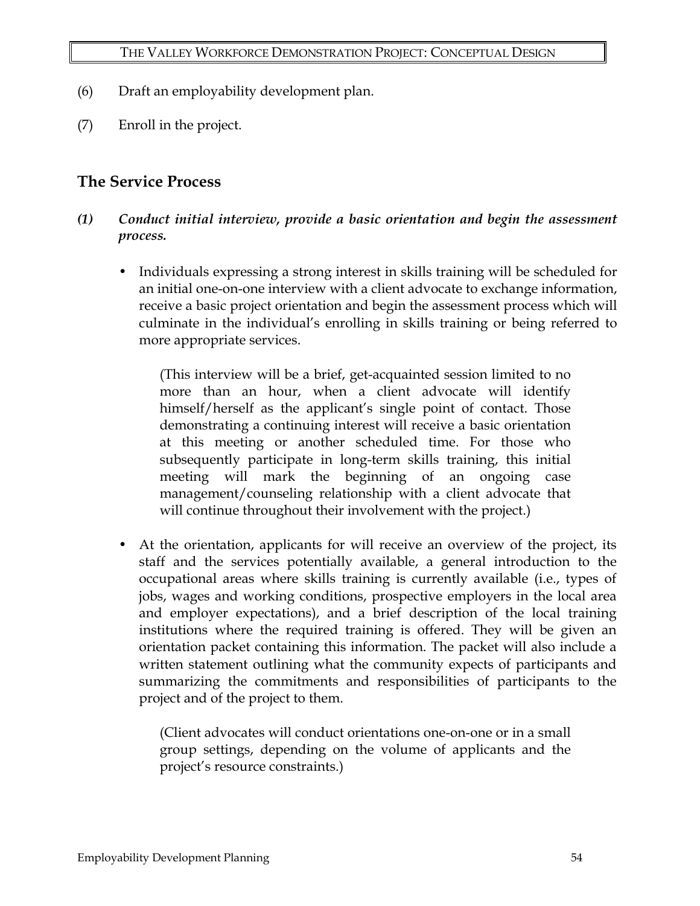(6) Draft an employability development plan.

(7) Enroll in the project.

## The Service Process

***(1) Conduct initial interview, provide a basic orientation and begin the assessment process.***

- Individuals expressing a strong interest in skills training will be scheduled for an initial one-on-one interview with a client advocate to exchange information, receive a basic project orientation and begin the assessment process which will culminate in the individual's enrolling in skills training or being referred to more appropriate services.

  (This interview will be a brief, get-acquainted session limited to no more than an hour, when a client advocate will identify himself/herself as the applicant's single point of contact. Those demonstrating a continuing interest will receive a basic orientation at this meeting or another scheduled time. For those who subsequently participate in long-term skills training, this initial meeting will mark the beginning of an ongoing case management/counseling relationship with a client advocate that will continue throughout their involvement with the project.)

- At the orientation, applicants for will receive an overview of the project, its staff and the services potentially available, a general introduction to the occupational areas where skills training is currently available (i.e., types of jobs, wages and working conditions, prospective employers in the local area and employer expectations), and a brief description of the local training institutions where the required training is offered. They will be given an orientation packet containing this information. The packet will also include a written statement outlining what the community expects of participants and summarizing the commitments and responsibilities of participants to the project and of the project to them.

  (Client advocates will conduct orientations one-on-one or in a small group settings, depending on the volume of applicants and the project's resource constraints.)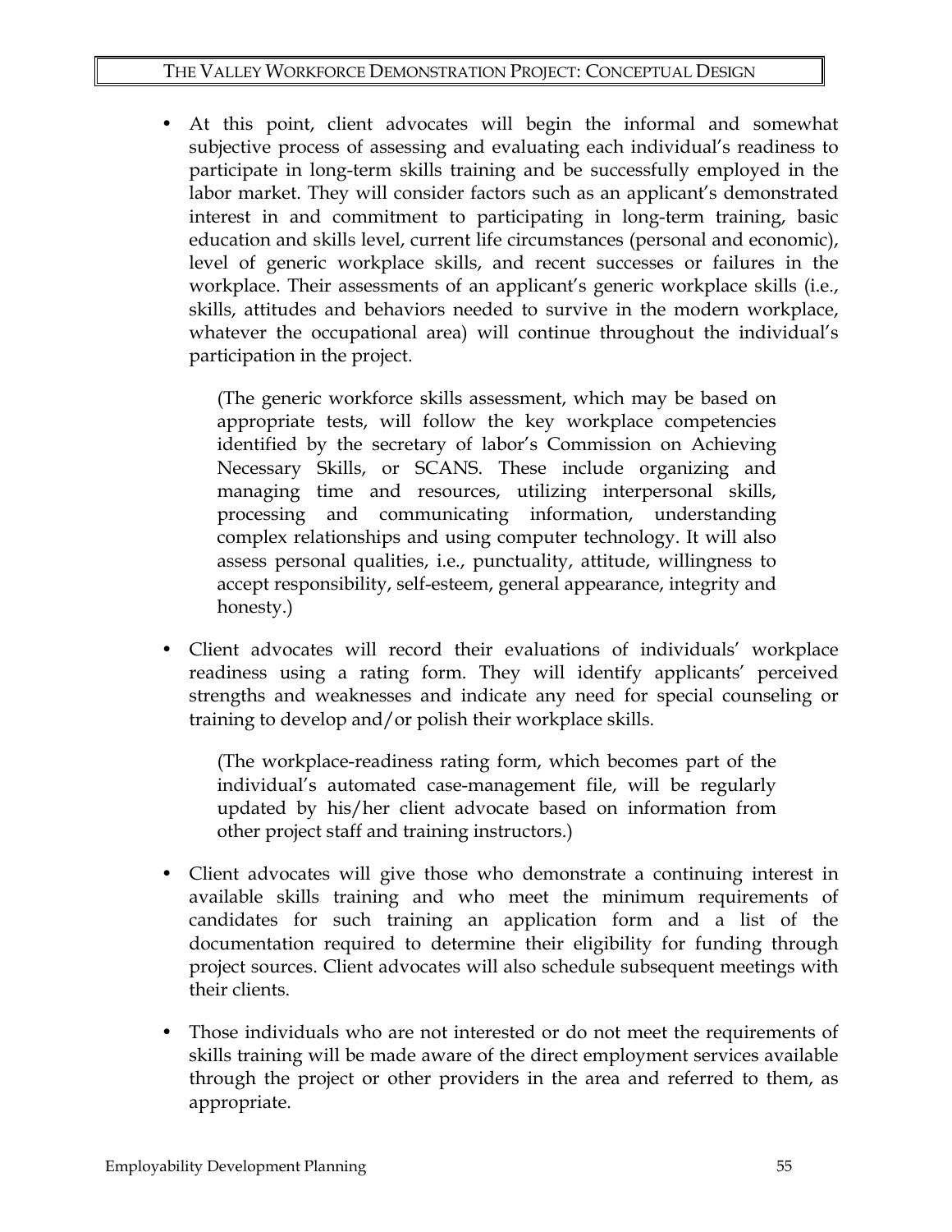- At this point, client advocates will begin the informal and somewhat subjective process of assessing and evaluating each individual's readiness to participate in long-term skills training and be successfully employed in the labor market. They will consider factors such as an applicant's demonstrated interest in and commitment to participating in long-term training, basic education and skills level, current life circumstances (personal and economic), level of generic workplace skills, and recent successes or failures in the workplace. Their assessments of an applicant's generic workplace skills (i.e., skills, attitudes and behaviors needed to survive in the modern workplace, whatever the occupational area) will continue throughout the individual's participation in the project.

  (The generic workforce skills assessment, which may be based on appropriate tests, will follow the key workplace competencies identified by the secretary of labor's Commission on Achieving Necessary Skills, or SCANS. These include organizing and managing time and resources, utilizing interpersonal skills, processing and communicating information, understanding complex relationships and using computer technology. It will also assess personal qualities, i.e., punctuality, attitude, willingness to accept responsibility, self-esteem, general appearance, integrity and honesty.)

- Client advocates will record their evaluations of individuals' workplace readiness using a rating form. They will identify applicants' perceived strengths and weaknesses and indicate any need for special counseling or training to develop and/or polish their workplace skills.

  (The workplace-readiness rating form, which becomes part of the individual's automated case-management file, will be regularly updated by his/her client advocate based on information from other project staff and training instructors.)

- Client advocates will give those who demonstrate a continuing interest in available skills training and who meet the minimum requirements of candidates for such training an application form and a list of the documentation required to determine their eligibility for funding through project sources. Client advocates will also schedule subsequent meetings with their clients.

- Those individuals who are not interested or do not meet the requirements of skills training will be made aware of the direct employment services available through the project or other providers in the area and referred to them, as appropriate.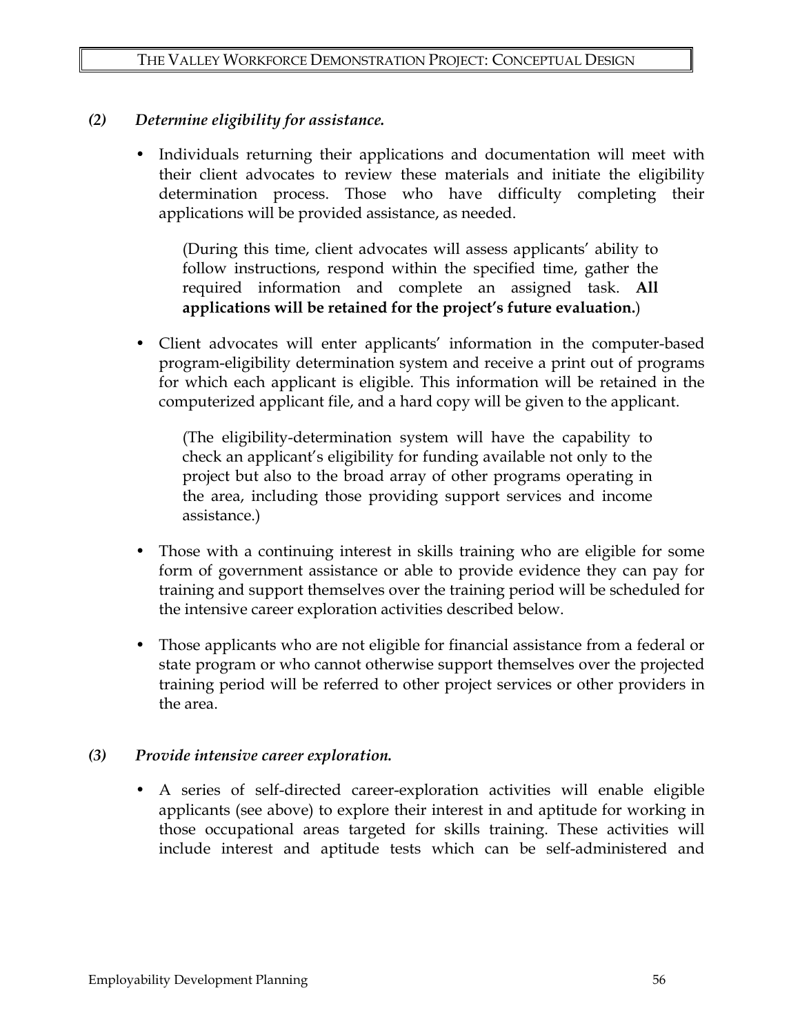*(2) Determine eligibility for assistance.*

- Individuals returning their applications and documentation will meet with their client advocates to review these materials and initiate the eligibility determination process. Those who have difficulty completing their applications will be provided assistance, as needed.

  (During this time, client advocates will assess applicants' ability to follow instructions, respond within the specified time, gather the required information and complete an assigned task. **All applications will be retained for the project's future evaluation.**)

- Client advocates will enter applicants' information in the computer-based program-eligibility determination system and receive a print out of programs for which each applicant is eligible. This information will be retained in the computerized applicant file, and a hard copy will be given to the applicant.

  (The eligibility-determination system will have the capability to check an applicant's eligibility for funding available not only to the project but also to the broad array of other programs operating in the area, including those providing support services and income assistance.)

- Those with a continuing interest in skills training who are eligible for some form of government assistance or able to provide evidence they can pay for training and support themselves over the training period will be scheduled for the intensive career exploration activities described below.

- Those applicants who are not eligible for financial assistance from a federal or state program or who cannot otherwise support themselves over the projected training period will be referred to other project services or other providers in the area.

*(3) Provide intensive career exploration.*

- A series of self-directed career-exploration activities will enable eligible applicants (see above) to explore their interest in and aptitude for working in those occupational areas targeted for skills training. These activities will include interest and aptitude tests which can be self-administered and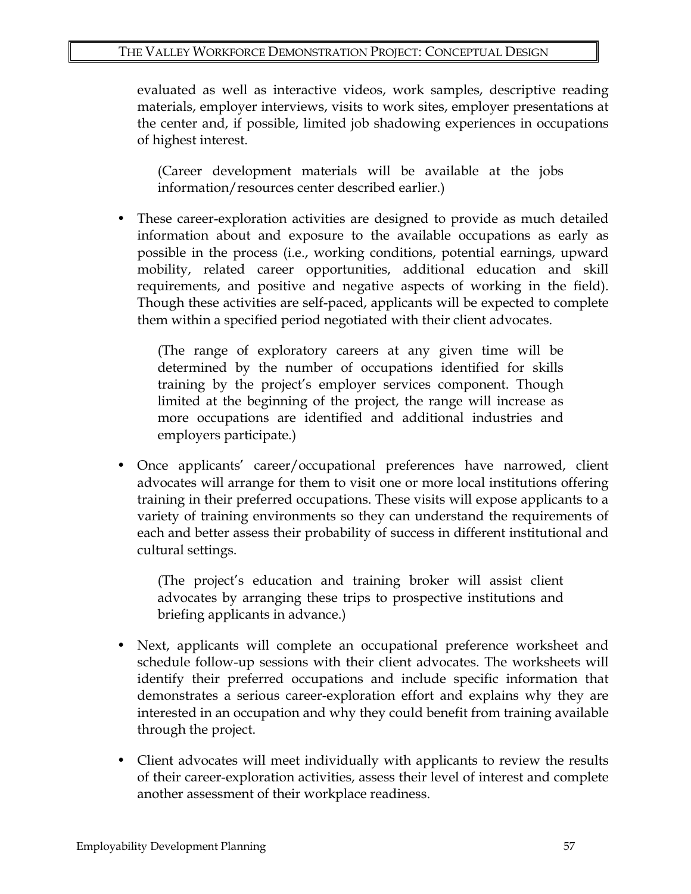evaluated as well as interactive videos, work samples, descriptive reading materials, employer interviews, visits to work sites, employer presentations at the center and, if possible, limited job shadowing experiences in occupations of highest interest.

(Career development materials will be available at the jobs information/resources center described earlier.)

- These career-exploration activities are designed to provide as much detailed information about and exposure to the available occupations as early as possible in the process (i.e., working conditions, potential earnings, upward mobility, related career opportunities, additional education and skill requirements, and positive and negative aspects of working in the field). Though these activities are self-paced, applicants will be expected to complete them within a specified period negotiated with their client advocates.

  (The range of exploratory careers at any given time will be determined by the number of occupations identified for skills training by the project's employer services component. Though limited at the beginning of the project, the range will increase as more occupations are identified and additional industries and employers participate.)

- Once applicants' career/occupational preferences have narrowed, client advocates will arrange for them to visit one or more local institutions offering training in their preferred occupations. These visits will expose applicants to a variety of training environments so they can understand the requirements of each and better assess their probability of success in different institutional and cultural settings.

  (The project's education and training broker will assist client advocates by arranging these trips to prospective institutions and briefing applicants in advance.)

- Next, applicants will complete an occupational preference worksheet and schedule follow-up sessions with their client advocates. The worksheets will identify their preferred occupations and include specific information that demonstrates a serious career-exploration effort and explains why they are interested in an occupation and why they could benefit from training available through the project.

- Client advocates will meet individually with applicants to review the results of their career-exploration activities, assess their level of interest and complete another assessment of their workplace readiness.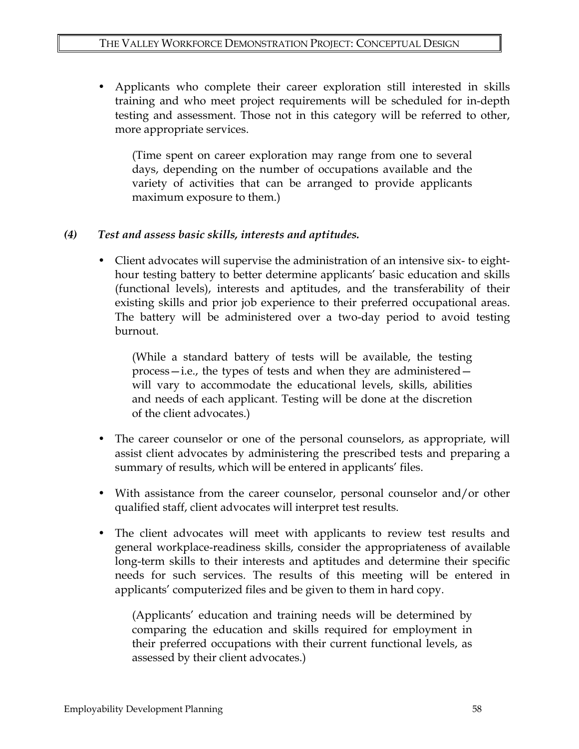- Applicants who complete their career exploration still interested in skills training and who meet project requirements will be scheduled for in-depth testing and assessment. Those not in this category will be referred to other, more appropriate services.

  (Time spent on career exploration may range from one to several days, depending on the number of occupations available and the variety of activities that can be arranged to provide applicants maximum exposure to them.)

***(4) Test and assess basic skills, interests and aptitudes.***

- Client advocates will supervise the administration of an intensive six- to eight-hour testing battery to better determine applicants' basic education and skills (functional levels), interests and aptitudes, and the transferability of their existing skills and prior job experience to their preferred occupational areas. The battery will be administered over a two-day period to avoid testing burnout.

  (While a standard battery of tests will be available, the testing process—i.e., the types of tests and when they are administered—will vary to accommodate the educational levels, skills, abilities and needs of each applicant. Testing will be done at the discretion of the client advocates.)

- The career counselor or one of the personal counselors, as appropriate, will assist client advocates by administering the prescribed tests and preparing a summary of results, which will be entered in applicants' files.

- With assistance from the career counselor, personal counselor and/or other qualified staff, client advocates will interpret test results.

- The client advocates will meet with applicants to review test results and general workplace-readiness skills, consider the appropriateness of available long-term skills to their interests and aptitudes and determine their specific needs for such services. The results of this meeting will be entered in applicants' computerized files and be given to them in hard copy.

  (Applicants' education and training needs will be determined by comparing the education and skills required for employment in their preferred occupations with their current functional levels, as assessed by their client advocates.)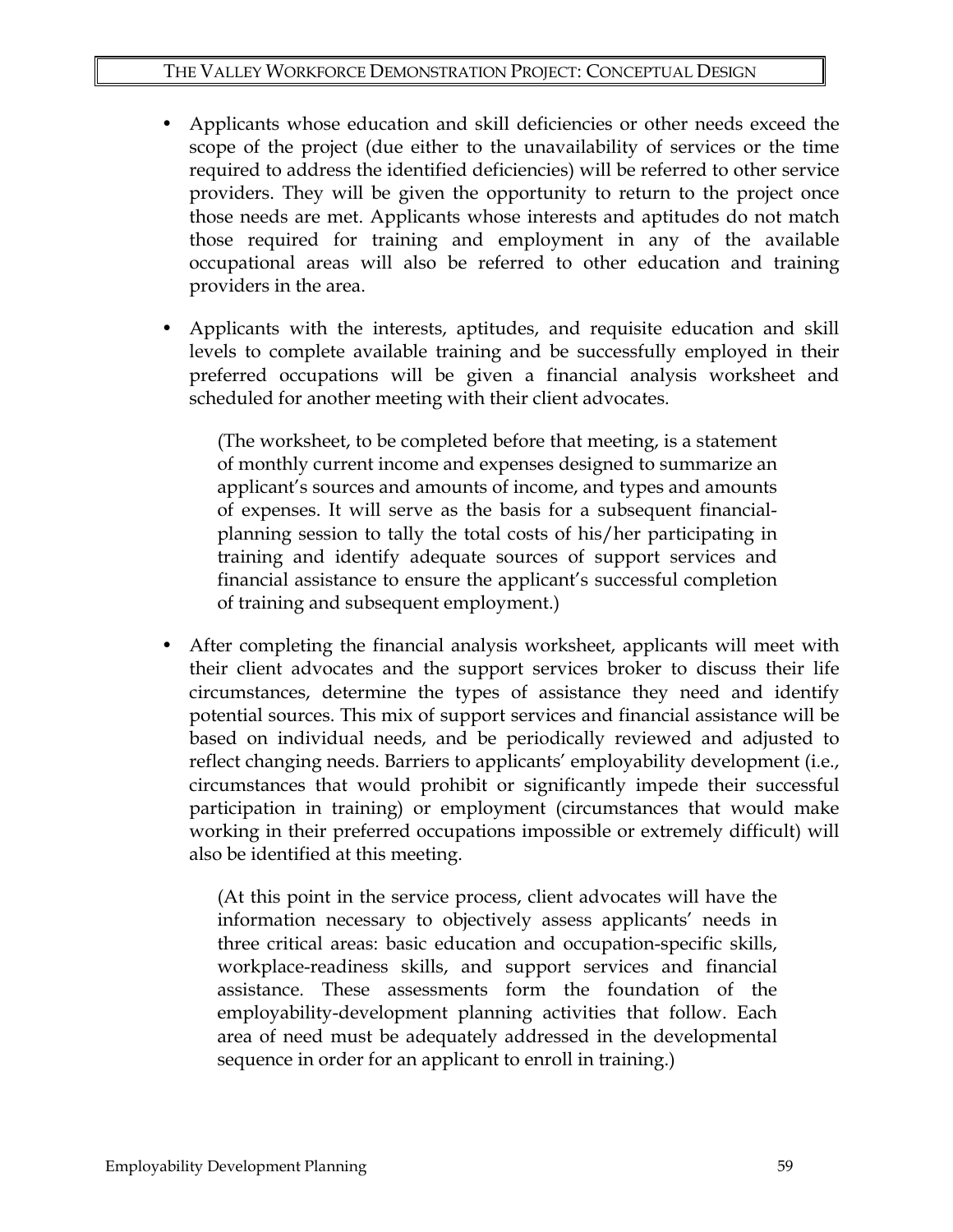- Applicants whose education and skill deficiencies or other needs exceed the scope of the project (due either to the unavailability of services or the time required to address the identified deficiencies) will be referred to other service providers. They will be given the opportunity to return to the project once those needs are met. Applicants whose interests and aptitudes do not match those required for training and employment in any of the available occupational areas will also be referred to other education and training providers in the area.

- Applicants with the interests, aptitudes, and requisite education and skill levels to complete available training and be successfully employed in their preferred occupations will be given a financial analysis worksheet and scheduled for another meeting with their client advocates.

  (The worksheet, to be completed before that meeting, is a statement of monthly current income and expenses designed to summarize an applicant's sources and amounts of income, and types and amounts of expenses. It will serve as the basis for a subsequent financial-planning session to tally the total costs of his/her participating in training and identify adequate sources of support services and financial assistance to ensure the applicant's successful completion of training and subsequent employment.)

- After completing the financial analysis worksheet, applicants will meet with their client advocates and the support services broker to discuss their life circumstances, determine the types of assistance they need and identify potential sources. This mix of support services and financial assistance will be based on individual needs, and be periodically reviewed and adjusted to reflect changing needs. Barriers to applicants' employability development (i.e., circumstances that would prohibit or significantly impede their successful participation in training) or employment (circumstances that would make working in their preferred occupations impossible or extremely difficult) will also be identified at this meeting.

  (At this point in the service process, client advocates will have the information necessary to objectively assess applicants' needs in three critical areas: basic education and occupation-specific skills, workplace-readiness skills, and support services and financial assistance. These assessments form the foundation of the employability-development planning activities that follow. Each area of need must be adequately addressed in the developmental sequence in order for an applicant to enroll in training.)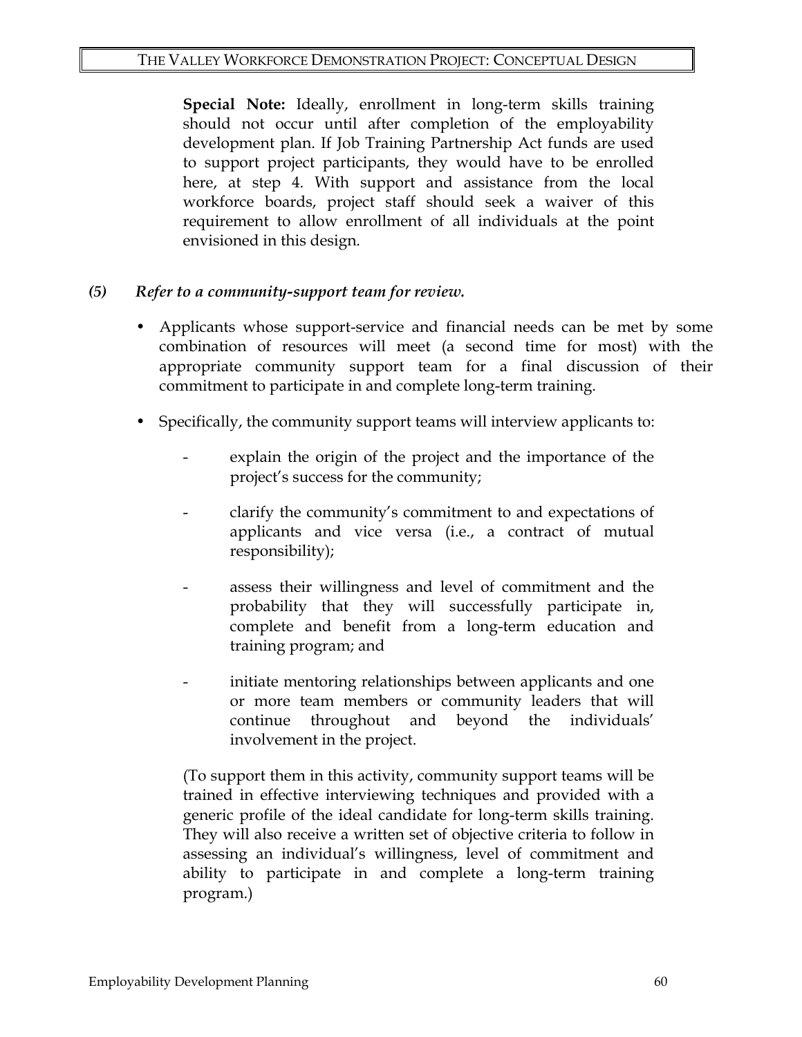**Special Note:** Ideally, enrollment in long-term skills training should not occur until after completion of the employability development plan. If Job Training Partnership Act funds are used to support project participants, they would have to be enrolled here, at step 4. With support and assistance from the local workforce boards, project staff should seek a waiver of this requirement to allow enrollment of all individuals at the point envisioned in this design.

***(5) Refer to a community-support team for review.***

- Applicants whose support-service and financial needs can be met by some combination of resources will meet (a second time for most) with the appropriate community support team for a final discussion of their commitment to participate in and complete long-term training.

- Specifically, the community support teams will interview applicants to:

  - explain the origin of the project and the importance of the project's success for the community;

  - clarify the community's commitment to and expectations of applicants and vice versa (i.e., a contract of mutual responsibility);

  - assess their willingness and level of commitment and the probability that they will successfully participate in, complete and benefit from a long-term education and training program; and

  - initiate mentoring relationships between applicants and one or more team members or community leaders that will continue throughout and beyond the individuals' involvement in the project.

  (To support them in this activity, community support teams will be trained in effective interviewing techniques and provided with a generic profile of the ideal candidate for long-term skills training. They will also receive a written set of objective criteria to follow in assessing an individual's willingness, level of commitment and ability to participate in and complete a long-term training program.)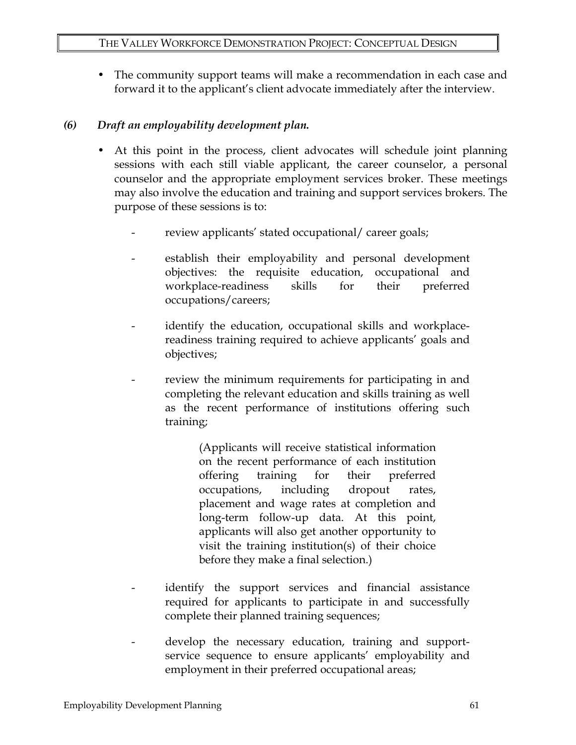- The community support teams will make a recommendation in each case and forward it to the applicant's client advocate immediately after the interview.

### *(6) Draft an employability development plan.*

- At this point in the process, client advocates will schedule joint planning sessions with each still viable applicant, the career counselor, a personal counselor and the appropriate employment services broker. These meetings may also involve the education and training and support services brokers. The purpose of these sessions is to:

  - review applicants' stated occupational/ career goals;

  - establish their employability and personal development objectives: the requisite education, occupational and workplace-readiness skills for their preferred occupations/careers;

  - identify the education, occupational skills and workplace-readiness training required to achieve applicants' goals and objectives;

  - review the minimum requirements for participating in and completing the relevant education and skills training as well as the recent performance of institutions offering such training;

    (Applicants will receive statistical information on the recent performance of each institution offering training for their preferred occupations, including dropout rates, placement and wage rates at completion and long-term follow-up data. At this point, applicants will also get another opportunity to visit the training institution(s) of their choice before they make a final selection.)

  - identify the support services and financial assistance required for applicants to participate in and successfully complete their planned training sequences;

  - develop the necessary education, training and support-service sequence to ensure applicants' employability and employment in their preferred occupational areas;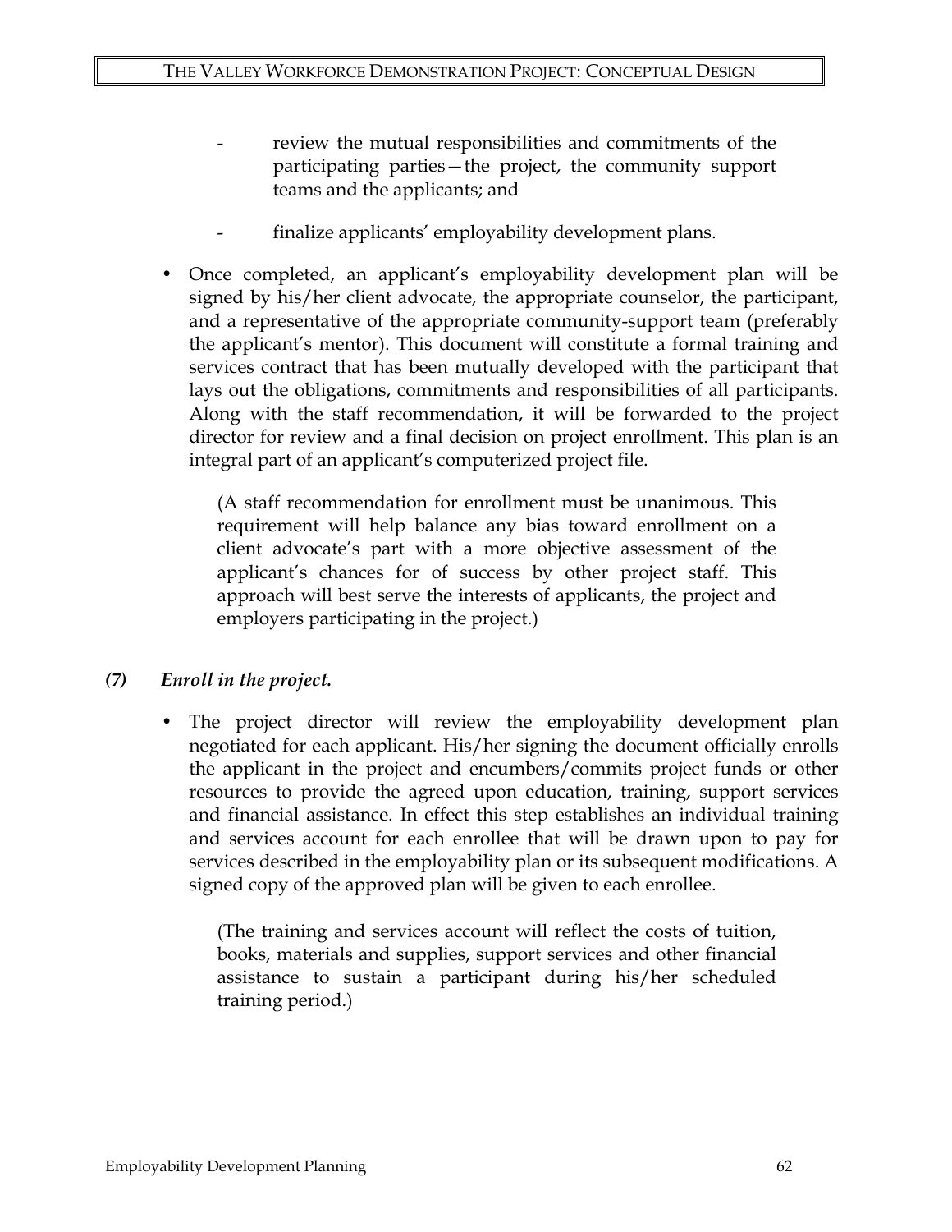- review the mutual responsibilities and commitments of the participating parties—the project, the community support teams and the applicants; and

- finalize applicants' employability development plans.

- Once completed, an applicant's employability development plan will be signed by his/her client advocate, the appropriate counselor, the participant, and a representative of the appropriate community-support team (preferably the applicant's mentor). This document will constitute a formal training and services contract that has been mutually developed with the participant that lays out the obligations, commitments and responsibilities of all participants. Along with the staff recommendation, it will be forwarded to the project director for review and a final decision on project enrollment. This plan is an integral part of an applicant's computerized project file.

  (A staff recommendation for enrollment must be unanimous. This requirement will help balance any bias toward enrollment on a client advocate's part with a more objective assessment of the applicant's chances for of success by other project staff. This approach will best serve the interests of applicants, the project and employers participating in the project.)

### *(7) Enroll in the project.*

- The project director will review the employability development plan negotiated for each applicant. His/her signing the document officially enrolls the applicant in the project and encumbers/commits project funds or other resources to provide the agreed upon education, training, support services and financial assistance. In effect this step establishes an individual training and services account for each enrollee that will be drawn upon to pay for services described in the employability plan or its subsequent modifications. A signed copy of the approved plan will be given to each enrollee.

  (The training and services account will reflect the costs of tuition, books, materials and supplies, support services and other financial assistance to sustain a participant during his/her scheduled training period.)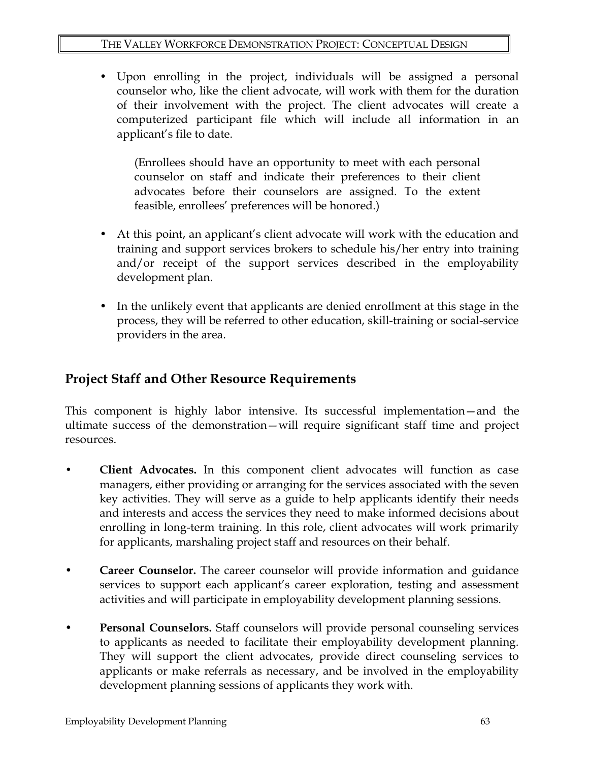- Upon enrolling in the project, individuals will be assigned a personal counselor who, like the client advocate, will work with them for the duration of their involvement with the project. The client advocates will create a computerized participant file which will include all information in an applicant's file to date.

  (Enrollees should have an opportunity to meet with each personal counselor on staff and indicate their preferences to their client advocates before their counselors are assigned. To the extent feasible, enrollees' preferences will be honored.)

- At this point, an applicant's client advocate will work with the education and training and support services brokers to schedule his/her entry into training and/or receipt of the support services described in the employability development plan.

- In the unlikely event that applicants are denied enrollment at this stage in the process, they will be referred to other education, skill-training or social-service providers in the area.

## Project Staff and Other Resource Requirements

This component is highly labor intensive. Its successful implementation—and the ultimate success of the demonstration—will require significant staff time and project resources.

- **Client Advocates.** In this component client advocates will function as case managers, either providing or arranging for the services associated with the seven key activities. They will serve as a guide to help applicants identify their needs and interests and access the services they need to make informed decisions about enrolling in long-term training. In this role, client advocates will work primarily for applicants, marshaling project staff and resources on their behalf.

- **Career Counselor.** The career counselor will provide information and guidance services to support each applicant's career exploration, testing and assessment activities and will participate in employability development planning sessions.

- **Personal Counselors.** Staff counselors will provide personal counseling services to applicants as needed to facilitate their employability development planning. They will support the client advocates, provide direct counseling services to applicants or make referrals as necessary, and be involved in the employability development planning sessions of applicants they work with.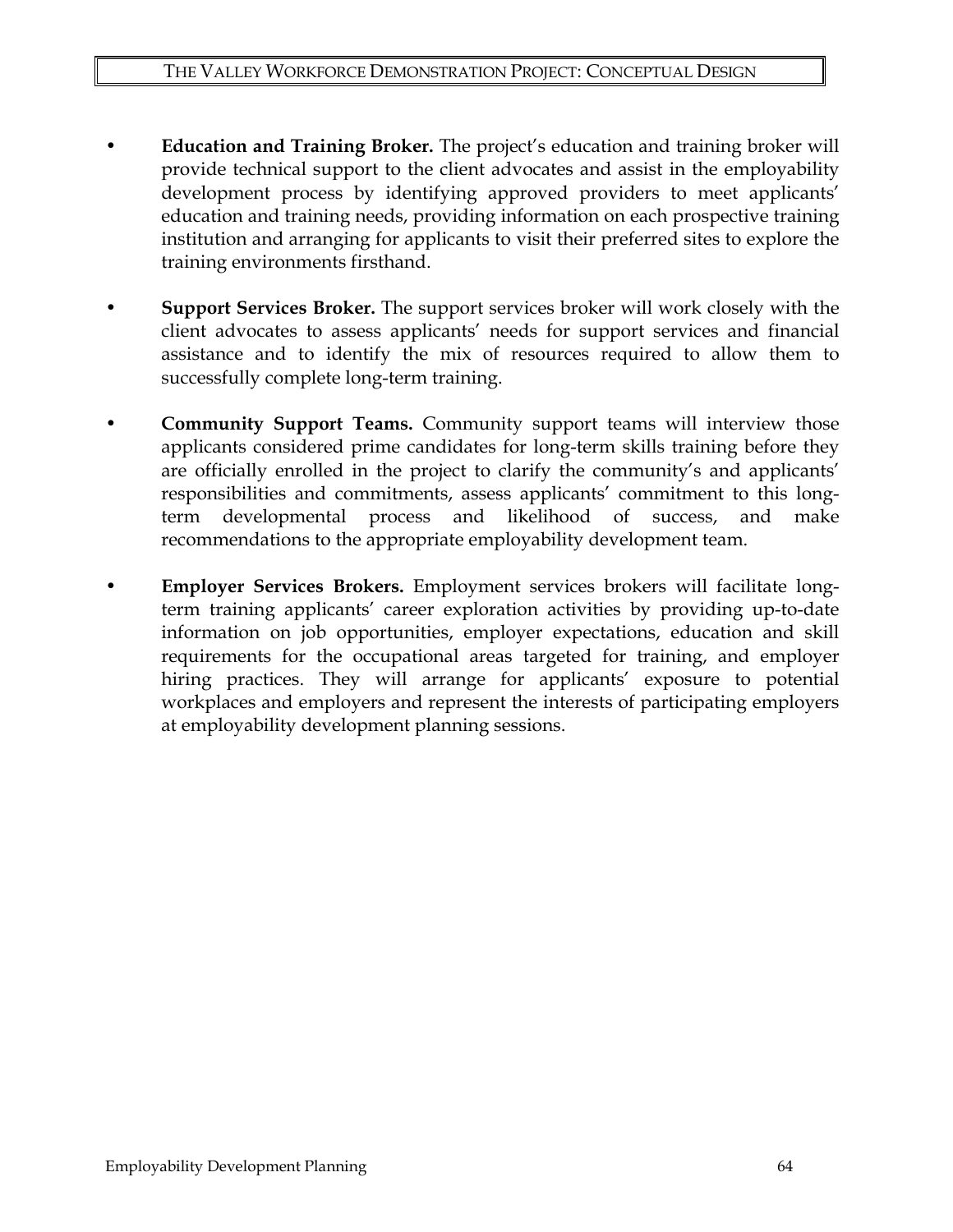- **Education and Training Broker.** The project's education and training broker will provide technical support to the client advocates and assist in the employability development process by identifying approved providers to meet applicants' education and training needs, providing information on each prospective training institution and arranging for applicants to visit their preferred sites to explore the training environments firsthand.

- **Support Services Broker.** The support services broker will work closely with the client advocates to assess applicants' needs for support services and financial assistance and to identify the mix of resources required to allow them to successfully complete long-term training.

- **Community Support Teams.** Community support teams will interview those applicants considered prime candidates for long-term skills training before they are officially enrolled in the project to clarify the community's and applicants' responsibilities and commitments, assess applicants' commitment to this long-term developmental process and likelihood of success, and make recommendations to the appropriate employability development team.

- **Employer Services Brokers.** Employment services brokers will facilitate long-term training applicants' career exploration activities by providing up-to-date information on job opportunities, employer expectations, education and skill requirements for the occupational areas targeted for training, and employer hiring practices. They will arrange for applicants' exposure to potential workplaces and employers and represent the interests of participating employers at employability development planning sessions.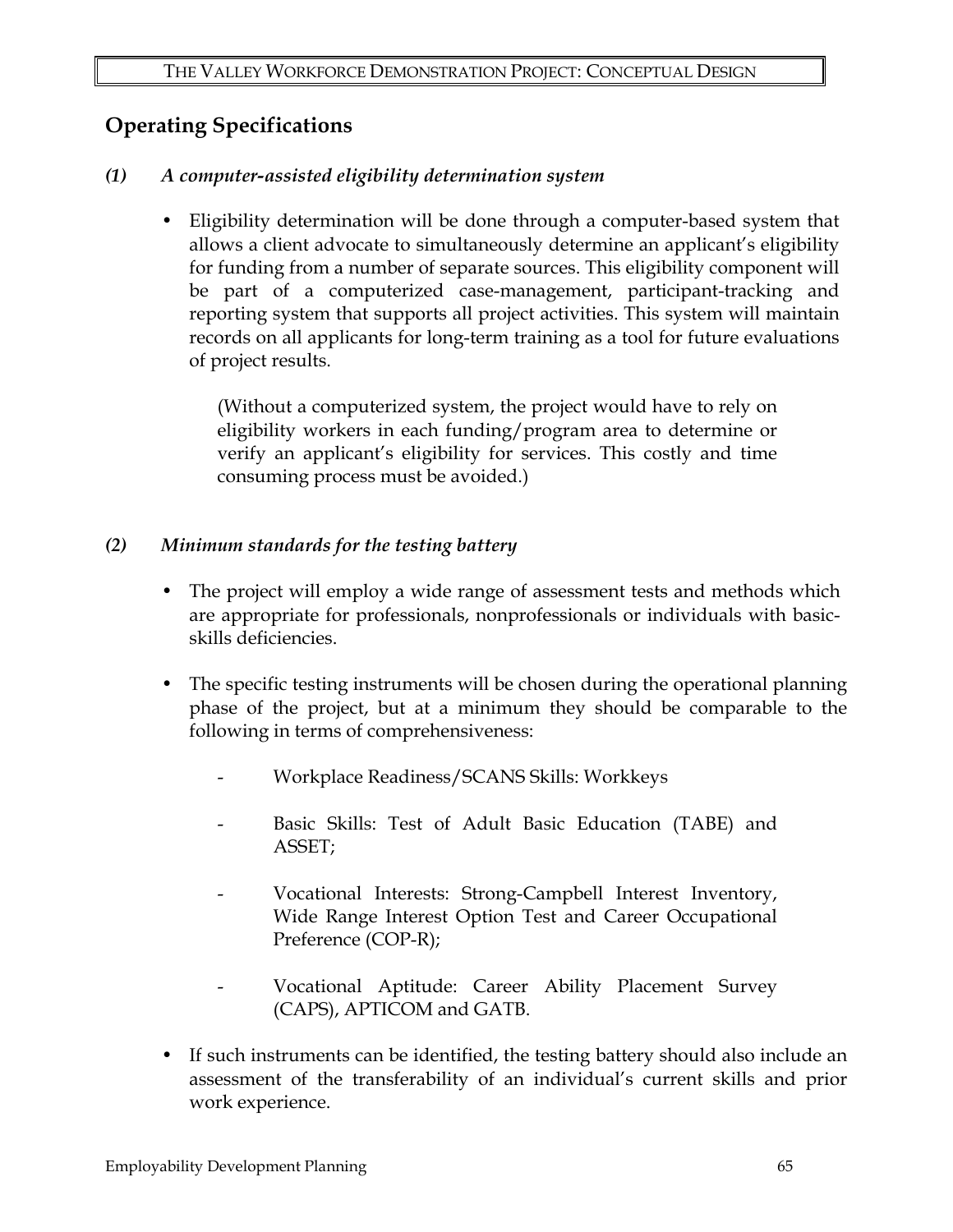## Operating Specifications

### *(1) A computer-assisted eligibility determination system*

- Eligibility determination will be done through a computer-based system that allows a client advocate to simultaneously determine an applicant's eligibility for funding from a number of separate sources. This eligibility component will be part of a computerized case-management, participant-tracking and reporting system that supports all project activities. This system will maintain records on all applicants for long-term training as a tool for future evaluations of project results.

  (Without a computerized system, the project would have to rely on eligibility workers in each funding/program area to determine or verify an applicant's eligibility for services. This costly and time consuming process must be avoided.)

### *(2) Minimum standards for the testing battery*

- The project will employ a wide range of assessment tests and methods which are appropriate for professionals, nonprofessionals or individuals with basic-skills deficiencies.

- The specific testing instruments will be chosen during the operational planning phase of the project, but at a minimum they should be comparable to the following in terms of comprehensiveness:

  - Workplace Readiness/SCANS Skills: Workkeys
  - Basic Skills: Test of Adult Basic Education (TABE) and ASSET;
  - Vocational Interests: Strong-Campbell Interest Inventory, Wide Range Interest Option Test and Career Occupational Preference (COP-R);
  - Vocational Aptitude: Career Ability Placement Survey (CAPS), APTICOM and GATB.

- If such instruments can be identified, the testing battery should also include an assessment of the transferability of an individual's current skills and prior work experience.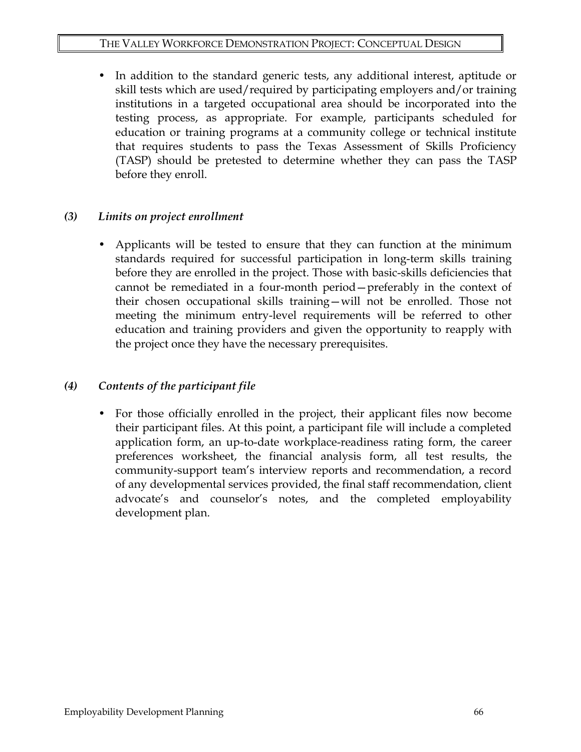- In addition to the standard generic tests, any additional interest, aptitude or skill tests which are used/required by participating employers and/or training institutions in a targeted occupational area should be incorporated into the testing process, as appropriate. For example, participants scheduled for education or training programs at a community college or technical institute that requires students to pass the Texas Assessment of Skills Proficiency (TASP) should be pretested to determine whether they can pass the TASP before they enroll.

### *(3) Limits on project enrollment*

- Applicants will be tested to ensure that they can function at the minimum standards required for successful participation in long-term skills training before they are enrolled in the project. Those with basic-skills deficiencies that cannot be remediated in a four-month period—preferably in the context of their chosen occupational skills training—will not be enrolled. Those not meeting the minimum entry-level requirements will be referred to other education and training providers and given the opportunity to reapply with the project once they have the necessary prerequisites.

### *(4) Contents of the participant file*

- For those officially enrolled in the project, their applicant files now become their participant files. At this point, a participant file will include a completed application form, an up-to-date workplace-readiness rating form, the career preferences worksheet, the financial analysis form, all test results, the community-support team's interview reports and recommendation, a record of any developmental services provided, the final staff recommendation, client advocate's and counselor's notes, and the completed employability development plan.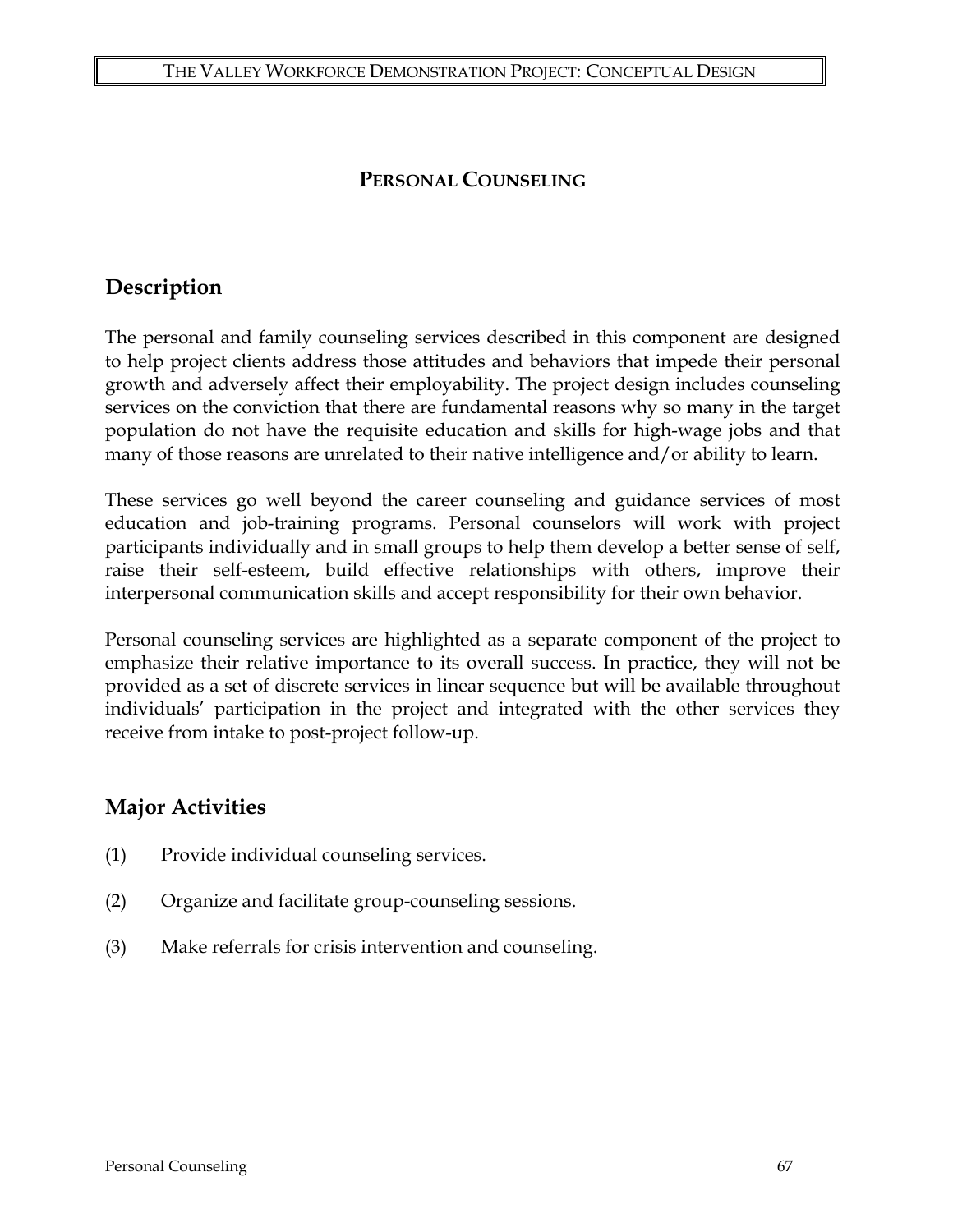# PERSONAL COUNSELING

## Description

The personal and family counseling services described in this component are designed to help project clients address those attitudes and behaviors that impede their personal growth and adversely affect their employability. The project design includes counseling services on the conviction that there are fundamental reasons why so many in the target population do not have the requisite education and skills for high-wage jobs and that many of those reasons are unrelated to their native intelligence and/or ability to learn.

These services go well beyond the career counseling and guidance services of most education and job-training programs. Personal counselors will work with project participants individually and in small groups to help them develop a better sense of self, raise their self-esteem, build effective relationships with others, improve their interpersonal communication skills and accept responsibility for their own behavior.

Personal counseling services are highlighted as a separate component of the project to emphasize their relative importance to its overall success. In practice, they will not be provided as a set of discrete services in linear sequence but will be available throughout individuals' participation in the project and integrated with the other services they receive from intake to post-project follow-up.

## Major Activities

(1) Provide individual counseling services.

(2) Organize and facilitate group-counseling sessions.

(3) Make referrals for crisis intervention and counseling.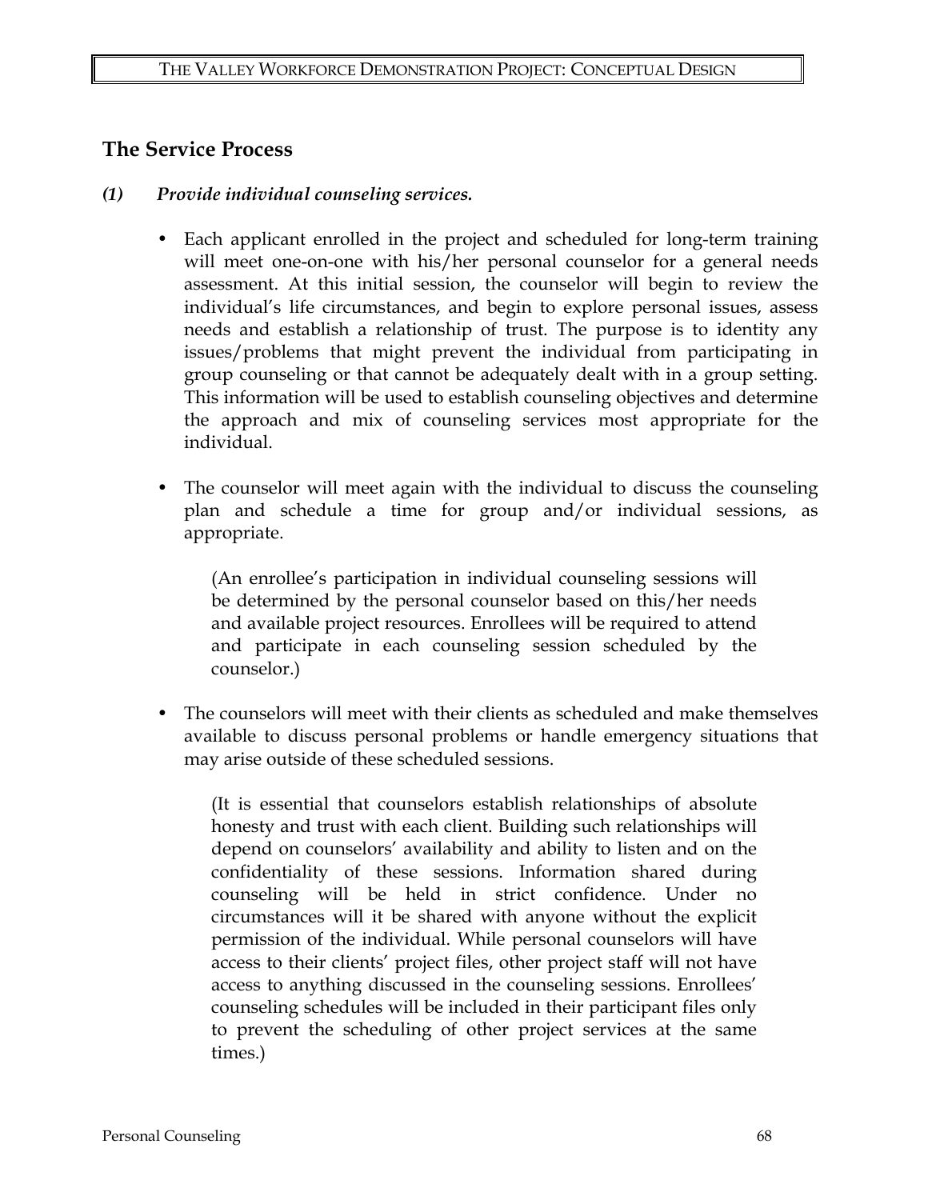## The Service Process

***(1) Provide individual counseling services.***

- Each applicant enrolled in the project and scheduled for long-term training will meet one-on-one with his/her personal counselor for a general needs assessment. At this initial session, the counselor will begin to review the individual's life circumstances, and begin to explore personal issues, assess needs and establish a relationship of trust. The purpose is to identity any issues/problems that might prevent the individual from participating in group counseling or that cannot be adequately dealt with in a group setting. This information will be used to establish counseling objectives and determine the approach and mix of counseling services most appropriate for the individual.

- The counselor will meet again with the individual to discuss the counseling plan and schedule a time for group and/or individual sessions, as appropriate.

  (An enrollee's participation in individual counseling sessions will be determined by the personal counselor based on this/her needs and available project resources. Enrollees will be required to attend and participate in each counseling session scheduled by the counselor.)

- The counselors will meet with their clients as scheduled and make themselves available to discuss personal problems or handle emergency situations that may arise outside of these scheduled sessions.

  (It is essential that counselors establish relationships of absolute honesty and trust with each client. Building such relationships will depend on counselors' availability and ability to listen and on the confidentiality of these sessions. Information shared during counseling will be held in strict confidence. Under no circumstances will it be shared with anyone without the explicit permission of the individual. While personal counselors will have access to their clients' project files, other project staff will not have access to anything discussed in the counseling sessions. Enrollees' counseling schedules will be included in their participant files only to prevent the scheduling of other project services at the same times.)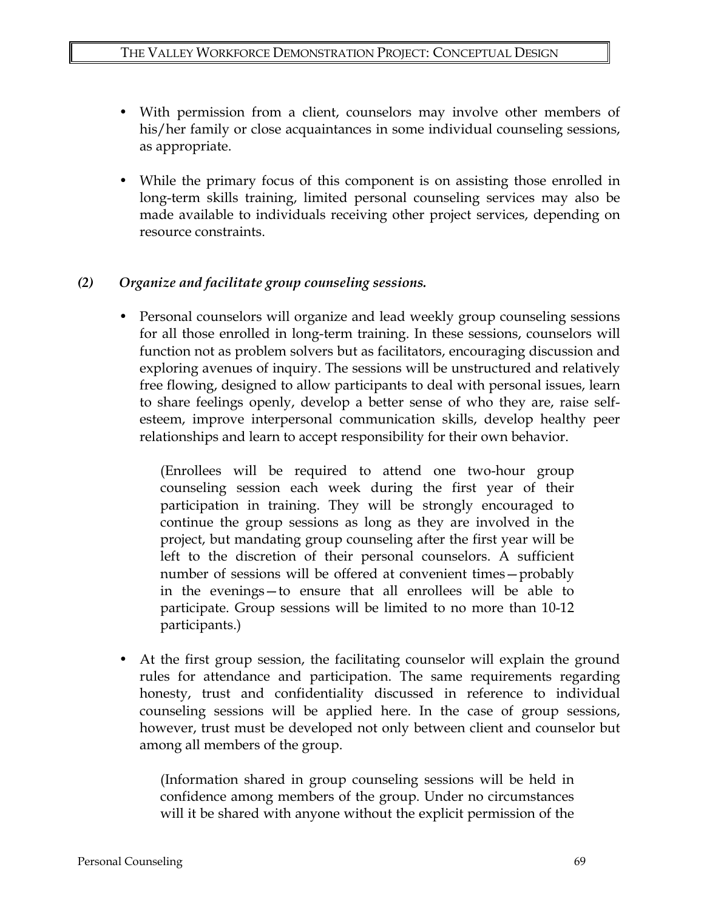- With permission from a client, counselors may involve other members of his/her family or close acquaintances in some individual counseling sessions, as appropriate.

- While the primary focus of this component is on assisting those enrolled in long-term skills training, limited personal counseling services may also be made available to individuals receiving other project services, depending on resource constraints.

### *(2) Organize and facilitate group counseling sessions.*

- Personal counselors will organize and lead weekly group counseling sessions for all those enrolled in long-term training. In these sessions, counselors will function not as problem solvers but as facilitators, encouraging discussion and exploring avenues of inquiry. The sessions will be unstructured and relatively free flowing, designed to allow participants to deal with personal issues, learn to share feelings openly, develop a better sense of who they are, raise self-esteem, improve interpersonal communication skills, develop healthy peer relationships and learn to accept responsibility for their own behavior.

  (Enrollees will be required to attend one two-hour group counseling session each week during the first year of their participation in training. They will be strongly encouraged to continue the group sessions as long as they are involved in the project, but mandating group counseling after the first year will be left to the discretion of their personal counselors. A sufficient number of sessions will be offered at convenient times—probably in the evenings—to ensure that all enrollees will be able to participate. Group sessions will be limited to no more than 10-12 participants.)

- At the first group session, the facilitating counselor will explain the ground rules for attendance and participation. The same requirements regarding honesty, trust and confidentiality discussed in reference to individual counseling sessions will be applied here. In the case of group sessions, however, trust must be developed not only between client and counselor but among all members of the group.

  (Information shared in group counseling sessions will be held in confidence among members of the group. Under no circumstances will it be shared with anyone without the explicit permission of the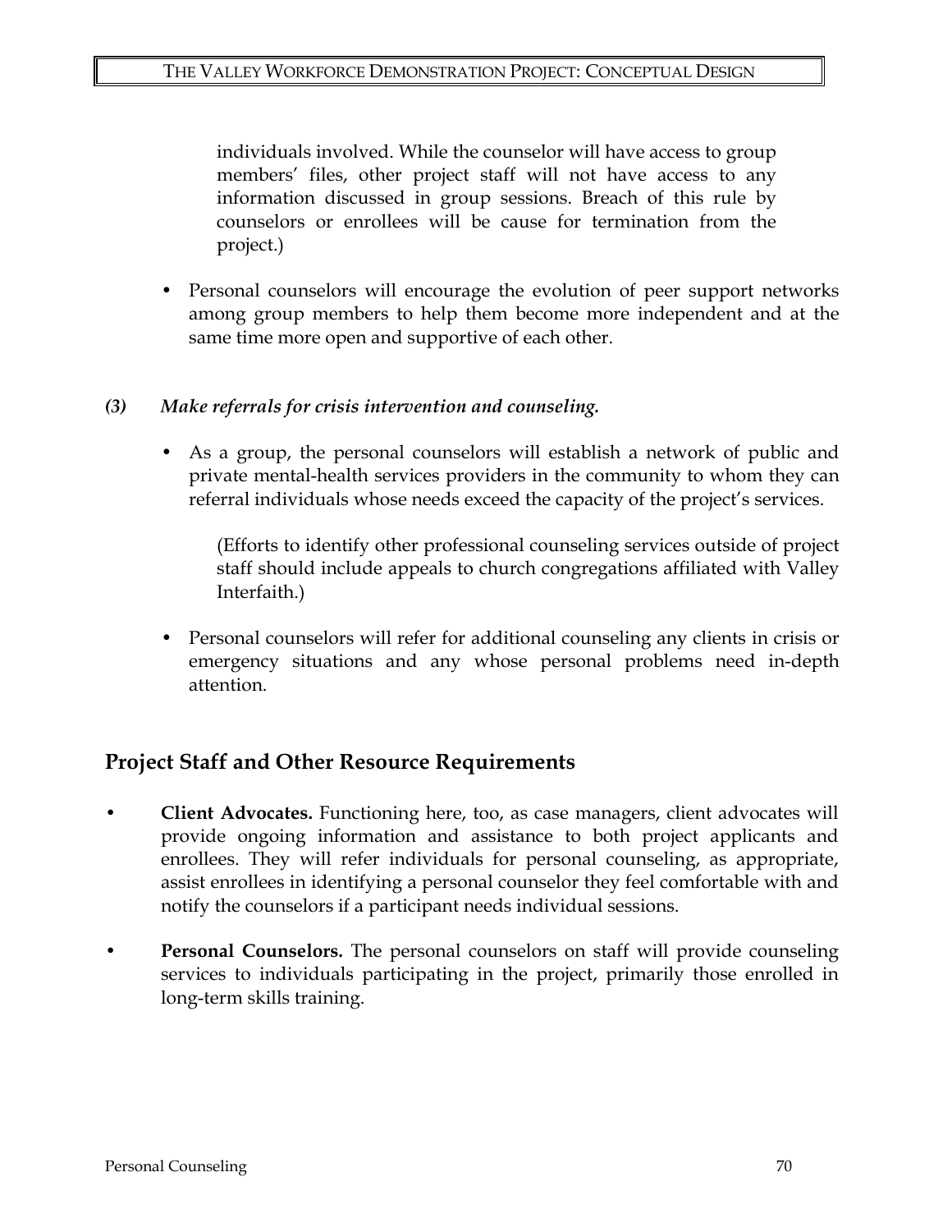individuals involved. While the counselor will have access to group members' files, other project staff will not have access to any information discussed in group sessions. Breach of this rule by counselors or enrollees will be cause for termination from the project.)

- Personal counselors will encourage the evolution of peer support networks among group members to help them become more independent and at the same time more open and supportive of each other.

***(3) Make referrals for crisis intervention and counseling.***

- As a group, the personal counselors will establish a network of public and private mental-health services providers in the community to whom they can referral individuals whose needs exceed the capacity of the project's services.

  (Efforts to identify other professional counseling services outside of project staff should include appeals to church congregations affiliated with Valley Interfaith.)

- Personal counselors will refer for additional counseling any clients in crisis or emergency situations and any whose personal problems need in-depth attention.

## Project Staff and Other Resource Requirements

- **Client Advocates.** Functioning here, too, as case managers, client advocates will provide ongoing information and assistance to both project applicants and enrollees. They will refer individuals for personal counseling, as appropriate, assist enrollees in identifying a personal counselor they feel comfortable with and notify the counselors if a participant needs individual sessions.

- **Personal Counselors.** The personal counselors on staff will provide counseling services to individuals participating in the project, primarily those enrolled in long-term skills training.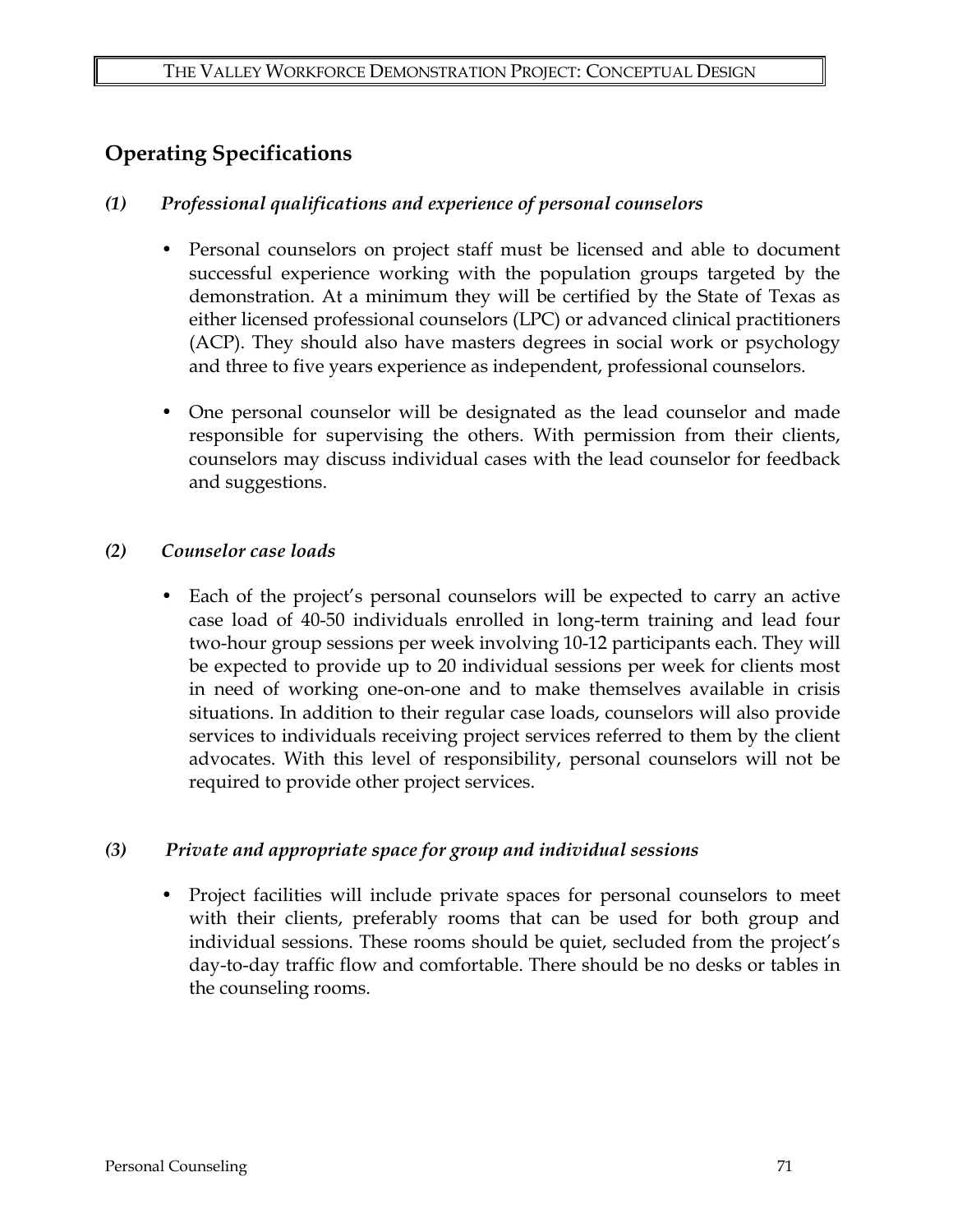## Operating Specifications

### *(1) Professional qualifications and experience of personal counselors*

- Personal counselors on project staff must be licensed and able to document successful experience working with the population groups targeted by the demonstration. At a minimum they will be certified by the State of Texas as either licensed professional counselors (LPC) or advanced clinical practitioners (ACP). They should also have masters degrees in social work or psychology and three to five years experience as independent, professional counselors.

- One personal counselor will be designated as the lead counselor and made responsible for supervising the others. With permission from their clients, counselors may discuss individual cases with the lead counselor for feedback and suggestions.

### *(2) Counselor case loads*

- Each of the project's personal counselors will be expected to carry an active case load of 40-50 individuals enrolled in long-term training and lead four two-hour group sessions per week involving 10-12 participants each. They will be expected to provide up to 20 individual sessions per week for clients most in need of working one-on-one and to make themselves available in crisis situations. In addition to their regular case loads, counselors will also provide services to individuals receiving project services referred to them by the client advocates. With this level of responsibility, personal counselors will not be required to provide other project services.

### *(3) Private and appropriate space for group and individual sessions*

- Project facilities will include private spaces for personal counselors to meet with their clients, preferably rooms that can be used for both group and individual sessions. These rooms should be quiet, secluded from the project's day-to-day traffic flow and comfortable. There should be no desks or tables in the counseling rooms.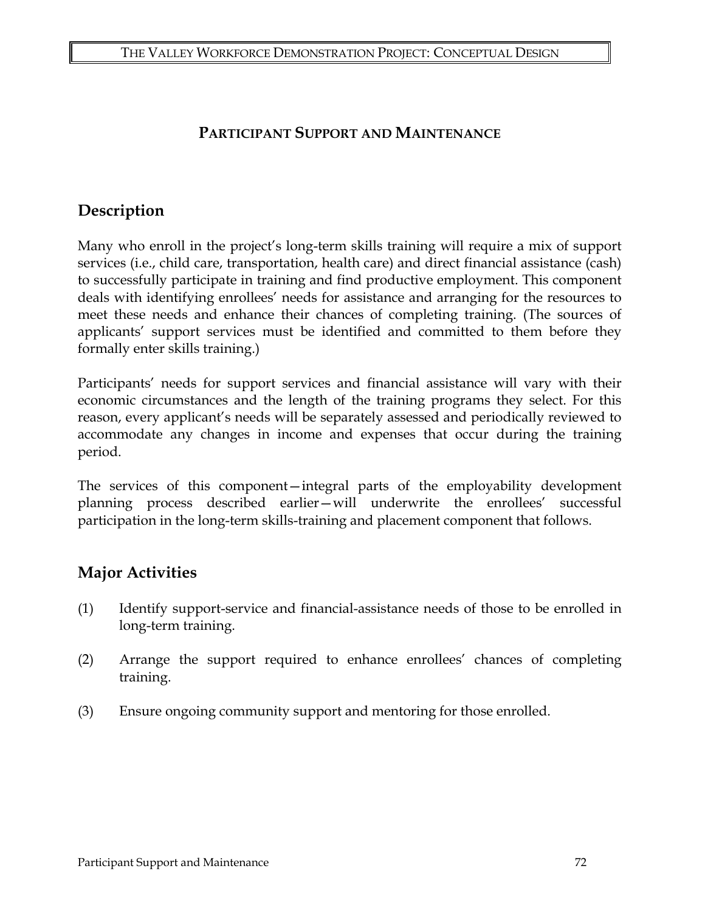# PARTICIPANT SUPPORT AND MAINTENANCE

## Description

Many who enroll in the project's long-term skills training will require a mix of support services (i.e., child care, transportation, health care) and direct financial assistance (cash) to successfully participate in training and find productive employment. This component deals with identifying enrollees' needs for assistance and arranging for the resources to meet these needs and enhance their chances of completing training. (The sources of applicants' support services must be identified and committed to them before they formally enter skills training.)

Participants' needs for support services and financial assistance will vary with their economic circumstances and the length of the training programs they select. For this reason, every applicant's needs will be separately assessed and periodically reviewed to accommodate any changes in income and expenses that occur during the training period.

The services of this component—integral parts of the employability development planning process described earlier—will underwrite the enrollees' successful participation in the long-term skills-training and placement component that follows.

## Major Activities

(1) Identify support-service and financial-assistance needs of those to be enrolled in long-term training.

(2) Arrange the support required to enhance enrollees' chances of completing training.

(3) Ensure ongoing community support and mentoring for those enrolled.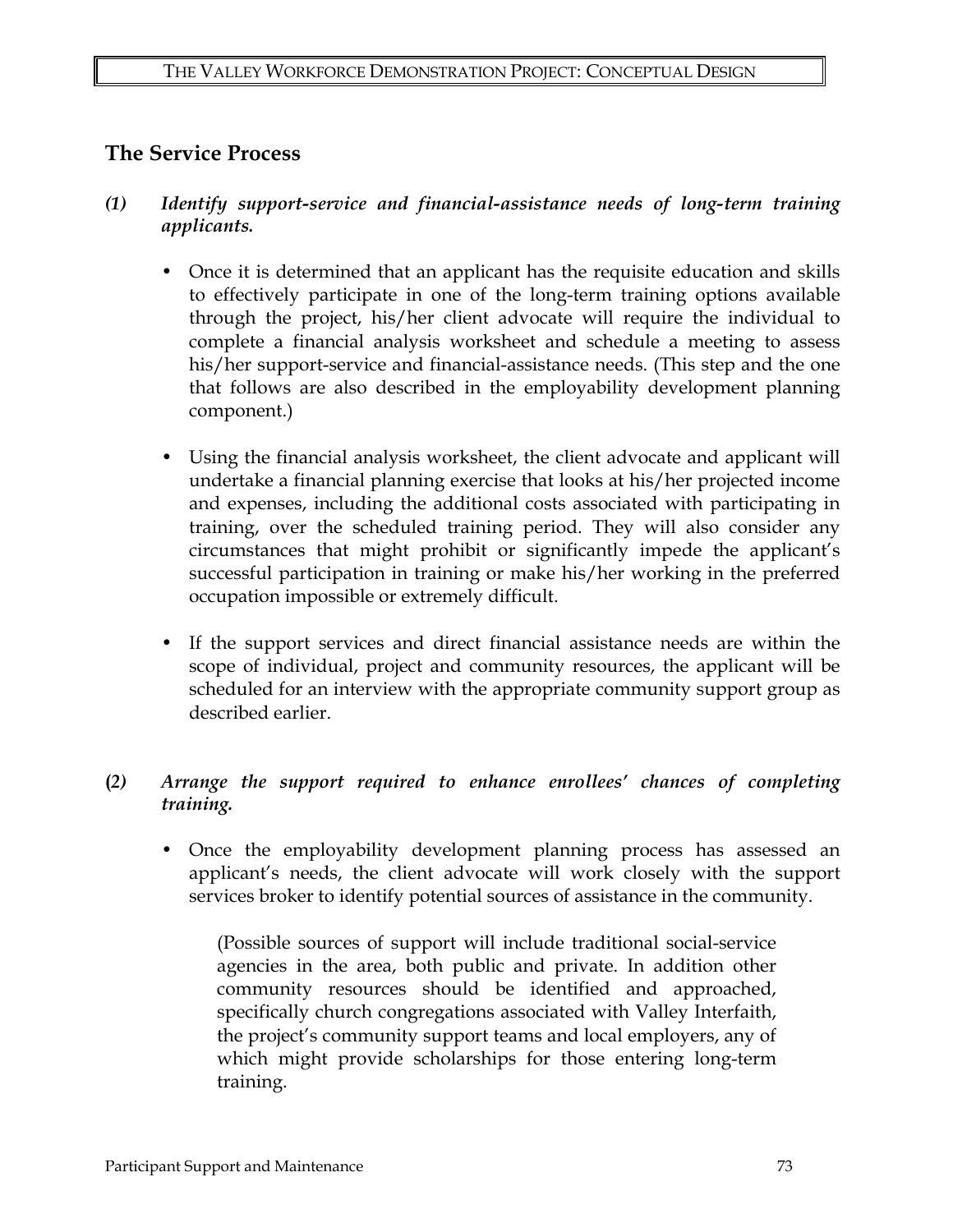## The Service Process

***(1) Identify support-service and financial-assistance needs of long-term training applicants.***

- Once it is determined that an applicant has the requisite education and skills to effectively participate in one of the long-term training options available through the project, his/her client advocate will require the individual to complete a financial analysis worksheet and schedule a meeting to assess his/her support-service and financial-assistance needs. (This step and the one that follows are also described in the employability development planning component.)

- Using the financial analysis worksheet, the client advocate and applicant will undertake a financial planning exercise that looks at his/her projected income and expenses, including the additional costs associated with participating in training, over the scheduled training period. They will also consider any circumstances that might prohibit or significantly impede the applicant's successful participation in training or make his/her working in the preferred occupation impossible or extremely difficult.

- If the support services and direct financial assistance needs are within the scope of individual, project and community resources, the applicant will be scheduled for an interview with the appropriate community support group as described earlier.

***(2) Arrange the support required to enhance enrollees' chances of completing training.***

- Once the employability development planning process has assessed an applicant's needs, the client advocate will work closely with the support services broker to identify potential sources of assistance in the community.

  (Possible sources of support will include traditional social-service agencies in the area, both public and private. In addition other community resources should be identified and approached, specifically church congregations associated with Valley Interfaith, the project's community support teams and local employers, any of which might provide scholarships for those entering long-term training.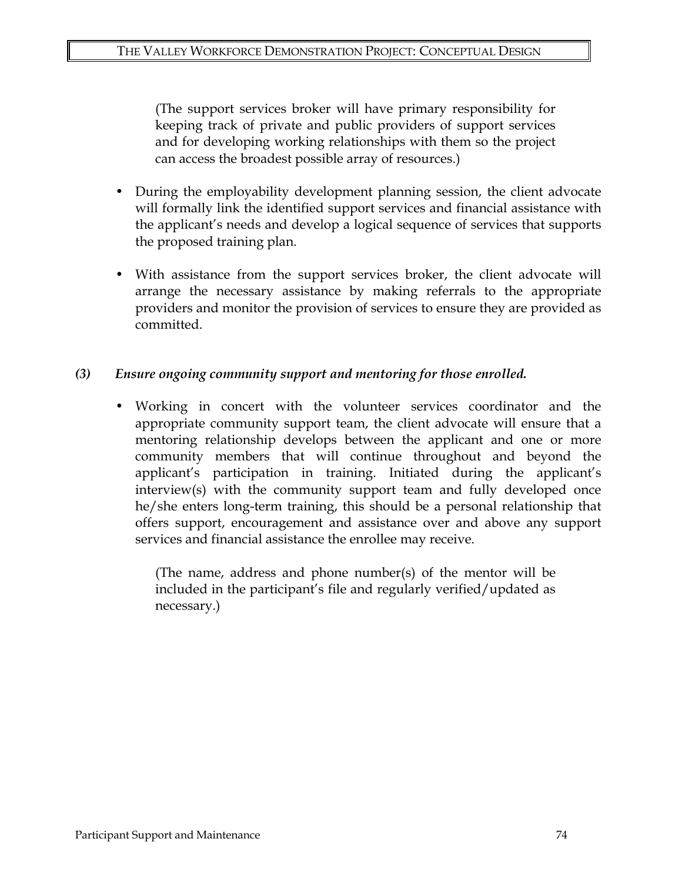(The support services broker will have primary responsibility for keeping track of private and public providers of support services and for developing working relationships with them so the project can access the broadest possible array of resources.)

- During the employability development planning session, the client advocate will formally link the identified support services and financial assistance with the applicant's needs and develop a logical sequence of services that supports the proposed training plan.

- With assistance from the support services broker, the client advocate will arrange the necessary assistance by making referrals to the appropriate providers and monitor the provision of services to ensure they are provided as committed.

***(3) Ensure ongoing community support and mentoring for those enrolled.***

- Working in concert with the volunteer services coordinator and the appropriate community support team, the client advocate will ensure that a mentoring relationship develops between the applicant and one or more community members that will continue throughout and beyond the applicant's participation in training. Initiated during the applicant's interview(s) with the community support team and fully developed once he/she enters long-term training, this should be a personal relationship that offers support, encouragement and assistance over and above any support services and financial assistance the enrollee may receive.

  (The name, address and phone number(s) of the mentor will be included in the participant's file and regularly verified/updated as necessary.)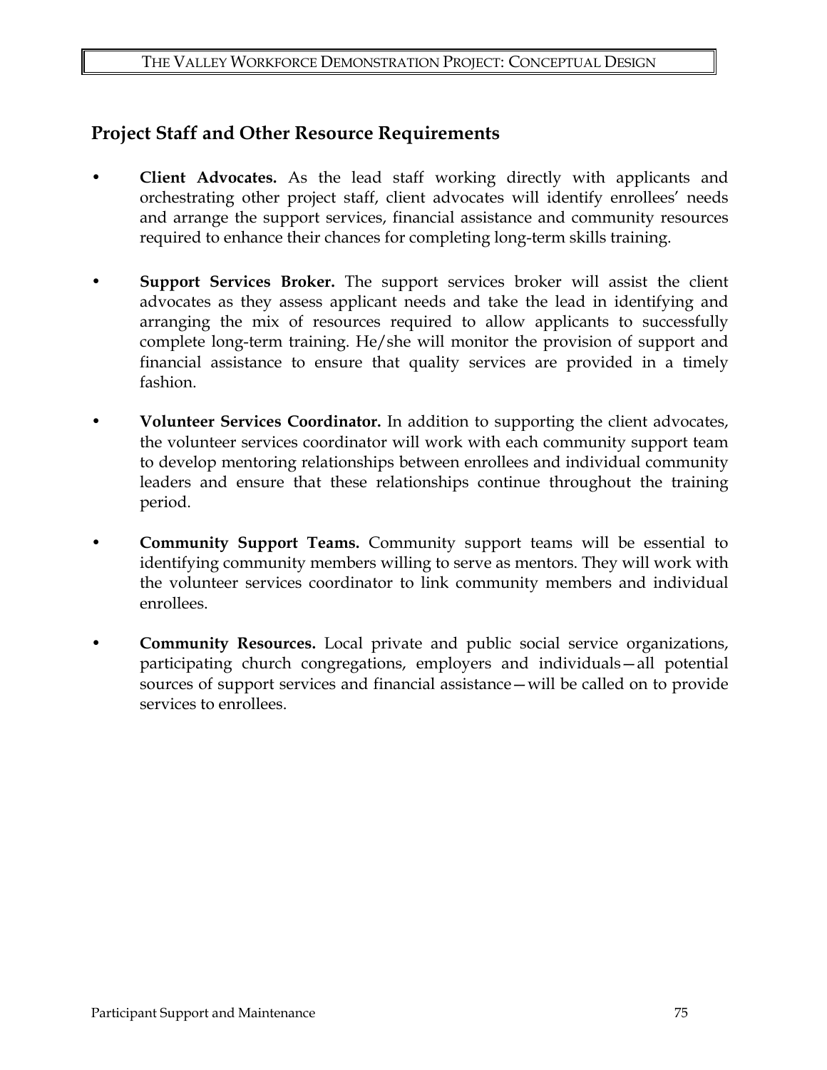## Project Staff and Other Resource Requirements

- **Client Advocates.** As the lead staff working directly with applicants and orchestrating other project staff, client advocates will identify enrollees' needs and arrange the support services, financial assistance and community resources required to enhance their chances for completing long-term skills training.

- **Support Services Broker.** The support services broker will assist the client advocates as they assess applicant needs and take the lead in identifying and arranging the mix of resources required to allow applicants to successfully complete long-term training. He/she will monitor the provision of support and financial assistance to ensure that quality services are provided in a timely fashion.

- **Volunteer Services Coordinator.** In addition to supporting the client advocates, the volunteer services coordinator will work with each community support team to develop mentoring relationships between enrollees and individual community leaders and ensure that these relationships continue throughout the training period.

- **Community Support Teams.** Community support teams will be essential to identifying community members willing to serve as mentors. They will work with the volunteer services coordinator to link community members and individual enrollees.

- **Community Resources.** Local private and public social service organizations, participating church congregations, employers and individuals—all potential sources of support services and financial assistance—will be called on to provide services to enrollees.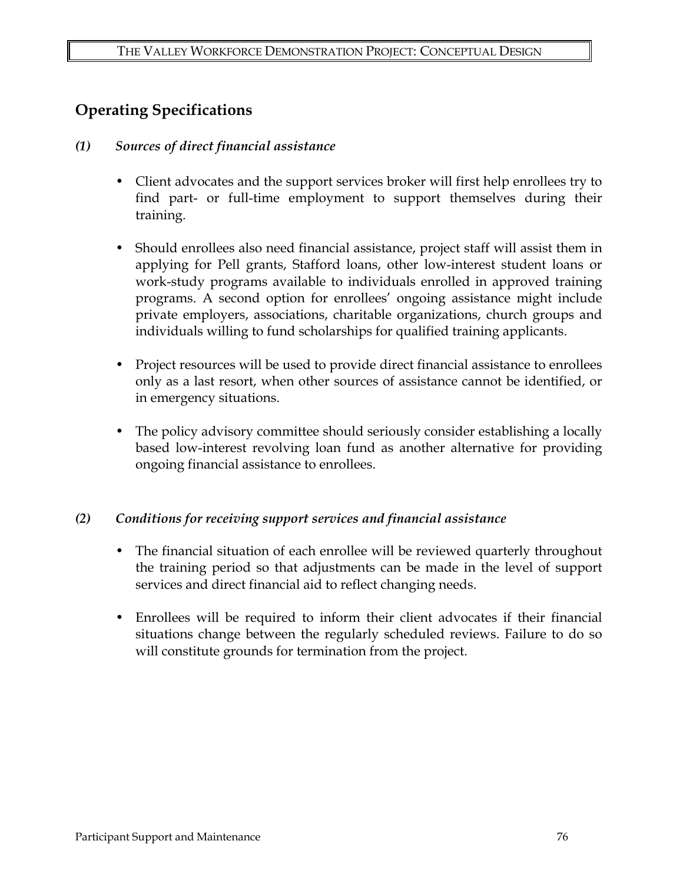## Operating Specifications

### *(1) Sources of direct financial assistance*

- Client advocates and the support services broker will first help enrollees try to find part- or full-time employment to support themselves during their training.

- Should enrollees also need financial assistance, project staff will assist them in applying for Pell grants, Stafford loans, other low-interest student loans or work-study programs available to individuals enrolled in approved training programs. A second option for enrollees' ongoing assistance might include private employers, associations, charitable organizations, church groups and individuals willing to fund scholarships for qualified training applicants.

- Project resources will be used to provide direct financial assistance to enrollees only as a last resort, when other sources of assistance cannot be identified, or in emergency situations.

- The policy advisory committee should seriously consider establishing a locally based low-interest revolving loan fund as another alternative for providing ongoing financial assistance to enrollees.

### *(2) Conditions for receiving support services and financial assistance*

- The financial situation of each enrollee will be reviewed quarterly throughout the training period so that adjustments can be made in the level of support services and direct financial aid to reflect changing needs.

- Enrollees will be required to inform their client advocates if their financial situations change between the regularly scheduled reviews. Failure to do so will constitute grounds for termination from the project.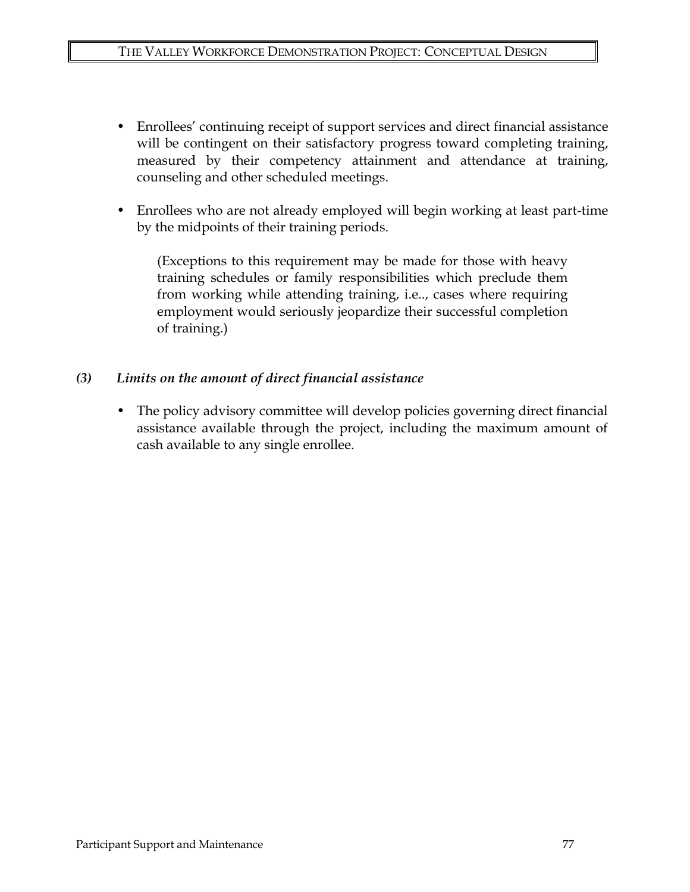- Enrollees' continuing receipt of support services and direct financial assistance will be contingent on their satisfactory progress toward completing training, measured by their competency attainment and attendance at training, counseling and other scheduled meetings.

- Enrollees who are not already employed will begin working at least part-time by the midpoints of their training periods.

  (Exceptions to this requirement may be made for those with heavy training schedules or family responsibilities which preclude them from working while attending training, i.e.., cases where requiring employment would seriously jeopardize their successful completion of training.)

### *(3) Limits on the amount of direct financial assistance*

- The policy advisory committee will develop policies governing direct financial assistance available through the project, including the maximum amount of cash available to any single enrollee.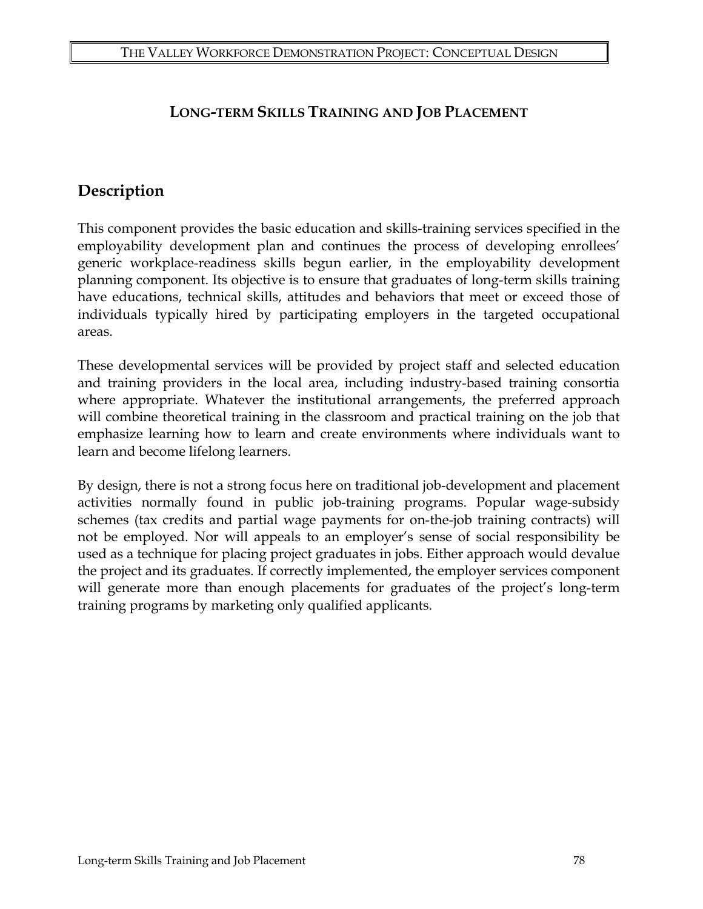## LONG-TERM SKILLS TRAINING AND JOB PLACEMENT

### Description

This component provides the basic education and skills-training services specified in the employability development plan and continues the process of developing enrollees' generic workplace-readiness skills begun earlier, in the employability development planning component. Its objective is to ensure that graduates of long-term skills training have educations, technical skills, attitudes and behaviors that meet or exceed those of individuals typically hired by participating employers in the targeted occupational areas.

These developmental services will be provided by project staff and selected education and training providers in the local area, including industry-based training consortia where appropriate. Whatever the institutional arrangements, the preferred approach will combine theoretical training in the classroom and practical training on the job that emphasize learning how to learn and create environments where individuals want to learn and become lifelong learners.

By design, there is not a strong focus here on traditional job-development and placement activities normally found in public job-training programs. Popular wage-subsidy schemes (tax credits and partial wage payments for on-the-job training contracts) will not be employed. Nor will appeals to an employer's sense of social responsibility be used as a technique for placing project graduates in jobs. Either approach would devalue the project and its graduates. If correctly implemented, the employer services component will generate more than enough placements for graduates of the project's long-term training programs by marketing only qualified applicants.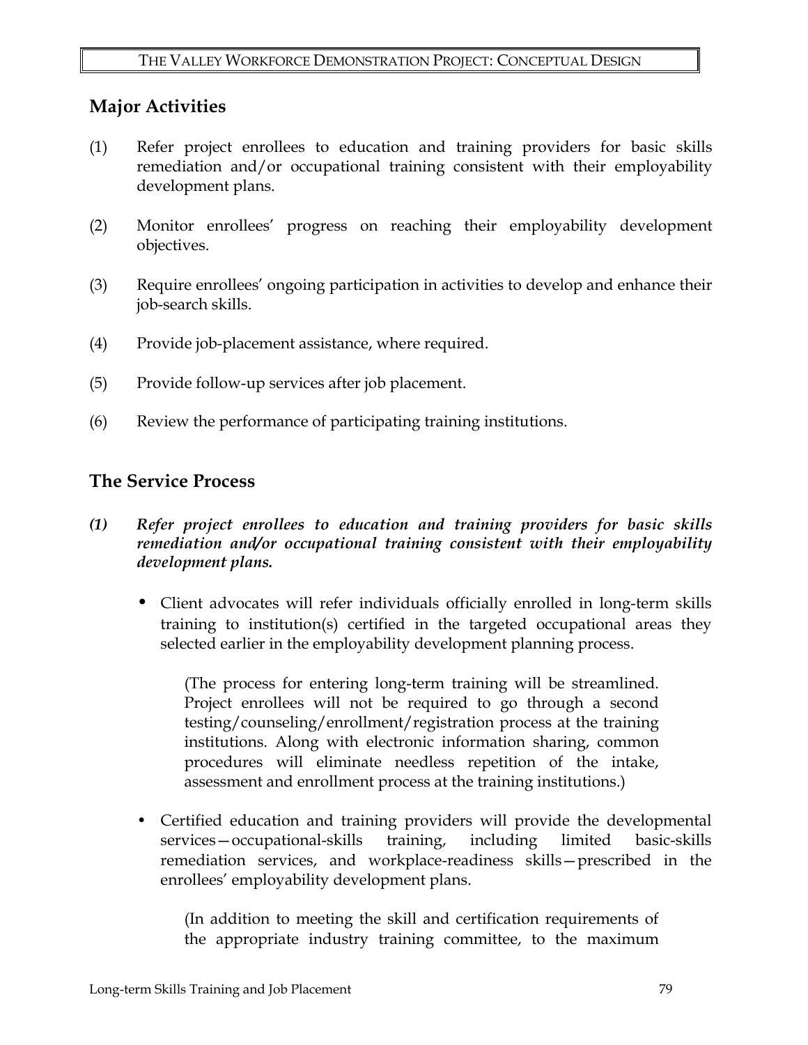## Major Activities

(1) Refer project enrollees to education and training providers for basic skills remediation and/or occupational training consistent with their employability development plans.

(2) Monitor enrollees' progress on reaching their employability development objectives.

(3) Require enrollees' ongoing participation in activities to develop and enhance their job-search skills.

(4) Provide job-placement assistance, where required.

(5) Provide follow-up services after job placement.

(6) Review the performance of participating training institutions.

## The Service Process

***(1) Refer project enrollees to education and training providers for basic skills remediation and/or occupational training consistent with their employability development plans.***

- Client advocates will refer individuals officially enrolled in long-term skills training to institution(s) certified in the targeted occupational areas they selected earlier in the employability development planning process.

  (The process for entering long-term training will be streamlined. Project enrollees will not be required to go through a second testing/counseling/enrollment/registration process at the training institutions. Along with electronic information sharing, common procedures will eliminate needless repetition of the intake, assessment and enrollment process at the training institutions.)

- Certified education and training providers will provide the developmental services—occupational-skills training, including limited basic-skills remediation services, and workplace-readiness skills—prescribed in the enrollees' employability development plans.

  (In addition to meeting the skill and certification requirements of the appropriate industry training committee, to the maximum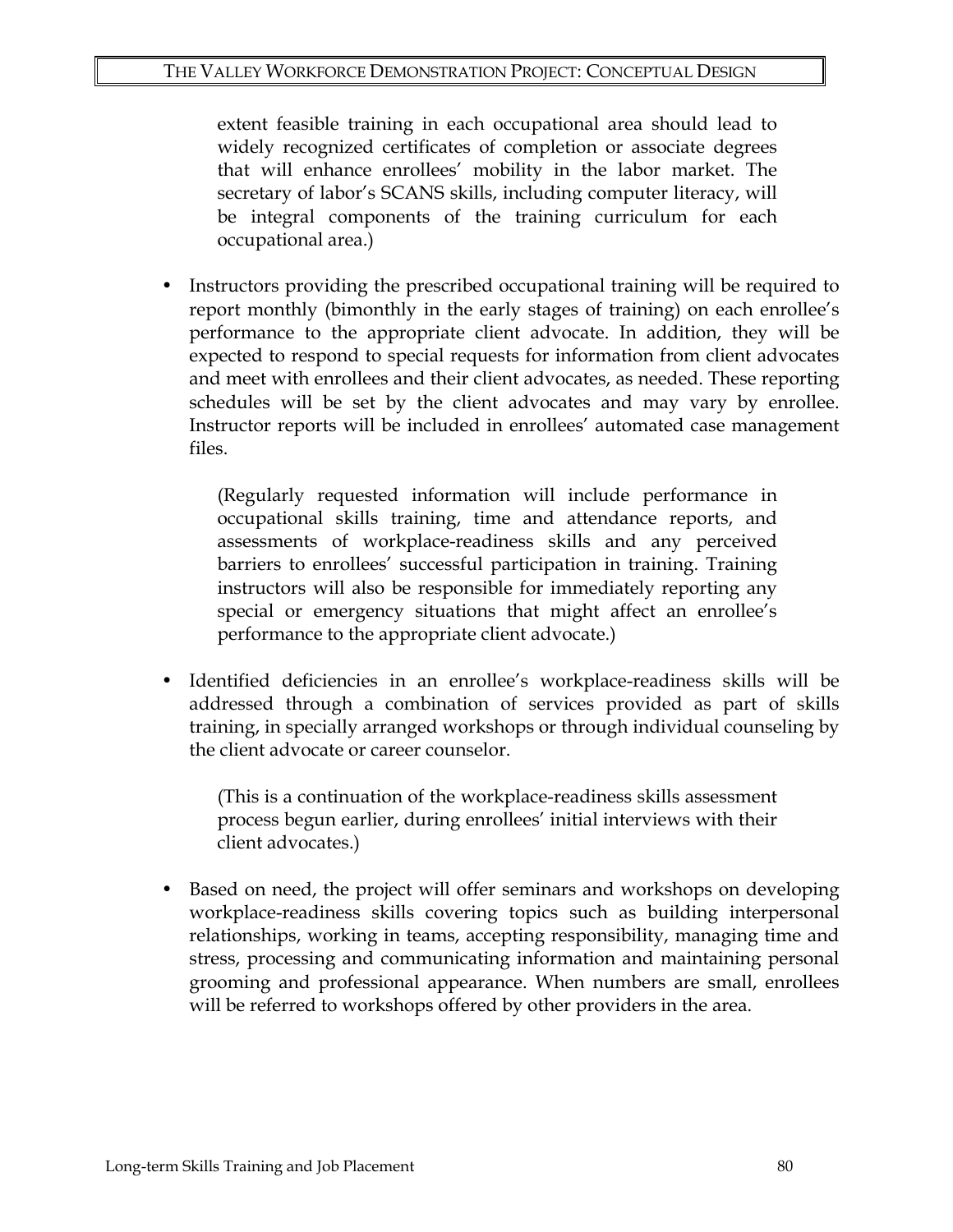extent feasible training in each occupational area should lead to widely recognized certificates of completion or associate degrees that will enhance enrollees' mobility in the labor market. The secretary of labor's SCANS skills, including computer literacy, will be integral components of the training curriculum for each occupational area.)

- Instructors providing the prescribed occupational training will be required to report monthly (bimonthly in the early stages of training) on each enrollee's performance to the appropriate client advocate. In addition, they will be expected to respond to special requests for information from client advocates and meet with enrollees and their client advocates, as needed. These reporting schedules will be set by the client advocates and may vary by enrollee. Instructor reports will be included in enrollees' automated case management files.

  (Regularly requested information will include performance in occupational skills training, time and attendance reports, and assessments of workplace-readiness skills and any perceived barriers to enrollees' successful participation in training. Training instructors will also be responsible for immediately reporting any special or emergency situations that might affect an enrollee's performance to the appropriate client advocate.)

- Identified deficiencies in an enrollee's workplace-readiness skills will be addressed through a combination of services provided as part of skills training, in specially arranged workshops or through individual counseling by the client advocate or career counselor.

  (This is a continuation of the workplace-readiness skills assessment process begun earlier, during enrollees' initial interviews with their client advocates.)

- Based on need, the project will offer seminars and workshops on developing workplace-readiness skills covering topics such as building interpersonal relationships, working in teams, accepting responsibility, managing time and stress, processing and communicating information and maintaining personal grooming and professional appearance. When numbers are small, enrollees will be referred to workshops offered by other providers in the area.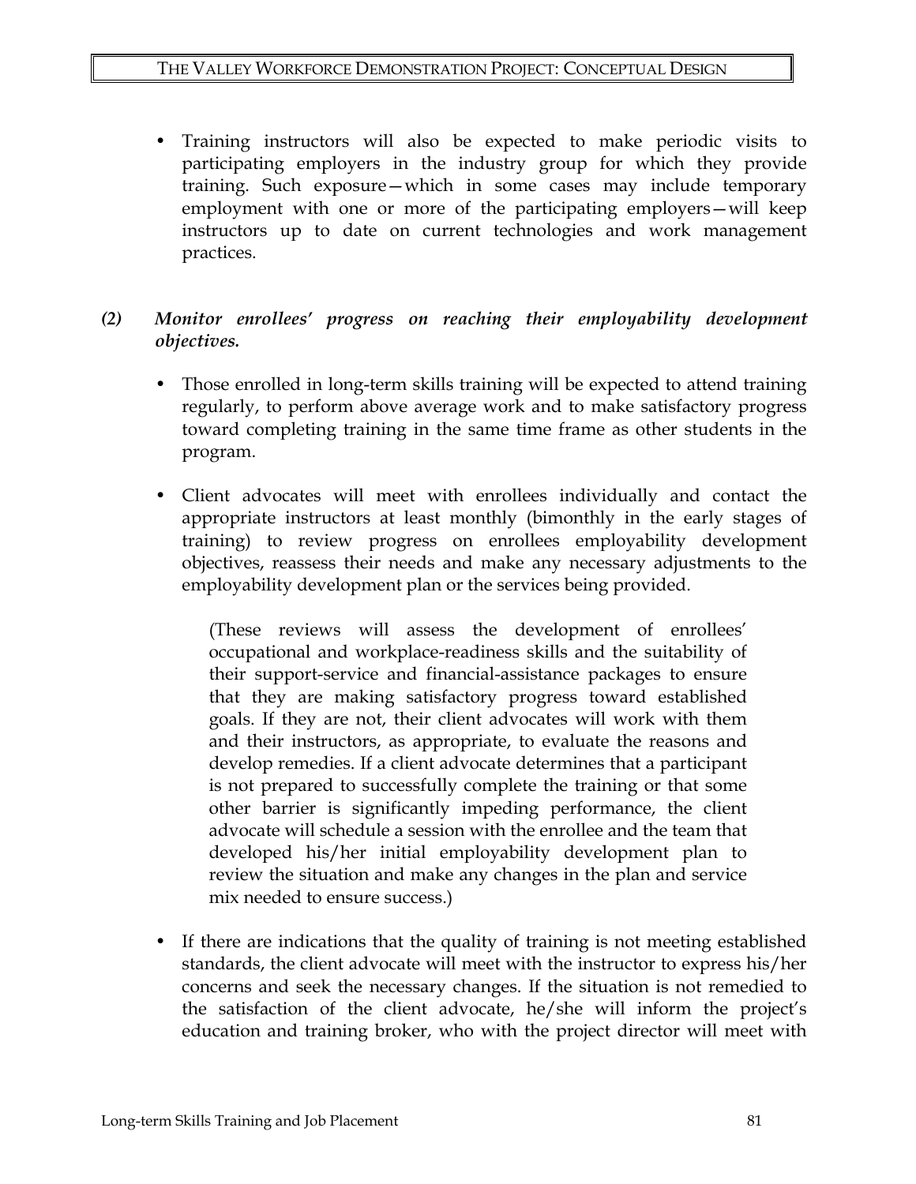- Training instructors will also be expected to make periodic visits to participating employers in the industry group for which they provide training. Such exposure—which in some cases may include temporary employment with one or more of the participating employers—will keep instructors up to date on current technologies and work management practices.

*(2) **Monitor enrollees' progress on reaching their employability development objectives.***

- Those enrolled in long-term skills training will be expected to attend training regularly, to perform above average work and to make satisfactory progress toward completing training in the same time frame as other students in the program.

- Client advocates will meet with enrollees individually and contact the appropriate instructors at least monthly (bimonthly in the early stages of training) to review progress on enrollees employability development objectives, reassess their needs and make any necessary adjustments to the employability development plan or the services being provided.

  (These reviews will assess the development of enrollees' occupational and workplace-readiness skills and the suitability of their support-service and financial-assistance packages to ensure that they are making satisfactory progress toward established goals. If they are not, their client advocates will work with them and their instructors, as appropriate, to evaluate the reasons and develop remedies. If a client advocate determines that a participant is not prepared to successfully complete the training or that some other barrier is significantly impeding performance, the client advocate will schedule a session with the enrollee and the team that developed his/her initial employability development plan to review the situation and make any changes in the plan and service mix needed to ensure success.)

- If there are indications that the quality of training is not meeting established standards, the client advocate will meet with the instructor to express his/her concerns and seek the necessary changes. If the situation is not remedied to the satisfaction of the client advocate, he/she will inform the project's education and training broker, who with the project director will meet with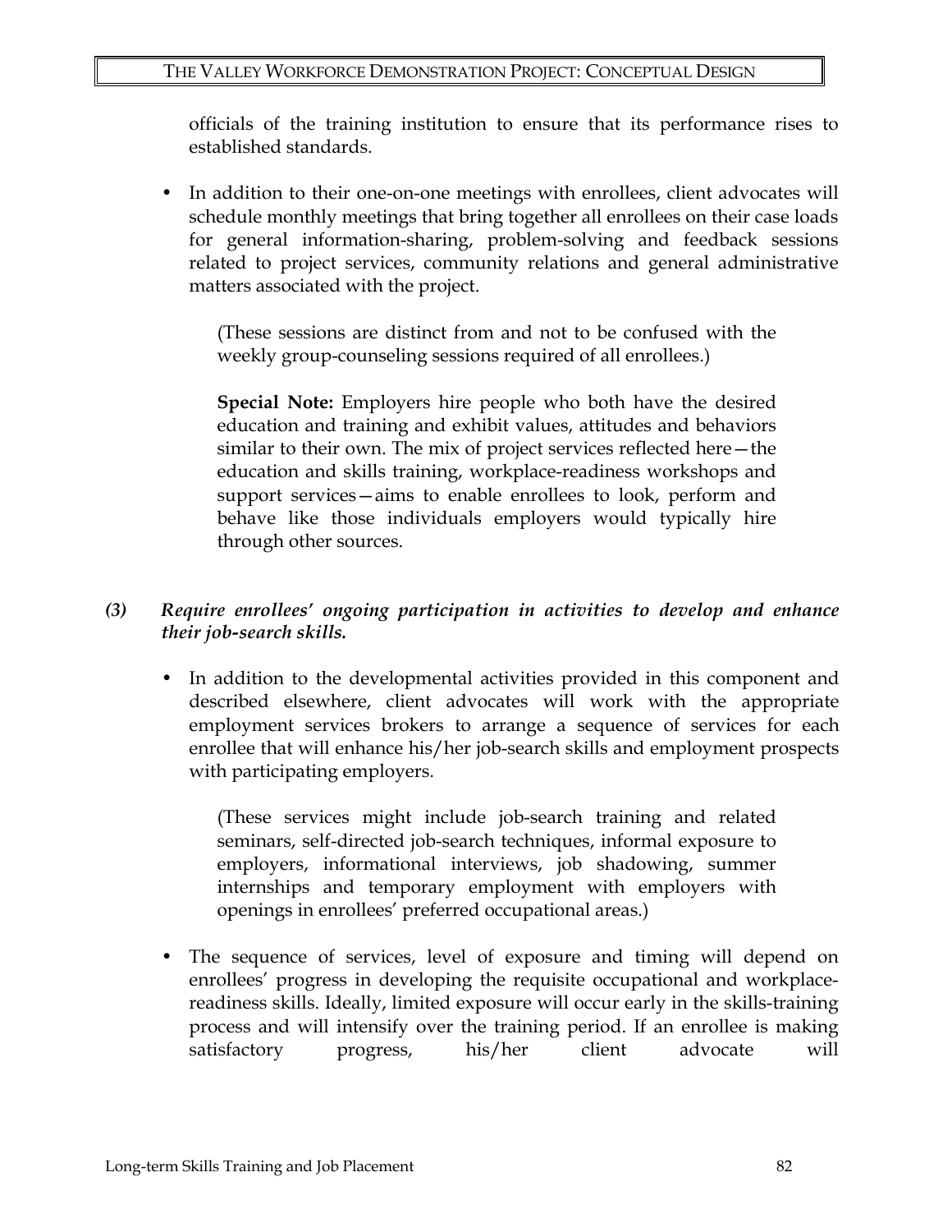officials of the training institution to ensure that its performance rises to established standards.

- In addition to their one-on-one meetings with enrollees, client advocates will schedule monthly meetings that bring together all enrollees on their case loads for general information-sharing, problem-solving and feedback sessions related to project services, community relations and general administrative matters associated with the project.

  (These sessions are distinct from and not to be confused with the weekly group-counseling sessions required of all enrollees.)

  **Special Note:** Employers hire people who both have the desired education and training and exhibit values, attitudes and behaviors similar to their own. The mix of project services reflected here—the education and skills training, workplace-readiness workshops and support services—aims to enable enrollees to look, perform and behave like those individuals employers would typically hire through other sources.

***(3) Require enrollees' ongoing participation in activities to develop and enhance their job-search skills.***

- In addition to the developmental activities provided in this component and described elsewhere, client advocates will work with the appropriate employment services brokers to arrange a sequence of services for each enrollee that will enhance his/her job-search skills and employment prospects with participating employers.

  (These services might include job-search training and related seminars, self-directed job-search techniques, informal exposure to employers, informational interviews, job shadowing, summer internships and temporary employment with employers with openings in enrollees' preferred occupational areas.)

- The sequence of services, level of exposure and timing will depend on enrollees' progress in developing the requisite occupational and workplace-readiness skills. Ideally, limited exposure will occur early in the skills-training process and will intensify over the training period. If an enrollee is making satisfactory progress, his/her client advocate will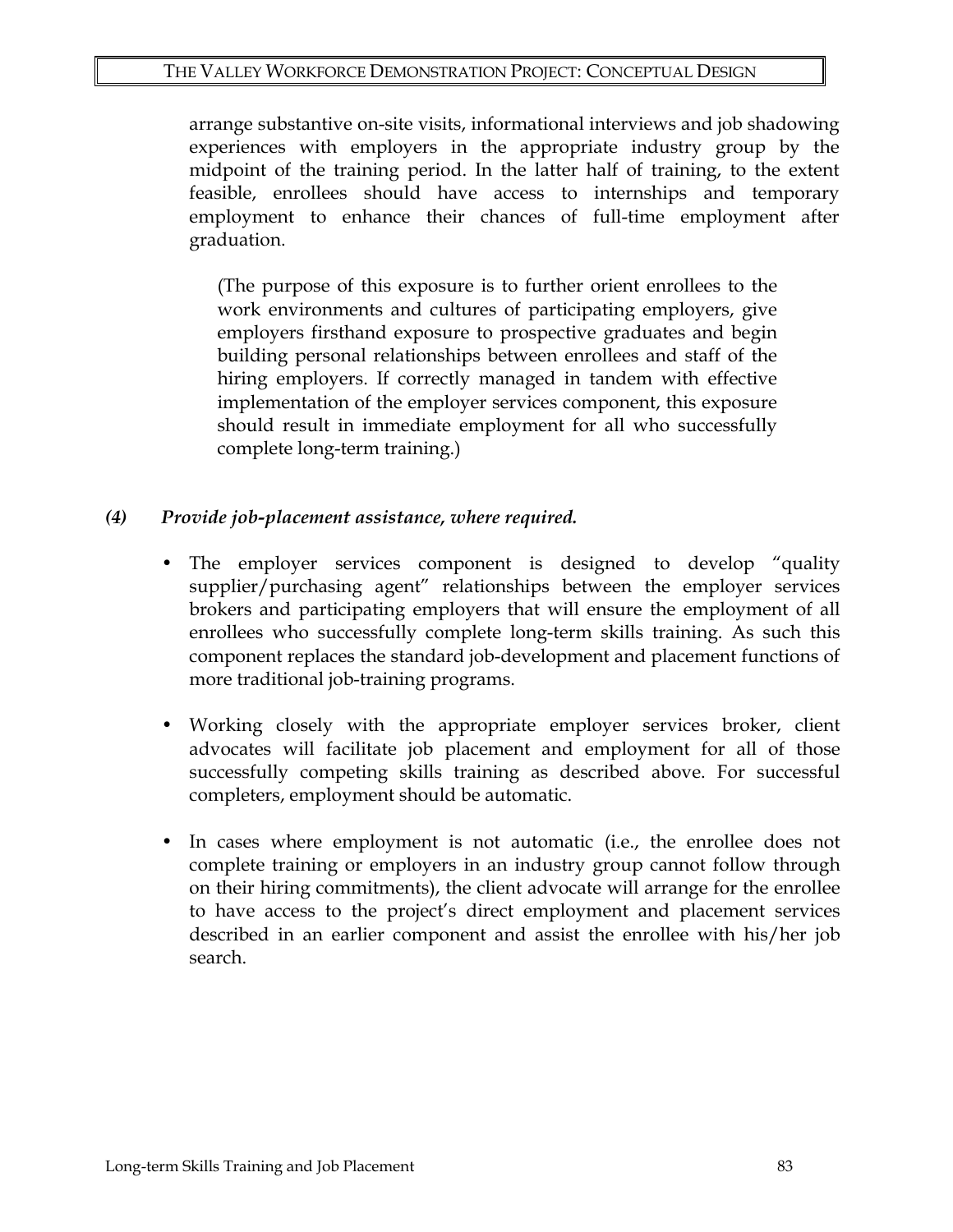arrange substantive on-site visits, informational interviews and job shadowing experiences with employers in the appropriate industry group by the midpoint of the training period. In the latter half of training, to the extent feasible, enrollees should have access to internships and temporary employment to enhance their chances of full-time employment after graduation.

> (The purpose of this exposure is to further orient enrollees to the work environments and cultures of participating employers, give employers firsthand exposure to prospective graduates and begin building personal relationships between enrollees and staff of the hiring employers. If correctly managed in tandem with effective implementation of the employer services component, this exposure should result in immediate employment for all who successfully complete long-term training.)

***(4) Provide job-placement assistance, where required.***

- The employer services component is designed to develop "quality supplier/purchasing agent" relationships between the employer services brokers and participating employers that will ensure the employment of all enrollees who successfully complete long-term skills training. As such this component replaces the standard job-development and placement functions of more traditional job-training programs.
- Working closely with the appropriate employer services broker, client advocates will facilitate job placement and employment for all of those successfully competing skills training as described above. For successful completers, employment should be automatic.
- In cases where employment is not automatic (i.e., the enrollee does not complete training or employers in an industry group cannot follow through on their hiring commitments), the client advocate will arrange for the enrollee to have access to the project's direct employment and placement services described in an earlier component and assist the enrollee with his/her job search.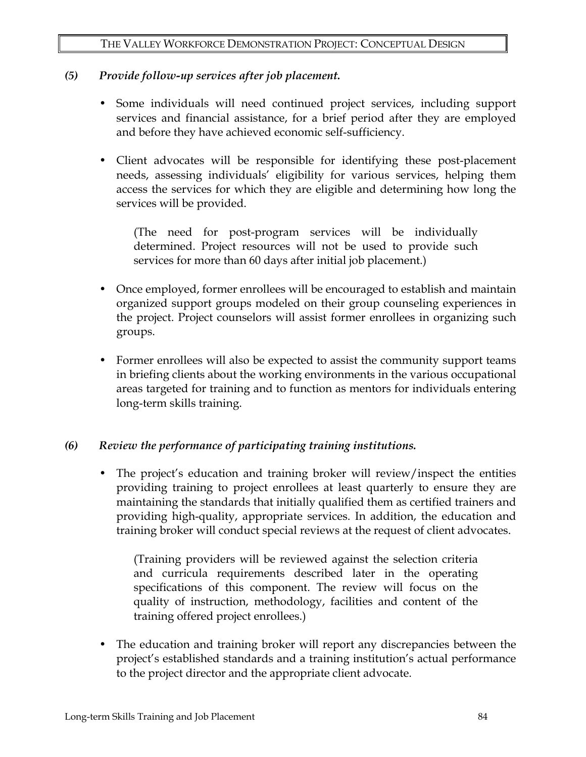*(5) Provide follow-up services after job placement.*

- Some individuals will need continued project services, including support services and financial assistance, for a brief period after they are employed and before they have achieved economic self-sufficiency.

- Client advocates will be responsible for identifying these post-placement needs, assessing individuals' eligibility for various services, helping them access the services for which they are eligible and determining how long the services will be provided.

  (The need for post-program services will be individually determined. Project resources will not be used to provide such services for more than 60 days after initial job placement.)

- Once employed, former enrollees will be encouraged to establish and maintain organized support groups modeled on their group counseling experiences in the project. Project counselors will assist former enrollees in organizing such groups.

- Former enrollees will also be expected to assist the community support teams in briefing clients about the working environments in the various occupational areas targeted for training and to function as mentors for individuals entering long-term skills training.

*(6) Review the performance of participating training institutions.*

- The project's education and training broker will review/inspect the entities providing training to project enrollees at least quarterly to ensure they are maintaining the standards that initially qualified them as certified trainers and providing high-quality, appropriate services. In addition, the education and training broker will conduct special reviews at the request of client advocates.

  (Training providers will be reviewed against the selection criteria and curricula requirements described later in the operating specifications of this component. The review will focus on the quality of instruction, methodology, facilities and content of the training offered project enrollees.)

- The education and training broker will report any discrepancies between the project's established standards and a training institution's actual performance to the project director and the appropriate client advocate.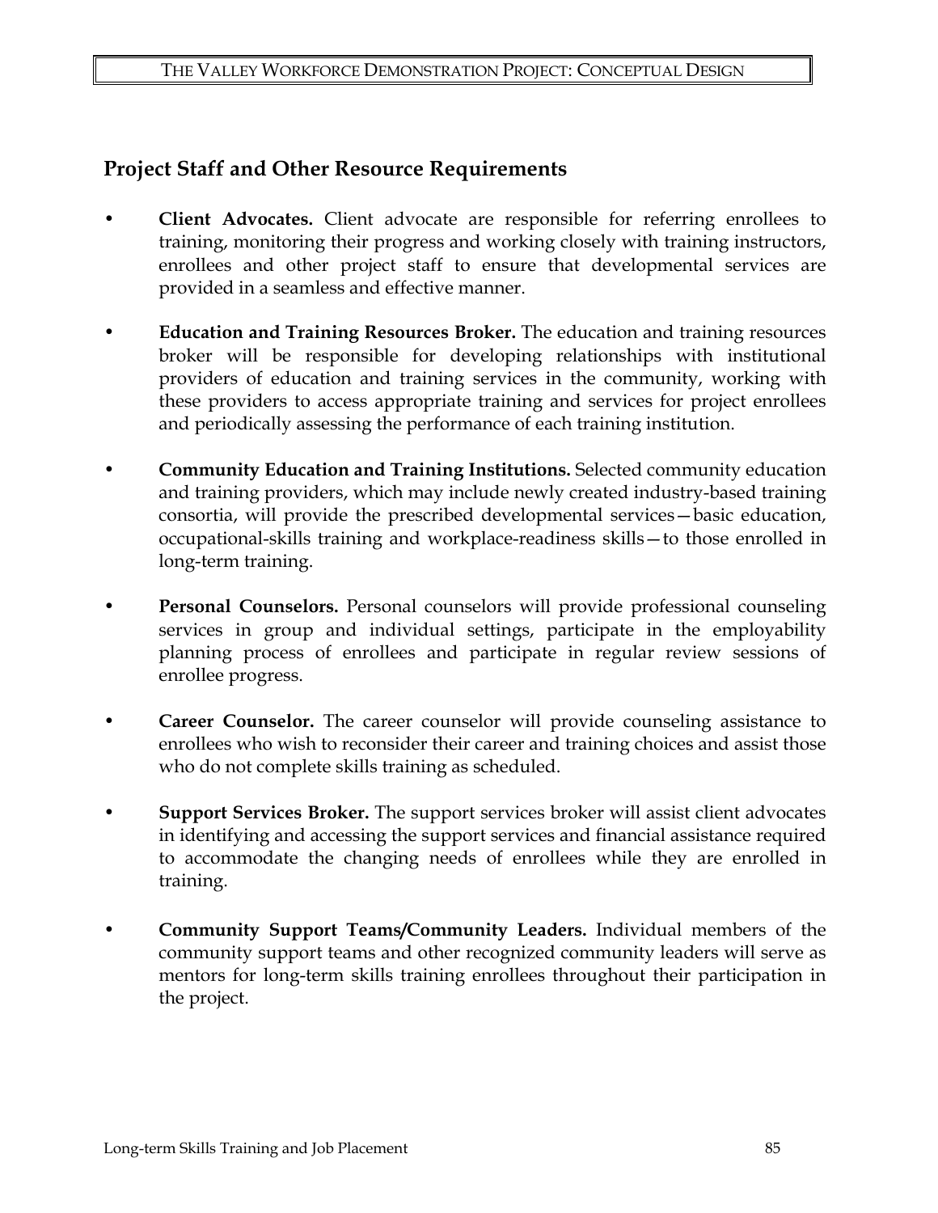## Project Staff and Other Resource Requirements

- **Client Advocates.** Client advocate are responsible for referring enrollees to training, monitoring their progress and working closely with training instructors, enrollees and other project staff to ensure that developmental services are provided in a seamless and effective manner.

- **Education and Training Resources Broker.** The education and training resources broker will be responsible for developing relationships with institutional providers of education and training services in the community, working with these providers to access appropriate training and services for project enrollees and periodically assessing the performance of each training institution.

- **Community Education and Training Institutions.** Selected community education and training providers, which may include newly created industry-based training consortia, will provide the prescribed developmental services—basic education, occupational-skills training and workplace-readiness skills—to those enrolled in long-term training.

- **Personal Counselors.** Personal counselors will provide professional counseling services in group and individual settings, participate in the employability planning process of enrollees and participate in regular review sessions of enrollee progress.

- **Career Counselor.** The career counselor will provide counseling assistance to enrollees who wish to reconsider their career and training choices and assist those who do not complete skills training as scheduled.

- **Support Services Broker.** The support services broker will assist client advocates in identifying and accessing the support services and financial assistance required to accommodate the changing needs of enrollees while they are enrolled in training.

- **Community Support Teams/Community Leaders.** Individual members of the community support teams and other recognized community leaders will serve as mentors for long-term skills training enrollees throughout their participation in the project.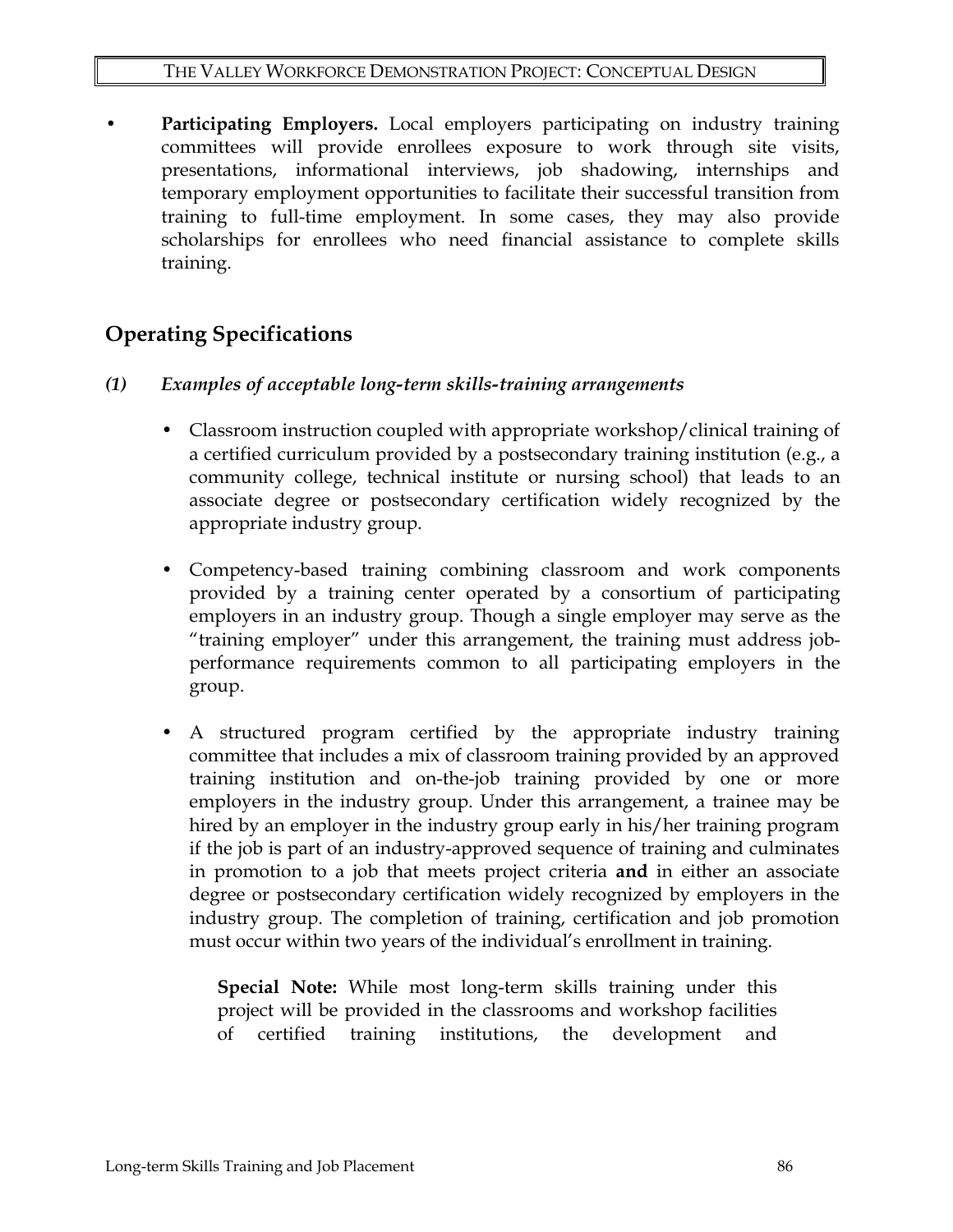- **Participating Employers.** Local employers participating on industry training committees will provide enrollees exposure to work through site visits, presentations, informational interviews, job shadowing, internships and temporary employment opportunities to facilitate their successful transition from training to full-time employment. In some cases, they may also provide scholarships for enrollees who need financial assistance to complete skills training.

## Operating Specifications

### *(1) Examples of acceptable long-term skills-training arrangements*

- Classroom instruction coupled with appropriate workshop/clinical training of a certified curriculum provided by a postsecondary training institution (e.g., a community college, technical institute or nursing school) that leads to an associate degree or postsecondary certification widely recognized by the appropriate industry group.

- Competency-based training combining classroom and work components provided by a training center operated by a consortium of participating employers in an industry group. Though a single employer may serve as the "training employer" under this arrangement, the training must address job-performance requirements common to all participating employers in the group.

- A structured program certified by the appropriate industry training committee that includes a mix of classroom training provided by an approved training institution and on-the-job training provided by one or more employers in the industry group. Under this arrangement, a trainee may be hired by an employer in the industry group early in his/her training program if the job is part of an industry-approved sequence of training and culminates in promotion to a job that meets project criteria **and** in either an associate degree or postsecondary certification widely recognized by employers in the industry group. The completion of training, certification and job promotion must occur within two years of the individual's enrollment in training.

  **Special Note:** While most long-term skills training under this project will be provided in the classrooms and workshop facilities of certified training institutions, the development and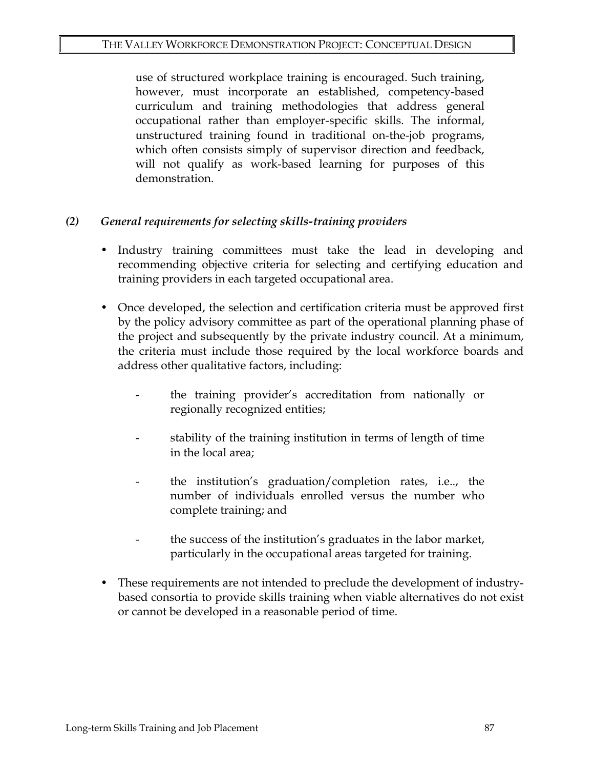use of structured workplace training is encouraged. Such training, however, must incorporate an established, competency-based curriculum and training methodologies that address general occupational rather than employer-specific skills. The informal, unstructured training found in traditional on-the-job programs, which often consists simply of supervisor direction and feedback, will not qualify as work-based learning for purposes of this demonstration.

*(2) General requirements for selecting skills-training providers*

- Industry training committees must take the lead in developing and recommending objective criteria for selecting and certifying education and training providers in each targeted occupational area.

- Once developed, the selection and certification criteria must be approved first by the policy advisory committee as part of the operational planning phase of the project and subsequently by the private industry council. At a minimum, the criteria must include those required by the local workforce boards and address other qualitative factors, including:

  - the training provider's accreditation from nationally or regionally recognized entities;

  - stability of the training institution in terms of length of time in the local area;

  - the institution's graduation/completion rates, i.e.., the number of individuals enrolled versus the number who complete training; and

  - the success of the institution's graduates in the labor market, particularly in the occupational areas targeted for training.

- These requirements are not intended to preclude the development of industry-based consortia to provide skills training when viable alternatives do not exist or cannot be developed in a reasonable period of time.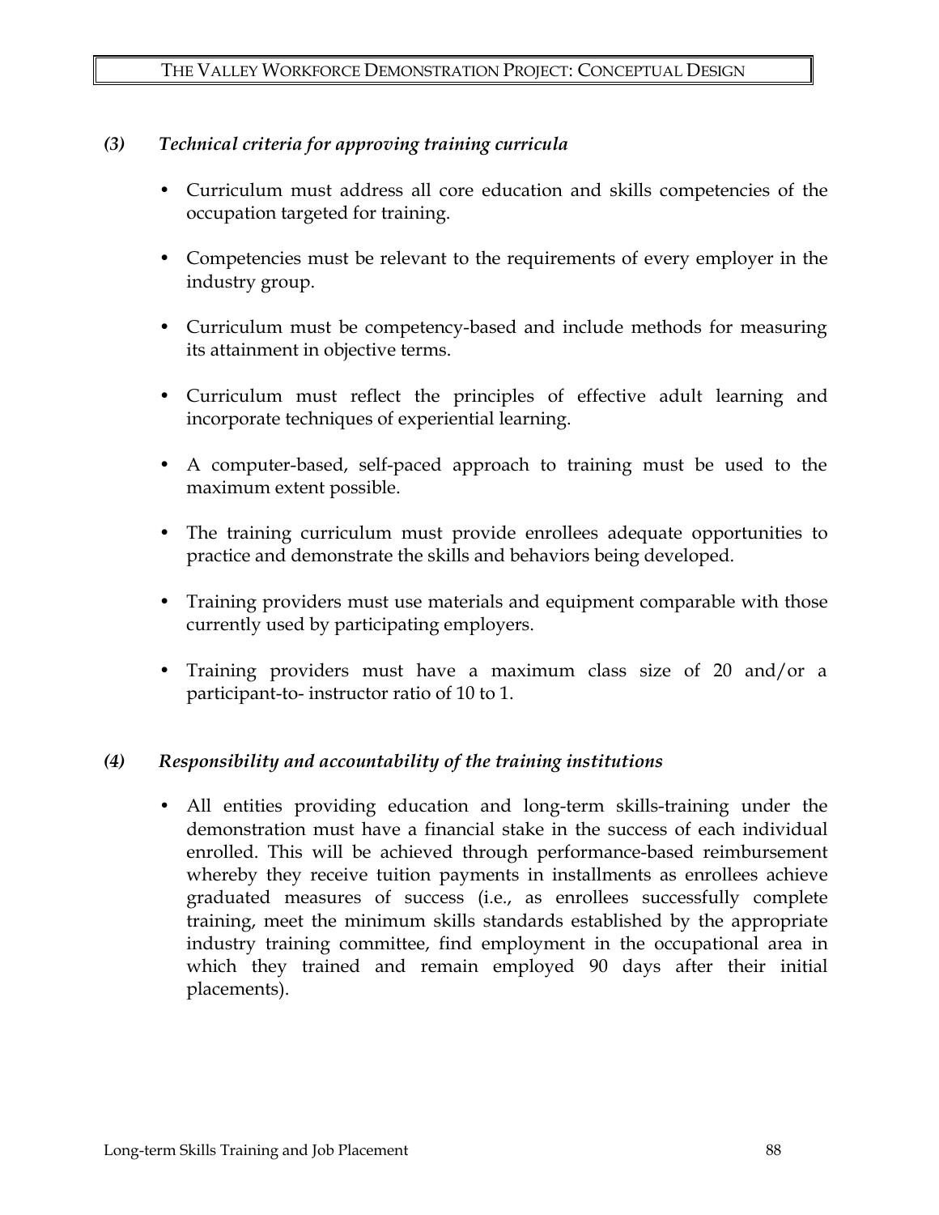### *(3) Technical criteria for approving training curricula*

- Curriculum must address all core education and skills competencies of the occupation targeted for training.
- Competencies must be relevant to the requirements of every employer in the industry group.
- Curriculum must be competency-based and include methods for measuring its attainment in objective terms.
- Curriculum must reflect the principles of effective adult learning and incorporate techniques of experiential learning.
- A computer-based, self-paced approach to training must be used to the maximum extent possible.
- The training curriculum must provide enrollees adequate opportunities to practice and demonstrate the skills and behaviors being developed.
- Training providers must use materials and equipment comparable with those currently used by participating employers.
- Training providers must have a maximum class size of 20 and/or a participant-to- instructor ratio of 10 to 1.

### *(4) Responsibility and accountability of the training institutions*

- All entities providing education and long-term skills-training under the demonstration must have a financial stake in the success of each individual enrolled. This will be achieved through performance-based reimbursement whereby they receive tuition payments in installments as enrollees achieve graduated measures of success (i.e., as enrollees successfully complete training, meet the minimum skills standards established by the appropriate industry training committee, find employment in the occupational area in which they trained and remain employed 90 days after their initial placements).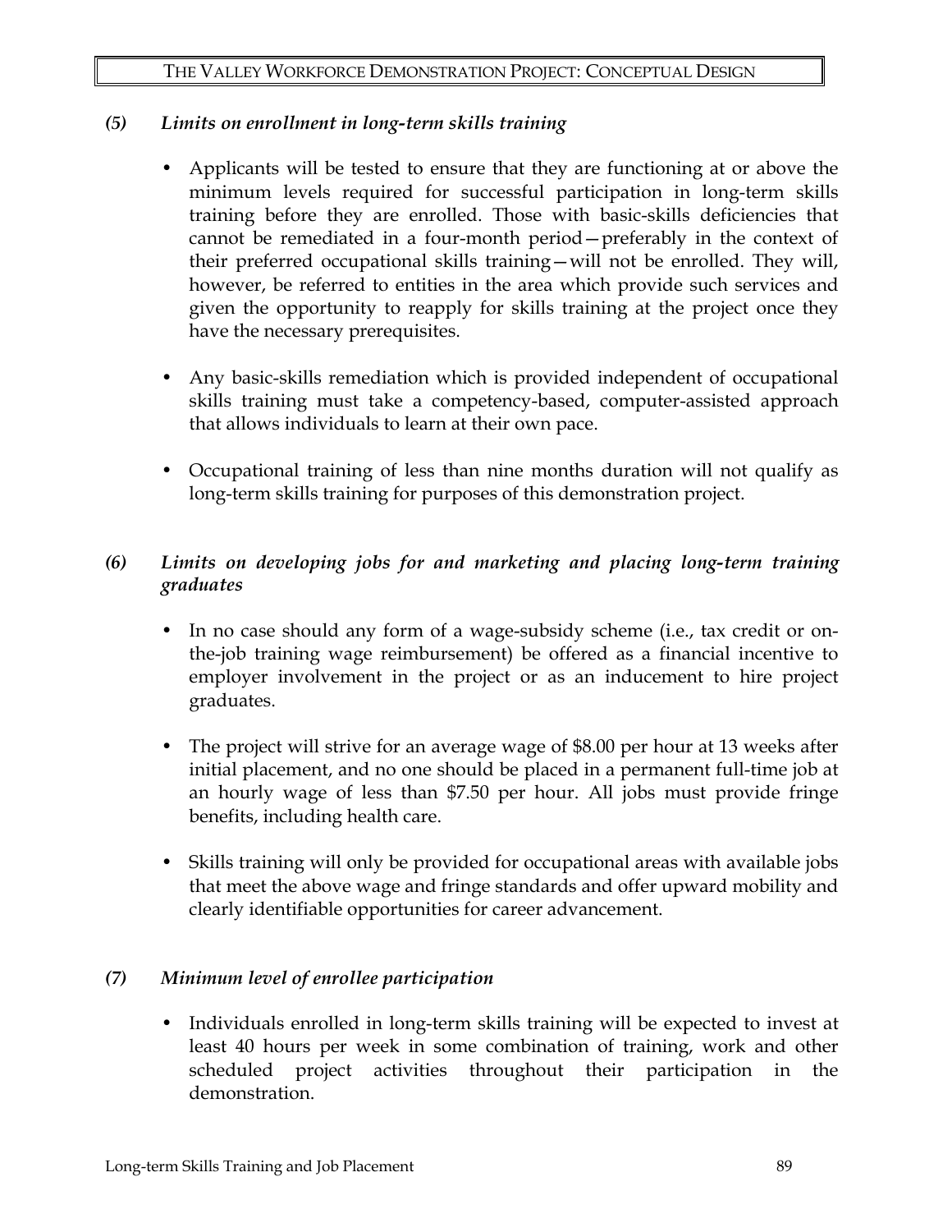### *(5) Limits on enrollment in long-term skills training*

- Applicants will be tested to ensure that they are functioning at or above the minimum levels required for successful participation in long-term skills training before they are enrolled. Those with basic-skills deficiencies that cannot be remediated in a four-month period—preferably in the context of their preferred occupational skills training—will not be enrolled. They will, however, be referred to entities in the area which provide such services and given the opportunity to reapply for skills training at the project once they have the necessary prerequisites.

- Any basic-skills remediation which is provided independent of occupational skills training must take a competency-based, computer-assisted approach that allows individuals to learn at their own pace.

- Occupational training of less than nine months duration will not qualify as long-term skills training for purposes of this demonstration project.

### *(6) Limits on developing jobs for and marketing and placing long-term training graduates*

- In no case should any form of a wage-subsidy scheme (i.e., tax credit or on-the-job training wage reimbursement) be offered as a financial incentive to employer involvement in the project or as an inducement to hire project graduates.

- The project will strive for an average wage of $8.00 per hour at 13 weeks after initial placement, and no one should be placed in a permanent full-time job at an hourly wage of less than $7.50 per hour. All jobs must provide fringe benefits, including health care.

- Skills training will only be provided for occupational areas with available jobs that meet the above wage and fringe standards and offer upward mobility and clearly identifiable opportunities for career advancement.

### *(7) Minimum level of enrollee participation*

- Individuals enrolled in long-term skills training will be expected to invest at least 40 hours per week in some combination of training, work and other scheduled project activities throughout their participation in the demonstration.